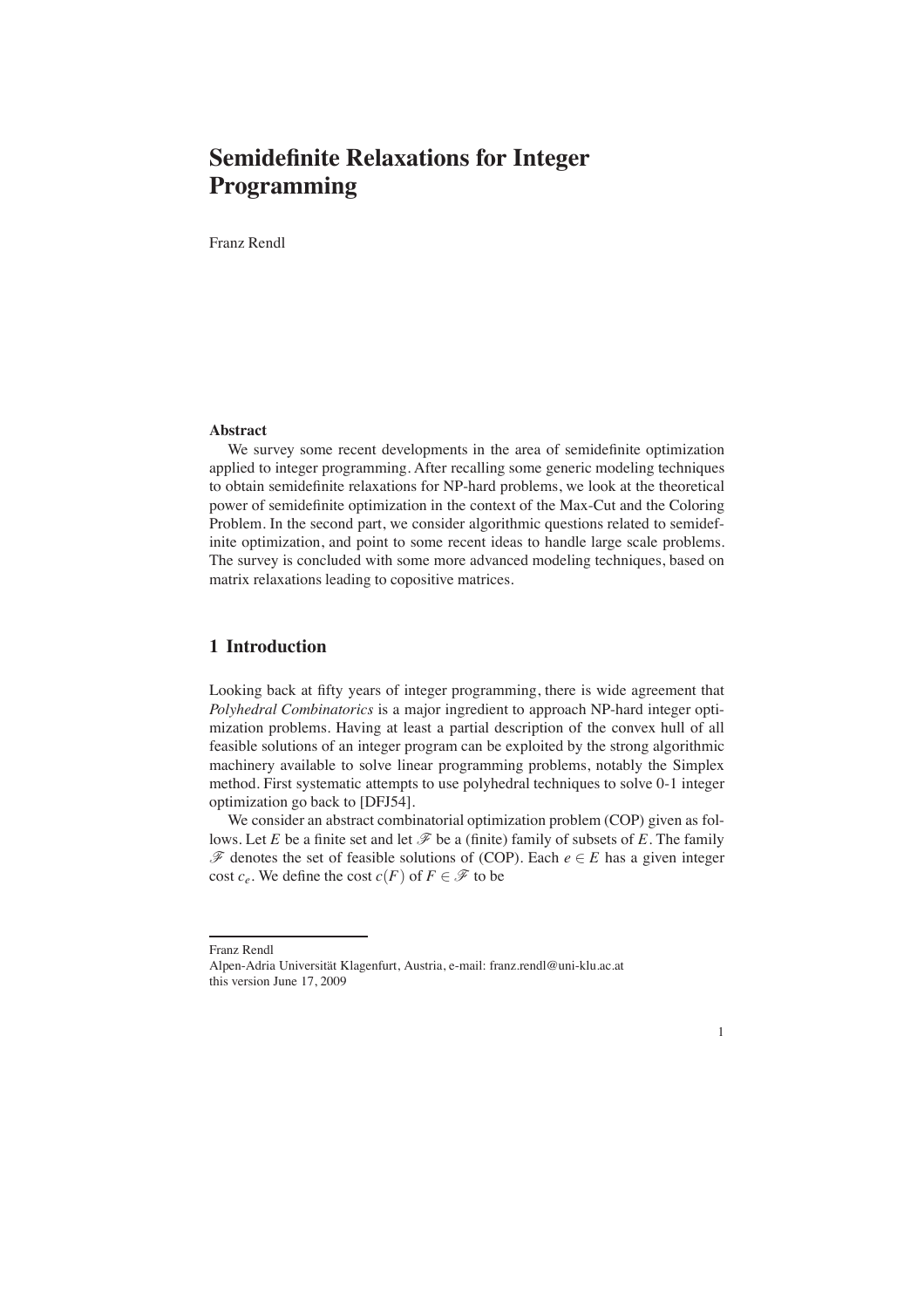# Semidefinite Relaxations for Integer Programming

Franz Rendl

**Abstract**

We survey some recent developments in the area of semidefinite optimization applied to integer programming. After recalling some generic modeling techniques to obtain semidefinite relaxations for NP-hard problems, we look at the theoretical power of semidefinite optimization in the context of the Max-Cut and the Coloring Problem. In the second part, we consider algorithmic questions related to semidefinite optimization, and point to some recent ideas to handle large scale problems. The survey is concluded with some more advanced modeling techniques, based on matrix relaxations leading to copositive matrices.

## 1 Introduction

Looking back at fifty years of integer programming, there is wide agreement that *Polyhedral Combinatorics* is a major ingredient to approach NP-hard integer optimization problems. Having at least a partial description of the convex hull of all feasible solutions of an integer program can be exploited by the strong algorithmic machinery available to solve linear programming problems, notably the Simplex method. First systematic attempts to use polyhedral techniques to solve 0-1 integer optimization go back to [DFJ54].

We consider an abstract combinatorial optimization problem (COP) given as follows. Let $E$ be a finite set and let $\mathscr{F}$ be a (finite) family of subsets of $E$. The family $\mathscr{F}$ denotes the set of feasible solutions of (COP). Each $e \in E$ has a given integer cost $c_e$. We define the cost $c(F)$ of $F \in \mathscr{F}$ to be

---

Franz Rendl
Alpen-Adria Universität Klagenfurt, Austria, e-mail: franz.rendl@uni-klu.ac.at
this version June 17, 2009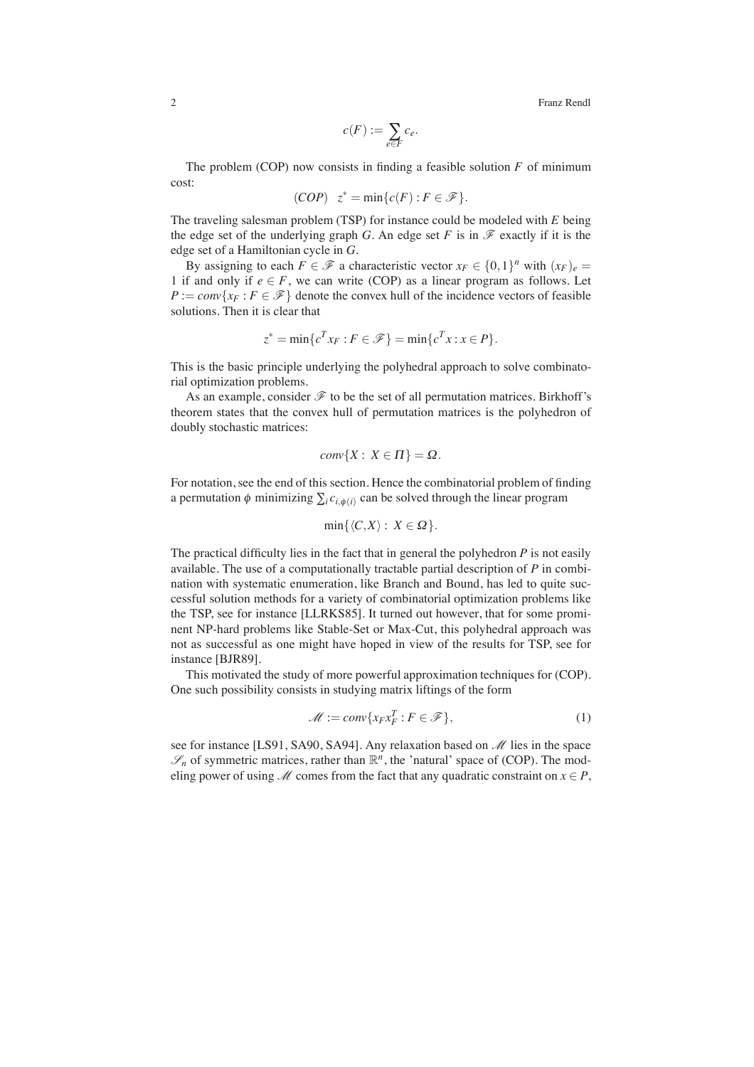$$c(F) := \sum_{e \in F} c_e.$$

The problem (COP) now consists in finding a feasible solution $F$ of minimum cost:

$$(COP) \quad z^* = \min\{c(F) : F \in \mathscr{F}\}.$$

The traveling salesman problem (TSP) for instance could be modeled with $E$ being the edge set of the underlying graph $G$. An edge set $F$ is in $\mathscr{F}$ exactly if it is the edge set of a Hamiltonian cycle in $G$.

By assigning to each $F \in \mathscr{F}$ a characteristic vector $x_F \in \{0,1\}^n$ with $(x_F)_e = 1$ if and only if $e \in F$, we can write (COP) as a linear program as follows. Let $P := conv\{x_F : F \in \mathscr{F}\}$ denote the convex hull of the incidence vectors of feasible solutions. Then it is clear that

$$z^* = \min\{c^T x_F : F \in \mathscr{F}\} = \min\{c^T x : x \in P\}.$$

This is the basic principle underlying the polyhedral approach to solve combinatorial optimization problems.

As an example, consider $\mathscr{F}$ to be the set of all permutation matrices. Birkhoff's theorem states that the convex hull of permutation matrices is the polyhedron of doubly stochastic matrices:

$$conv\{X : X \in \Pi\} = \Omega.$$

For notation, see the end of this section. Hence the combinatorial problem of finding a permutation $\phi$ minimizing $\sum_i c_{i,\phi(i)}$ can be solved through the linear program

$$\min\{\langle C, X \rangle : X \in \Omega\}.$$

The practical difficulty lies in the fact that in general the polyhedron $P$ is not easily available. The use of a computationally tractable partial description of $P$ in combination with systematic enumeration, like Branch and Bound, has led to quite successful solution methods for a variety of combinatorial optimization problems like the TSP, see for instance [LLRKS85]. It turned out however, that for some prominent NP-hard problems like Stable-Set or Max-Cut, this polyhedral approach was not as successful as one might have hoped in view of the results for TSP, see for instance [BJR89].

This motivated the study of more powerful approximation techniques for (COP). One such possibility consists in studying matrix liftings of the form

$$\mathscr{M} := conv\{x_F x_F^T : F \in \mathscr{F}\}, \tag{1}$$

see for instance [LS91, SA90, SA94]. Any relaxation based on $\mathscr{M}$ lies in the space $\mathscr{S}_n$ of symmetric matrices, rather than $\mathbb{R}^n$, the 'natural' space of (COP). The modeling power of using $\mathscr{M}$ comes from the fact that any quadratic constraint on $x \in P$,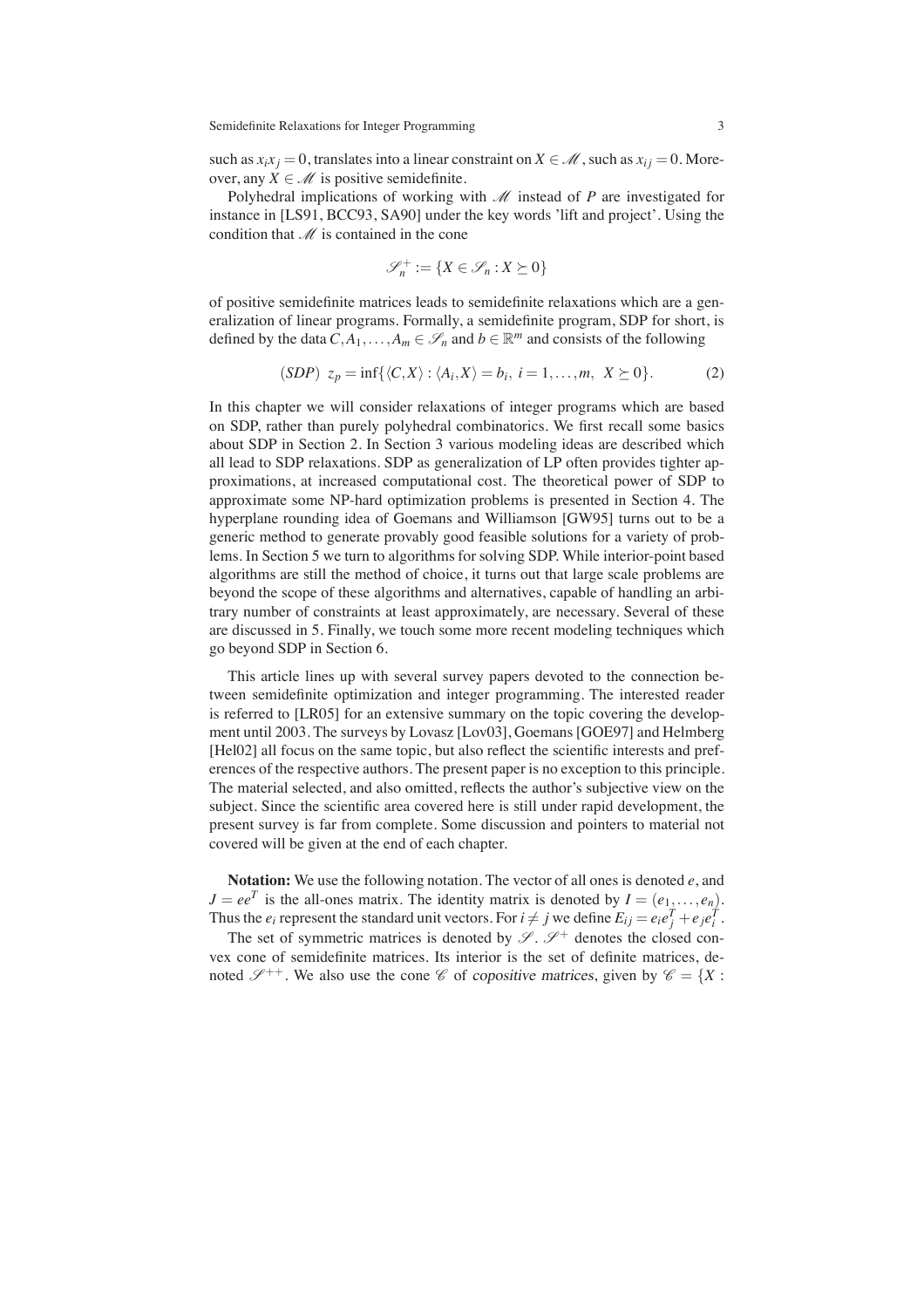such as $x_i x_j = 0$, translates into a linear constraint on $X \in \mathcal{M}$, such as $x_{ij} = 0$. Moreover, any $X \in \mathcal{M}$ is positive semidefinite.

Polyhedral implications of working with $\mathcal{M}$ instead of $P$ are investigated for instance in [LS91, BCC93, SA90] under the key words 'lift and project'. Using the condition that $\mathcal{M}$ is contained in the cone

$$\mathcal{S}_n^+ := \{X \in \mathcal{S}_n : X \succeq 0\}$$

of positive semidefinite matrices leads to semidefinite relaxations which are a generalization of linear programs. Formally, a semidefinite program, SDP for short, is defined by the data $C, A_1, \ldots, A_m \in \mathcal{S}_n$ and $b \in \mathbb{R}^m$ and consists of the following

$$(SDP) \;\; z_p = \inf\{\langle C, X\rangle : \langle A_i, X\rangle = b_i, \; i = 1, \ldots, m, \;\; X \succeq 0\}. \tag{2}$$

In this chapter we will consider relaxations of integer programs which are based on SDP, rather than purely polyhedral combinatorics. We first recall some basics about SDP in Section 2. In Section 3 various modeling ideas are described which all lead to SDP relaxations. SDP as generalization of LP often provides tighter approximations, at increased computational cost. The theoretical power of SDP to approximate some NP-hard optimization problems is presented in Section 4. The hyperplane rounding idea of Goemans and Williamson [GW95] turns out to be a generic method to generate provably good feasible solutions for a variety of problems. In Section 5 we turn to algorithms for solving SDP. While interior-point based algorithms are still the method of choice, it turns out that large scale problems are beyond the scope of these algorithms and alternatives, capable of handling an arbitrary number of constraints at least approximately, are necessary. Several of these are discussed in 5. Finally, we touch some more recent modeling techniques which go beyond SDP in Section 6.

This article lines up with several survey papers devoted to the connection between semidefinite optimization and integer programming. The interested reader is referred to [LR05] for an extensive summary on the topic covering the development until 2003. The surveys by Lovasz [Lov03], Goemans [GOE97] and Helmberg [Hel02] all focus on the same topic, but also reflect the scientific interests and preferences of the respective authors. The present paper is no exception to this principle. The material selected, and also omitted, reflects the author's subjective view on the subject. Since the scientific area covered here is still under rapid development, the present survey is far from complete. Some discussion and pointers to material not covered will be given at the end of each chapter.

**Notation:** We use the following notation. The vector of all ones is denoted $e$, and $J = ee^T$ is the all-ones matrix. The identity matrix is denoted by $I = (e_1, \ldots, e_n)$. Thus the $e_i$ represent the standard unit vectors. For $i \neq j$ we define $E_{ij} = e_i e_j^T + e_j e_i^T$.

The set of symmetric matrices is denoted by $\mathcal{S}$. $\mathcal{S}^+$ denotes the closed convex cone of semidefinite matrices. Its interior is the set of definite matrices, denoted $\mathcal{S}^{++}$. We also use the cone $\mathcal{C}$ of *copositive matrices*, given by $\mathcal{C} = \{X :$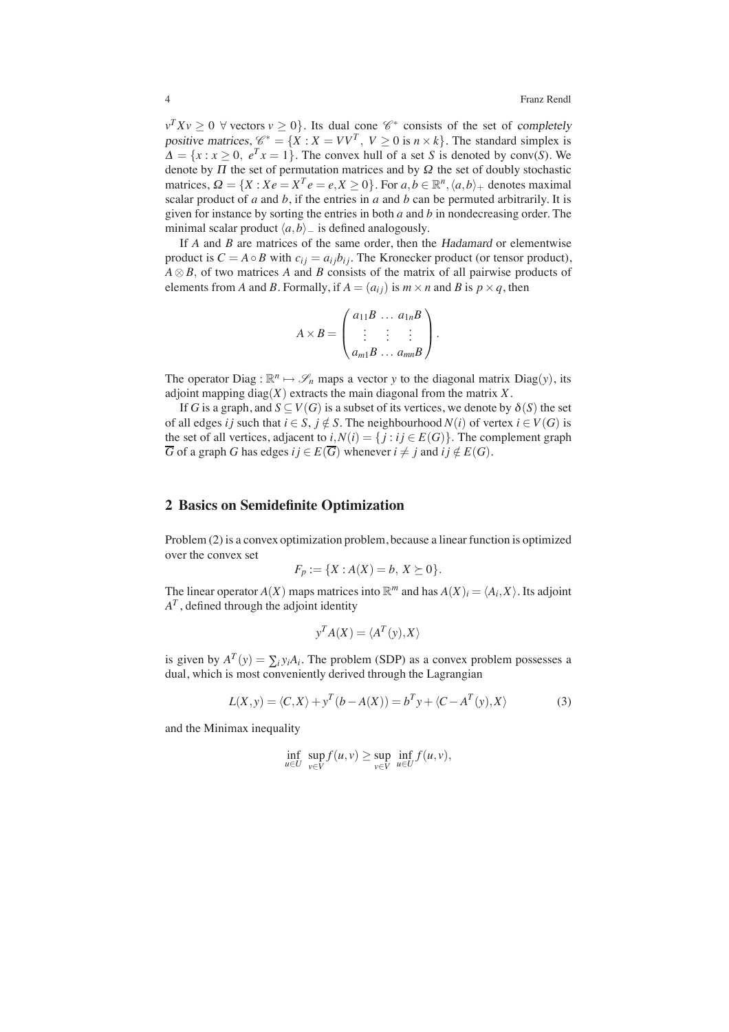$v^T X v \geq 0 \ \forall$ vectors $v \geq 0\}$. Its dual cone $\mathscr{C}^*$ consists of the set of *completely positive matrices*, $\mathscr{C}^* = \{X : X = VV^T,\ V \geq 0$ is $n \times k\}$. The standard simplex is $\Delta = \{x : x \geq 0,\ e^T x = 1\}$. The convex hull of a set $S$ is denoted by $\text{conv}(S)$. We denote by $\Pi$ the set of permutation matrices and by $\Omega$ the set of doubly stochastic matrices, $\Omega = \{X : Xe = X^T e = e, X \geq 0\}$. For $a, b \in \mathbb{R}^n, \langle a, b \rangle_+$ denotes maximal scalar product of $a$ and $b$, if the entries in $a$ and $b$ can be permuted arbitrarily. It is given for instance by sorting the entries in both $a$ and $b$ in nondecreasing order. The minimal scalar product $\langle a, b \rangle_-$ is defined analogously.

If $A$ and $B$ are matrices of the same order, then the *Hadamard* or elementwise product is $C = A \circ B$ with $c_{ij} = a_{ij} b_{ij}$. The Kronecker product (or tensor product), $A \otimes B$, of two matrices $A$ and $B$ consists of the matrix of all pairwise products of elements from $A$ and $B$. Formally, if $A = (a_{ij})$ is $m \times n$ and $B$ is $p \times q$, then

$$A \times B = \begin{pmatrix} a_{11}B & \dots & a_{1n}B \\ \vdots & \vdots & \vdots \\ a_{m1}B & \dots & a_{mn}B \end{pmatrix}.$$

The operator $\text{Diag} : \mathbb{R}^n \mapsto \mathscr{S}_n$ maps a vector $y$ to the diagonal matrix $\text{Diag}(y)$, its adjoint mapping $\text{diag}(X)$ extracts the main diagonal from the matrix $X$.

If $G$ is a graph, and $S \subseteq V(G)$ is a subset of its vertices, we denote by $\delta(S)$ the set of all edges $ij$ such that $i \in S,\ j \notin S$. The neighbourhood $N(i)$ of vertex $i \in V(G)$ is the set of all vertices, adjacent to $i, N(i) = \{j : ij \in E(G)\}$. The complement graph $\overline{G}$ of a graph $G$ has edges $ij \in E(\overline{G})$ whenever $i \neq j$ and $ij \notin E(G)$.

## 2 Basics on Semidefinite Optimization

Problem (2) is a convex optimization problem, because a linear function is optimized over the convex set

$$F_p := \{X : A(X) = b,\ X \succeq 0\}.$$

The linear operator $A(X)$ maps matrices into $\mathbb{R}^m$ and has $A(X)_i = \langle A_i, X \rangle$. Its adjoint $A^T$, defined through the adjoint identity

$$y^T A(X) = \langle A^T(y), X \rangle$$

is given by $A^T(y) = \sum_i y_i A_i$. The problem (SDP) as a convex problem possesses a dual, which is most conveniently derived through the Lagrangian

$$L(X, y) = \langle C, X \rangle + y^T(b - A(X)) = b^T y + \langle C - A^T(y), X \rangle \tag{3}$$

and the Minimax inequality

$$\inf_{u \in U} \sup_{v \in V} f(u, v) \geq \sup_{v \in V} \inf_{u \in U} f(u, v),$$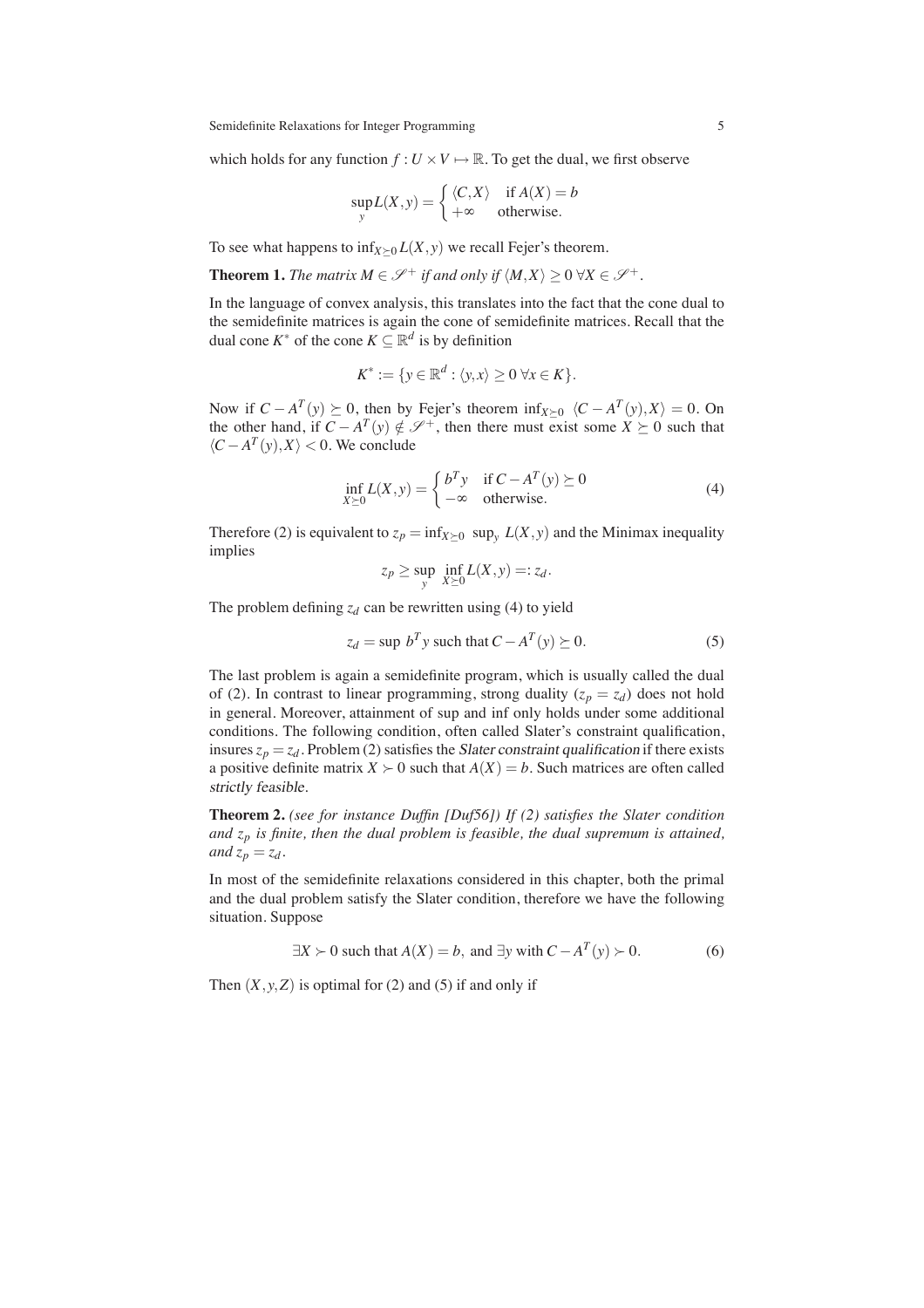which holds for any function $f : U \times V \mapsto \mathbb{R}$. To get the dual, we first observe

$$\sup_y L(X,y) = \begin{cases} \langle C, X\rangle & \text{if } A(X) = b \\ +\infty & \text{otherwise.} \end{cases}$$

To see what happens to $\inf_{X \succeq 0} L(X,y)$ we recall Fejer's theorem.

**Theorem 1.** *The matrix $M \in \mathscr{S}^+$ if and only if $\langle M, X\rangle \geq 0 \; \forall X \in \mathscr{S}^+$.*

In the language of convex analysis, this translates into the fact that the cone dual to the semidefinite matrices is again the cone of semidefinite matrices. Recall that the dual cone $K^*$ of the cone $K \subseteq \mathbb{R}^d$ is by definition

$$K^* := \{y \in \mathbb{R}^d : \langle y, x\rangle \geq 0 \; \forall x \in K\}.$$

Now if $C - A^T(y) \succeq 0$, then by Fejer's theorem $\inf_{X \succeq 0} \langle C - A^T(y), X\rangle = 0$. On the other hand, if $C - A^T(y) \notin \mathscr{S}^+$, then there must exist some $X \succeq 0$ such that $\langle C - A^T(y), X\rangle < 0$. We conclude

$$\inf_{X \succeq 0} L(X,y) = \begin{cases} b^T y & \text{if } C - A^T(y) \succeq 0 \\ -\infty & \text{otherwise.} \end{cases} \tag{4}$$

Therefore (2) is equivalent to $z_p = \inf_{X \succeq 0} \sup_y L(X,y)$ and the Minimax inequality implies

$$z_p \geq \sup_y \inf_{X \succeq 0} L(X,y) =: z_d.$$

The problem defining $z_d$ can be rewritten using (4) to yield

$$z_d = \sup \; b^T y \text{ such that } C - A^T(y) \succeq 0. \tag{5}$$

The last problem is again a semidefinite program, which is usually called the dual of (2). In contrast to linear programming, strong duality ($z_p = z_d$) does not hold in general. Moreover, attainment of sup and inf only holds under some additional conditions. The following condition, often called Slater's constraint qualification, insures $z_p = z_d$. Problem (2) satisfies the *Slater constraint qualification* if there exists a positive definite matrix $X \succ 0$ such that $A(X) = b$. Such matrices are often called *strictly feasible*.

**Theorem 2.** *(see for instance Duffin [Duf56]) If (2) satisfies the Slater condition and $z_p$ is finite, then the dual problem is feasible, the dual supremum is attained, and $z_p = z_d$.*

In most of the semidefinite relaxations considered in this chapter, both the primal and the dual problem satisfy the Slater condition, therefore we have the following situation. Suppose

$$\exists X \succ 0 \text{ such that } A(X) = b, \text{ and } \exists y \text{ with } C - A^T(y) \succ 0. \tag{6}$$

Then $(X, y, Z)$ is optimal for (2) and (5) if and only if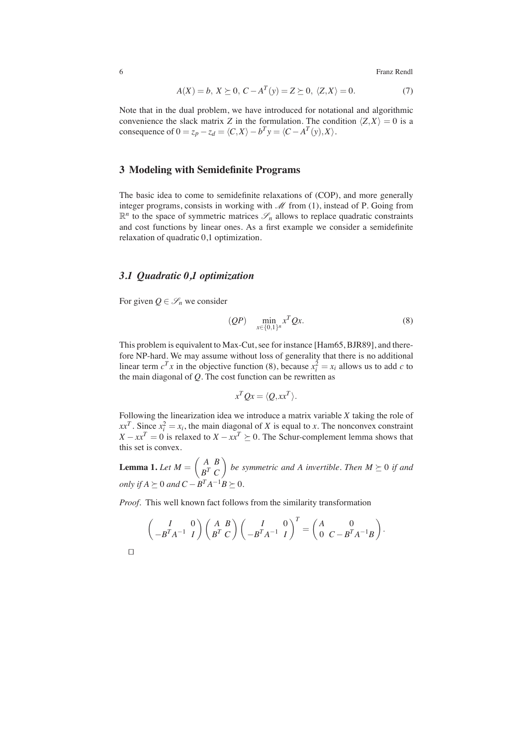$$A(X) = b,\ X \succeq 0,\ C - A^T(y) = Z \succeq 0,\ \langle Z, X \rangle = 0. \tag{7}$$

Note that in the dual problem, we have introduced for notational and algorithmic convenience the slack matrix $Z$ in the formulation. The condition $\langle Z, X \rangle = 0$ is a consequence of $0 = z_p - z_d = \langle C, X \rangle - b^T y = \langle C - A^T(y), X \rangle$.

## 3 Modeling with Semidefinite Programs

The basic idea to come to semidefinite relaxations of (COP), and more generally integer programs, consists in working with $\mathscr{M}$ from (1), instead of P. Going from $\mathbb{R}^n$ to the space of symmetric matrices $\mathscr{S}_n$ allows to replace quadratic constraints and cost functions by linear ones. As a first example we consider a semidefinite relaxation of quadratic 0,1 optimization.

### *3.1 Quadratic 0,1 optimization*

For given $Q \in \mathscr{S}_n$ we consider

$$(QP) \quad \min_{x \in \{0,1\}^n} x^T Q x. \tag{8}$$

This problem is equivalent to Max-Cut, see for instance [Ham65, BJR89], and therefore NP-hard. We may assume without loss of generality that there is no additional linear term $c^T x$ in the objective function (8), because $x_i^2 = x_i$ allows us to add $c$ to the main diagonal of $Q$. The cost function can be rewritten as

$$x^T Q x = \langle Q, xx^T \rangle.$$

Following the linearization idea we introduce a matrix variable $X$ taking the role of $xx^T$. Since $x_i^2 = x_i$, the main diagonal of $X$ is equal to $x$. The nonconvex constraint $X - xx^T = 0$ is relaxed to $X - xx^T \succeq 0$. The Schur-complement lemma shows that this set is convex.

**Lemma 1.** *Let $M = \begin{pmatrix} A & B \\ B^T & C \end{pmatrix}$ be symmetric and $A$ invertible. Then $M \succeq 0$ if and only if $A \succeq 0$ and $C - B^T A^{-1} B \succeq 0$.*

*Proof.* This well known fact follows from the similarity transformation

$$\begin{pmatrix} I & 0 \\ -B^T A^{-1} & I \end{pmatrix} \begin{pmatrix} A & B \\ B^T & C \end{pmatrix} \begin{pmatrix} I & 0 \\ -B^T A^{-1} & I \end{pmatrix}^T = \begin{pmatrix} A & 0 \\ 0 & C - B^T A^{-1} B \end{pmatrix}.$$

□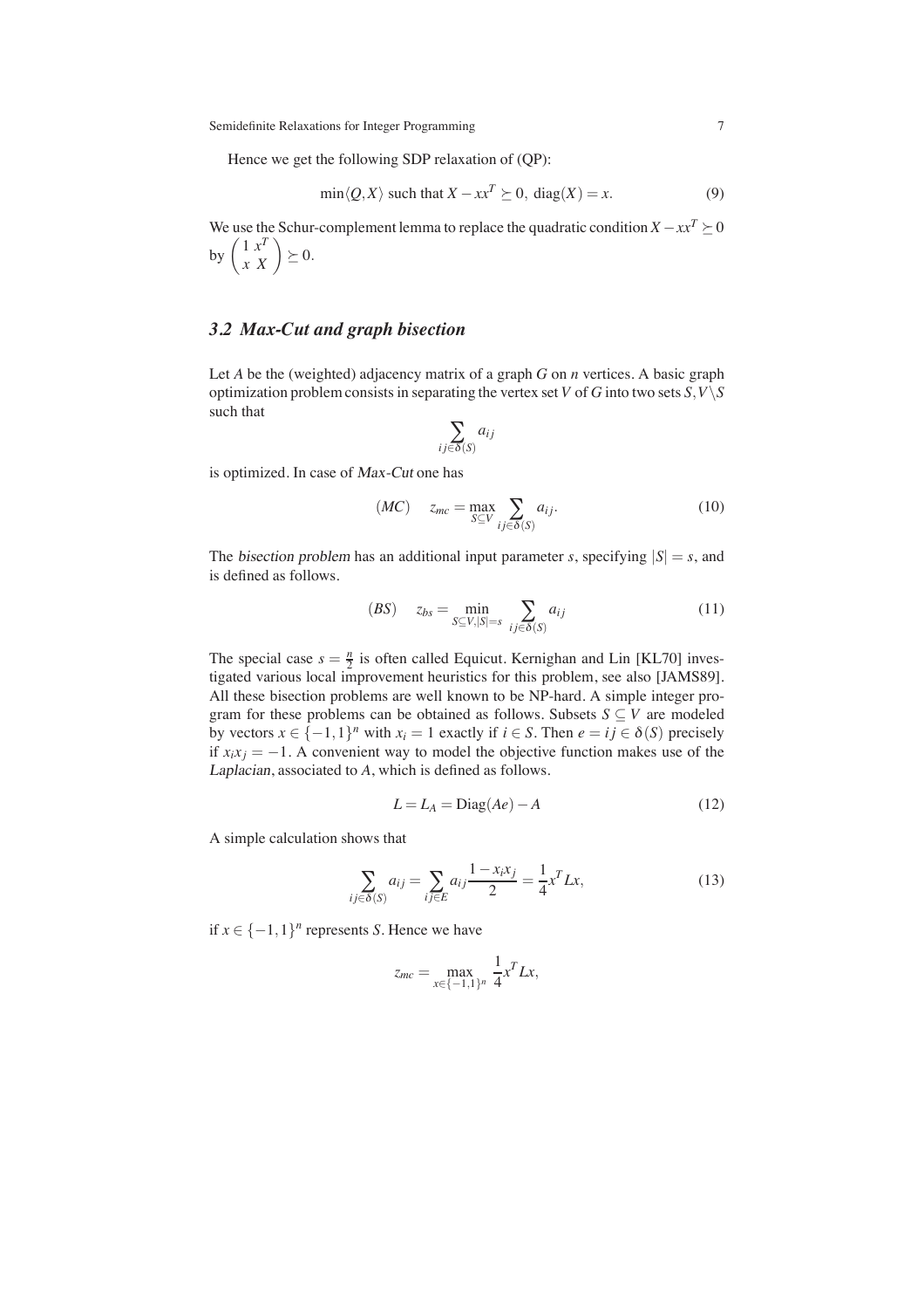Hence we get the following SDP relaxation of (QP):

$$\min \langle Q, X \rangle \text{ such that } X - xx^T \succeq 0, \ \operatorname{diag}(X) = x. \tag{9}$$

We use the Schur-complement lemma to replace the quadratic condition $X - xx^T \succeq 0$ by $\begin{pmatrix} 1 & x^T \\ x & X \end{pmatrix} \succeq 0$.

### 3.2 Max-Cut and graph bisection

Let $A$ be the (weighted) adjacency matrix of a graph $G$ on $n$ vertices. A basic graph optimization problem consists in separating the vertex set $V$ of $G$ into two sets $S, V \setminus S$ such that

$$\sum_{ij \in \delta(S)} a_{ij}$$

is optimized. In case of *Max-Cut* one has

$$(MC) \quad z_{mc} = \max_{S \subseteq V} \sum_{ij \in \delta(S)} a_{ij}. \tag{10}$$

The *bisection problem* has an additional input parameter $s$, specifying $|S| = s$, and is defined as follows.

$$(BS) \quad z_{bs} = \min_{S \subseteq V, |S| = s} \sum_{ij \in \delta(S)} a_{ij} \tag{11}$$

The special case $s = \frac{n}{2}$ is often called Equicut. Kernighan and Lin [KL70] investigated various local improvement heuristics for this problem, see also [JAMS89]. All these bisection problems are well known to be NP-hard. A simple integer program for these problems can be obtained as follows. Subsets $S \subseteq V$ are modeled by vectors $x \in \{-1, 1\}^n$ with $x_i = 1$ exactly if $i \in S$. Then $e = ij \in \delta(S)$ precisely if $x_i x_j = -1$. A convenient way to model the objective function makes use of the *Laplacian*, associated to $A$, which is defined as follows.

$$L = L_A = \operatorname{Diag}(Ae) - A \tag{12}$$

A simple calculation shows that

$$\sum_{ij \in \delta(S)} a_{ij} = \sum_{ij \in E} a_{ij} \frac{1 - x_i x_j}{2} = \frac{1}{4} x^T L x, \tag{13}$$

if $x \in \{-1, 1\}^n$ represents $S$. Hence we have

$$z_{mc} = \max_{x \in \{-1,1\}^n} \frac{1}{4} x^T L x,$$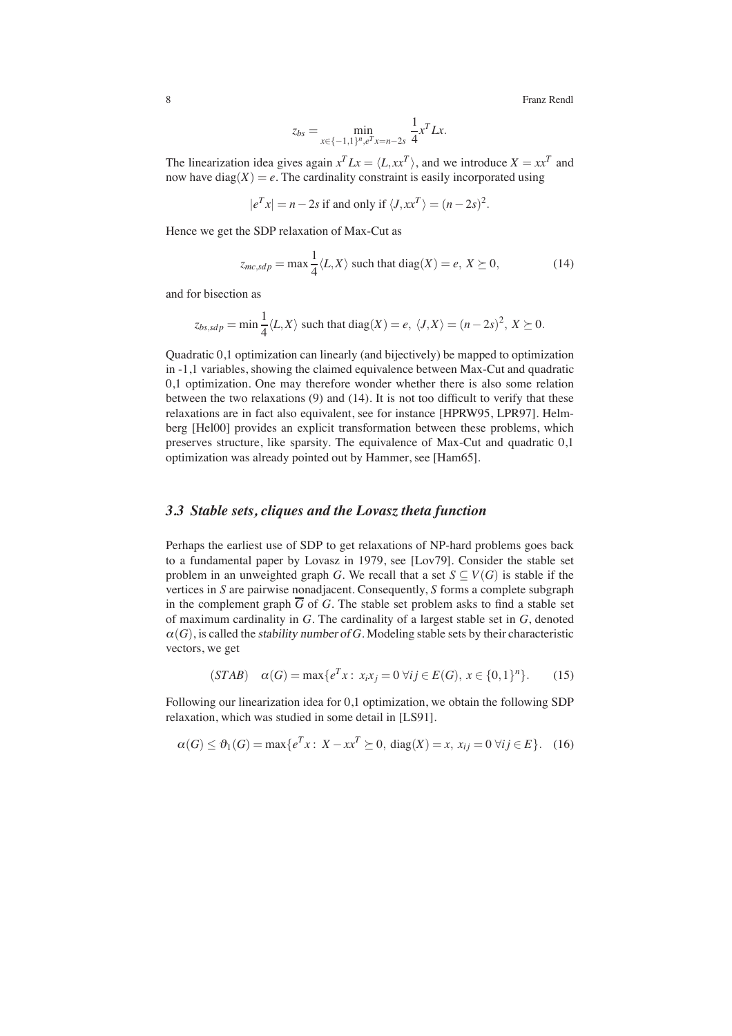$$z_{bs} = \min_{x \in \{-1,1\}^n, e^T x = n-2s} \frac{1}{4} x^T L x.$$

The linearization idea gives again $x^T L x = \langle L, xx^T \rangle$, and we introduce $X = xx^T$ and now have $\text{diag}(X) = e$. The cardinality constraint is easily incorporated using

$$|e^T x| = n - 2s \text{ if and only if } \langle J, xx^T \rangle = (n-2s)^2.$$

Hence we get the SDP relaxation of Max-Cut as

$$z_{mc,sdp} = \max \frac{1}{4} \langle L, X \rangle \text{ such that } \text{diag}(X) = e, \; X \succeq 0, \tag{14}$$

and for bisection as

$$z_{bs,sdp} = \min \frac{1}{4} \langle L, X \rangle \text{ such that } \text{diag}(X) = e, \; \langle J, X \rangle = (n-2s)^2, \; X \succeq 0.$$

Quadratic 0,1 optimization can linearly (and bijectively) be mapped to optimization in -1,1 variables, showing the claimed equivalence between Max-Cut and quadratic 0,1 optimization. One may therefore wonder whether there is also some relation between the two relaxations (9) and (14). It is not too difficult to verify that these relaxations are in fact also equivalent, see for instance [HPRW95, LPR97]. Helmberg [Hel00] provides an explicit transformation between these problems, which preserves structure, like sparsity. The equivalence of Max-Cut and quadratic 0,1 optimization was already pointed out by Hammer, see [Ham65].

### *3.3 Stable sets, cliques and the Lovasz theta function*

Perhaps the earliest use of SDP to get relaxations of NP-hard problems goes back to a fundamental paper by Lovasz in 1979, see [Lov79]. Consider the stable set problem in an unweighted graph $G$. We recall that a set $S \subseteq V(G)$ is stable if the vertices in $S$ are pairwise nonadjacent. Consequently, $S$ forms a complete subgraph in the complement graph $\overline{G}$ of $G$. The stable set problem asks to find a stable set of maximum cardinality in $G$. The cardinality of a largest stable set in $G$, denoted $\alpha(G)$, is called the *stability number of* $G$. Modeling stable sets by their characteristic vectors, we get

$$(STAB) \quad \alpha(G) = \max\{e^T x : \; x_i x_j = 0 \; \forall ij \in E(G), \; x \in \{0,1\}^n\}. \tag{15}$$

Following our linearization idea for 0,1 optimization, we obtain the following SDP relaxation, which was studied in some detail in [LS91].

$$\alpha(G) \leq \vartheta_1(G) = \max\{e^T x : \; X - xx^T \succeq 0, \; \text{diag}(X) = x, \; x_{ij} = 0 \; \forall ij \in E\}. \tag{16}$$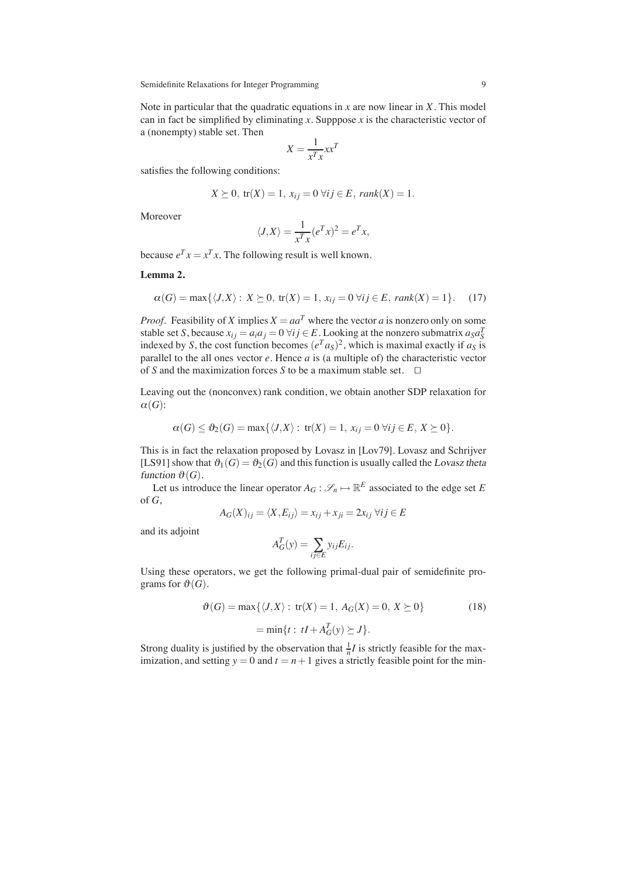Note in particular that the quadratic equations in $x$ are now linear in $X$. This model can in fact be simplified by eliminating $x$. Supppose $x$ is the characteristic vector of a (nonempty) stable set. Then

$$X = \frac{1}{x^T x} x x^T$$

satisfies the following conditions:

$$X \succeq 0, \ \operatorname{tr}(X) = 1, \ x_{ij} = 0 \ \forall ij \in E, \ rank(X) = 1.$$

Moreover

$$\langle J, X \rangle = \frac{1}{x^T x} (e^T x)^2 = e^T x,$$

because $e^T x = x^T x$. The following result is well known.

**Lemma 2.**

$$\alpha(G) = \max\{\langle J, X \rangle : \ X \succeq 0, \ \operatorname{tr}(X) = 1, \ x_{ij} = 0 \ \forall ij \in E, \ rank(X) = 1\}. \tag{17}$$

*Proof.* Feasibility of $X$ implies $X = aa^T$ where the vector $a$ is nonzero only on some stable set $S$, because $x_{ij} = a_i a_j = 0 \ \forall ij \in E$. Looking at the nonzero submatrix $a_S a_S^T$ indexed by $S$, the cost function becomes $(e^T a_S)^2$, which is maximal exactly if $a_S$ is parallel to the all ones vector $e$. Hence $a$ is (a multiple of) the characteristic vector of $S$ and the maximization forces $S$ to be a maximum stable set. $\square$

Leaving out the (nonconvex) rank condition, we obtain another SDP relaxation for $\alpha(G)$:

$$\alpha(G) \le \vartheta_2(G) = \max\{\langle J, X \rangle : \ \operatorname{tr}(X) = 1, \ x_{ij} = 0 \ \forall ij \in E, \ X \succeq 0\}.$$

This is in fact the relaxation proposed by Lovasz in [Lov79]. Lovasz and Schrijver [LS91] show that $\vartheta_1(G) = \vartheta_2(G)$ and this function is usually called the *Lovasz theta function* $\vartheta(G)$.

Let us introduce the linear operator $A_G : \mathscr{S}_n \mapsto \mathbb{R}^E$ associated to the edge set $E$ of $G$,

$$A_G(X)_{ij} = \langle X, E_{ij} \rangle = x_{ij} + x_{ji} = 2x_{ij} \ \forall ij \in E$$

and its adjoint

$$A_G^T(y) = \sum_{ij \in E} y_{ij} E_{ij}.$$

Using these operators, we get the following primal-dual pair of semidefinite programs for $\vartheta(G)$.

$$\vartheta(G) = \max\{\langle J, X \rangle : \ \operatorname{tr}(X) = 1, \ A_G(X) = 0, \ X \succeq 0\} \tag{18}$$

$$= \min\{t : \ tI + A_G^T(y) \succeq J\}.$$

Strong duality is justified by the observation that $\frac{1}{n}I$ is strictly feasible for the maximization, and setting $y = 0$ and $t = n + 1$ gives a strictly feasible point for the min-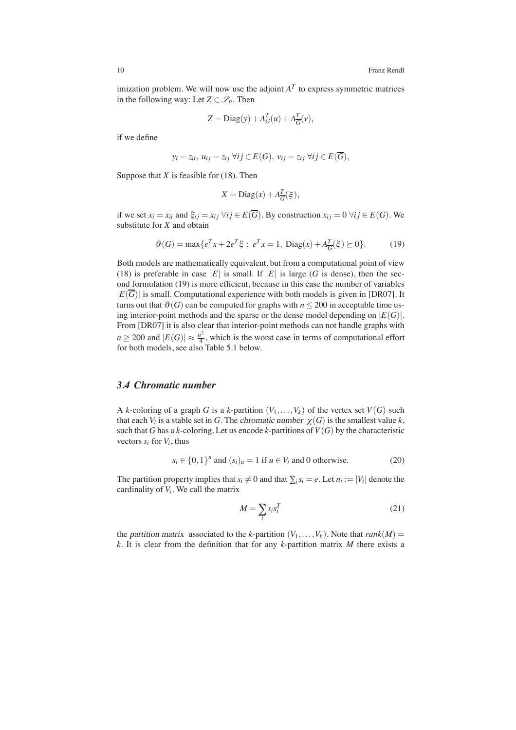imization problem. We will now use the adjoint $A^T$ to express symmetric matrices in the following way: Let $Z \in \mathscr{S}_n$. Then

$$Z = \mathrm{Diag}(y) + A_G^T(u) + A_{\overline{G}}^T(v),$$

if we define

$$y_i = z_{ii},\ u_{ij} = z_{ij}\ \forall ij \in E(G),\ v_{ij} = z_{ij}\ \forall ij \in E(\overline{G}),$$

Suppose that $X$ is feasible for (18). Then

$$X = \mathrm{Diag}(x) + A_{\overline{G}}^T(\xi),$$

if we set $x_i = x_{ii}$ and $\xi_{ij} = x_{ij}\ \forall ij \in E(\overline{G})$. By construction $x_{ij} = 0\ \forall ij \in E(G)$. We substitute for $X$ and obtain

$$\vartheta(G) = \max\{e^T x + 2e^T \xi : \ e^T x = 1,\ \mathrm{Diag}(x) + A_{\overline{G}}^T(\xi) \succeq 0\}. \tag{19}$$

Both models are mathematically equivalent, but from a computational point of view (18) is preferable in case $|E|$ is small. If $|E|$ is large ($G$ is dense), then the second formulation (19) is more efficient, because in this case the number of variables $|E(\overline{G})|$ is small. Computational experience with both models is given in [DR07]. It turns out that $\vartheta(G)$ can be computed for graphs with $n \leq 200$ in acceptable time using interior-point methods and the sparse or the dense model depending on $|E(G)|$. From [DR07] it is also clear that interior-point methods can not handle graphs with $n \geq 200$ and $|E(G)| \approx \frac{n^2}{4}$, which is the worst case in terms of computational effort for both models, see also Table 5.1 below.

### 3.4 Chromatic number

A $k$-coloring of a graph $G$ is a $k$-partition $(V_1, \ldots, V_k)$ of the vertex set $V(G)$ such that each $V_i$ is a stable set in $G$. The chromatic number $\chi(G)$ is the smallest value $k$, such that $G$ has a $k$-coloring. Let us encode $k$-partitions of $V(G)$ by the characteristic vectors $s_i$ for $V_i$, thus

$$s_i \in \{0,1\}^n \text{ and } (s_i)_u = 1 \text{ if } u \in V_i \text{ and } 0 \text{ otherwise.} \tag{20}$$

The partition property implies that $s_i \neq 0$ and that $\sum_i s_i = e$. Let $n_i := |V_i|$ denote the cardinality of $V_i$. We call the matrix

$$M = \sum_i s_i s_i^T \tag{21}$$

the partition matrix associated to the $k$-partition $(V_1, \ldots, V_k)$. Note that $rank(M) = k$. It is clear from the definition that for any $k$-partition matrix $M$ there exists a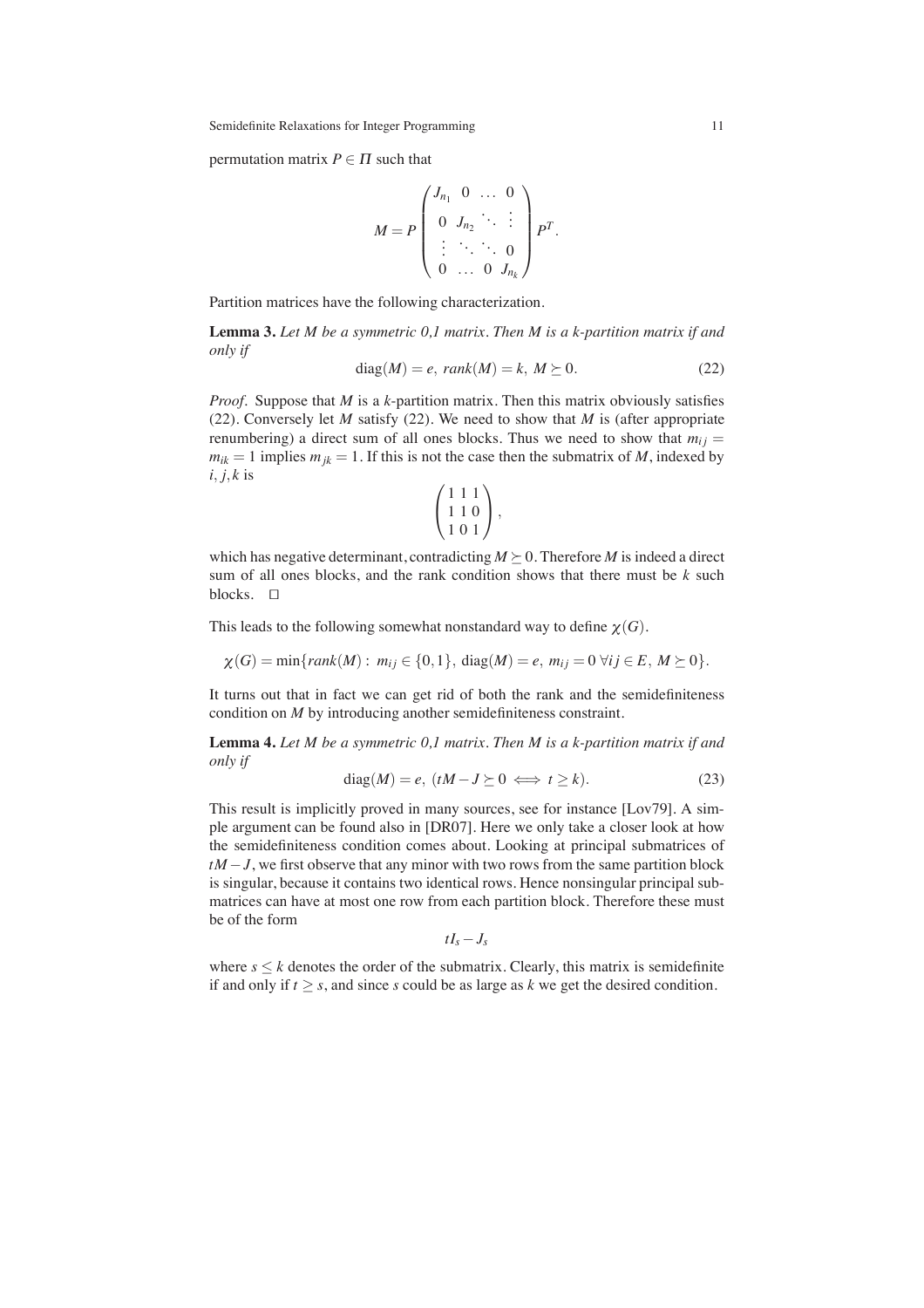permutation matrix $P \in \Pi$ such that

$$M = P \begin{pmatrix} J_{n_1} & 0 & \dots & 0 \\ 0 & J_{n_2} & \ddots & \vdots \\ \vdots & \ddots & \ddots & 0 \\ 0 & \dots & 0 & J_{n_k} \end{pmatrix} P^T.$$

Partition matrices have the following characterization.

**Lemma 3.** *Let $M$ be a symmetric 0,1 matrix. Then $M$ is a $k$-partition matrix if and only if*

$$\operatorname{diag}(M) = e, \; rank(M) = k, \; M \succeq 0. \tag{22}$$

*Proof.* Suppose that $M$ is a $k$-partition matrix. Then this matrix obviously satisfies (22). Conversely let $M$ satisfy (22). We need to show that $M$ is (after appropriate renumbering) a direct sum of all ones blocks. Thus we need to show that $m_{ij} = m_{ik} = 1$ implies $m_{jk} = 1$. If this is not the case then the submatrix of $M$, indexed by $i, j, k$ is

$$\begin{pmatrix} 1 & 1 & 1 \\ 1 & 1 & 0 \\ 1 & 0 & 1 \end{pmatrix},$$

which has negative determinant, contradicting $M \succeq 0$. Therefore $M$ is indeed a direct sum of all ones blocks, and the rank condition shows that there must be $k$ such blocks. $\square$

This leads to the following somewhat nonstandard way to define $\chi(G)$.

$$\chi(G) = \min\{rank(M) : \; m_{ij} \in \{0,1\}, \; \operatorname{diag}(M) = e, \; m_{ij} = 0 \; \forall ij \in E, \; M \succeq 0\}.$$

It turns out that in fact we can get rid of both the rank and the semidefiniteness condition on $M$ by introducing another semidefiniteness constraint.

**Lemma 4.** *Let $M$ be a symmetric 0,1 matrix. Then $M$ is a $k$-partition matrix if and only if*

$$\operatorname{diag}(M) = e, \; (tM - J \succeq 0 \iff t \geq k). \tag{23}$$

This result is implicitly proved in many sources, see for instance [Lov79]. A simple argument can be found also in [DR07]. Here we only take a closer look at how the semidefiniteness condition comes about. Looking at principal submatrices of $tM - J$, we first observe that any minor with two rows from the same partition block is singular, because it contains two identical rows. Hence nonsingular principal submatrices can have at most one row from each partition block. Therefore these must be of the form

$$tI_s - J_s$$

where $s \leq k$ denotes the order of the submatrix. Clearly, this matrix is semidefinite if and only if $t \geq s$, and since $s$ could be as large as $k$ we get the desired condition.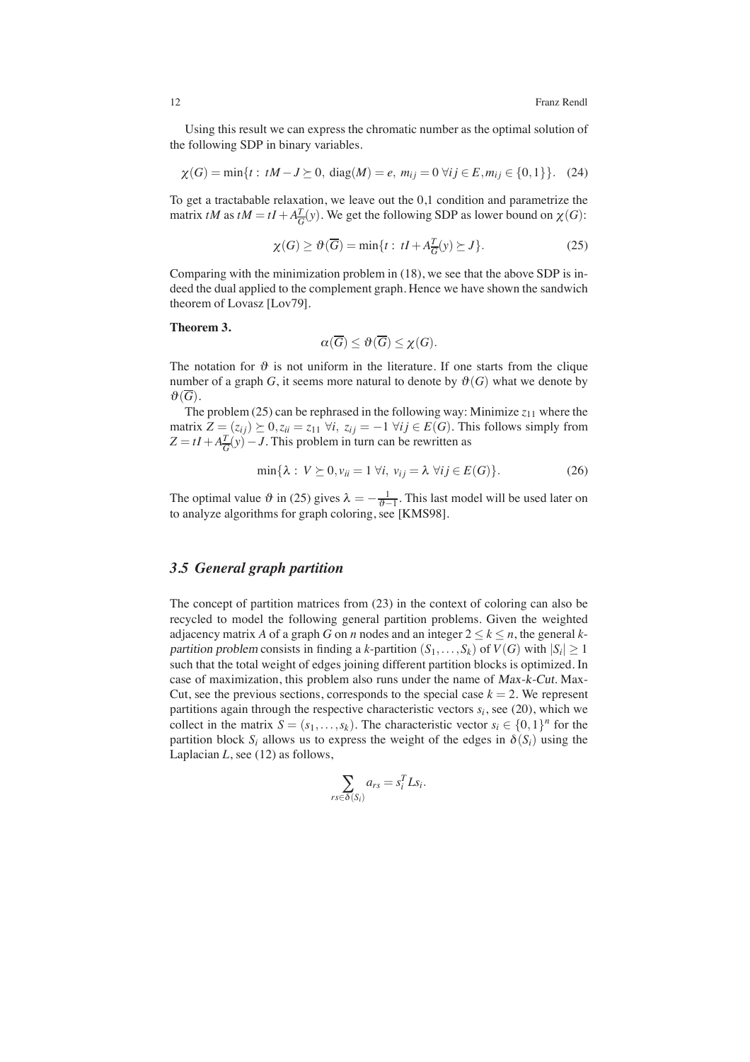Using this result we can express the chromatic number as the optimal solution of the following SDP in binary variables.

$$\chi(G) = \min\{t : \, tM - J \succeq 0, \, \mathrm{diag}(M) = e, \, m_{ij} = 0 \; \forall ij \in E, m_{ij} \in \{0,1\}\}. \quad (24)$$

To get a tractabable relaxation, we leave out the 0,1 condition and parametrize the matrix $tM$ as $tM = tI + A_{\overline{G}}^T(y)$. We get the following SDP as lower bound on $\chi(G)$:

$$\chi(G) \geq \vartheta(\overline{G}) = \min\{t : \, tI + A_{\overline{G}}^T(y) \succeq J\}. \quad (25)$$

Comparing with the minimization problem in (18), we see that the above SDP is indeed the dual applied to the complement graph. Hence we have shown the sandwich theorem of Lovasz [Lov79].

**Theorem 3.**

$$\alpha(\overline{G}) \leq \vartheta(\overline{G}) \leq \chi(G).$$

The notation for $\vartheta$ is not uniform in the literature. If one starts from the clique number of a graph $G$, it seems more natural to denote by $\vartheta(G)$ what we denote by $\vartheta(\overline{G})$.

The problem (25) can be rephrased in the following way: Minimize $z_{11}$ where the matrix $Z = (z_{ij}) \succeq 0, z_{ii} = z_{11} \; \forall i, \; z_{ij} = -1 \; \forall ij \in E(G)$. This follows simply from $Z = tI + A_{\overline{G}}^T(y) - J$. This problem in turn can be rewritten as

$$\min\{\lambda : \, V \succeq 0, v_{ii} = 1 \; \forall i, \; v_{ij} = \lambda \; \forall ij \in E(G)\}. \quad (26)$$

The optimal value $\vartheta$ in (25) gives $\lambda = -\frac{1}{\vartheta - 1}$. This last model will be used later on to analyze algorithms for graph coloring, see [KMS98].

## *3.5 General graph partition*

The concept of partition matrices from (23) in the context of coloring can also be recycled to model the following general partition problems. Given the weighted adjacency matrix $A$ of a graph $G$ on $n$ nodes and an integer $2 \leq k \leq n$, the general *k-partition problem* consists in finding a $k$-partition $(S_1, \ldots, S_k)$ of $V(G)$ with $|S_i| \geq 1$ such that the total weight of edges joining different partition blocks is optimized. In case of maximization, this problem also runs under the name of *Max-k-Cut*. Max-Cut, see the previous sections, corresponds to the special case $k = 2$. We represent partitions again through the respective characteristic vectors $s_i$, see (20), which we collect in the matrix $S = (s_1, \ldots, s_k)$. The characteristic vector $s_i \in \{0,1\}^n$ for the partition block $S_i$ allows us to express the weight of the edges in $\delta(S_i)$ using the Laplacian $L$, see (12) as follows,

$$\sum_{rs \in \delta(S_i)} a_{rs} = s_i^T L s_i.$$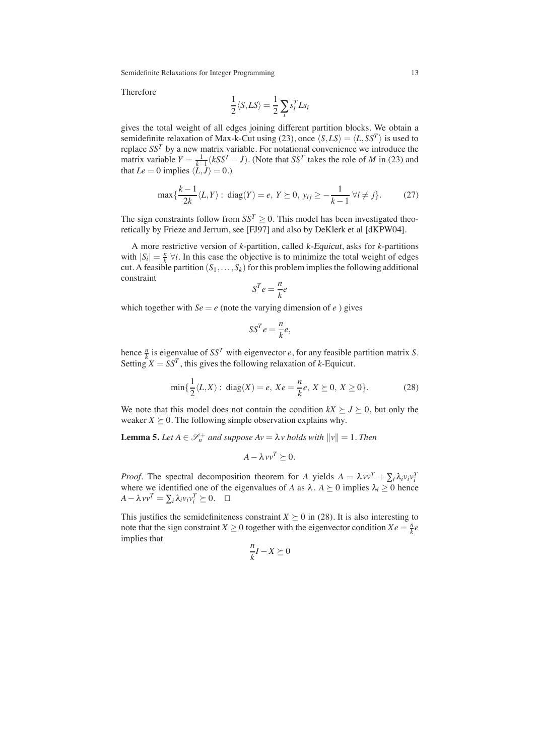Therefore

$$\frac{1}{2}\langle S, LS\rangle = \frac{1}{2}\sum_i s_i^T L s_i$$

gives the total weight of all edges joining different partition blocks. We obtain a semidefinite relaxation of Max-k-Cut using (23), once $\langle S, LS\rangle = \langle L, SS^T\rangle$ is used to replace $SS^T$ by a new matrix variable. For notational convenience we introduce the matrix variable $Y = \frac{1}{k-1}(kSS^T - J)$. (Note that $SS^T$ takes the role of $M$ in (23) and that $Le = 0$ implies $\langle L, J\rangle = 0$.)

$$\max\{\frac{k-1}{2k}\langle L, Y\rangle : \operatorname{diag}(Y) = e,\ Y \succeq 0,\ y_{ij} \geq -\frac{1}{k-1}\ \forall i \neq j\}. \tag{27}$$

The sign constraints follow from $SS^T \geq 0$. This model has been investigated theoretically by Frieze and Jerrum, see [FJ97] and also by DeKlerk et al [dKPW04].

A more restrictive version of $k$-partition, called *k-Equicut*, asks for $k$-partitions with $|S_i| = \frac{n}{k}\ \forall i$. In this case the objective is to minimize the total weight of edges cut. A feasible partition $(S_1, \ldots, S_k)$ for this problem implies the following additional constraint

$$S^T e = \frac{n}{k} e$$

which together with $Se = e$ (note the varying dimension of $e$ ) gives

$$SS^T e = \frac{n}{k} e,$$

hence $\frac{n}{k}$ is eigenvalue of $SS^T$ with eigenvector $e$, for any feasible partition matrix $S$. Setting $X = SS^T$, this gives the following relaxation of $k$-Equicut.

$$\min\{\frac{1}{2}\langle L, X\rangle : \operatorname{diag}(X) = e,\ Xe = \frac{n}{k}e,\ X \succeq 0,\ X \geq 0\}. \tag{28}$$

We note that this model does not contain the condition $kX \succeq J \succeq 0$, but only the weaker $X \succeq 0$. The following simple observation explains why.

**Lemma 5.** *Let $A \in \mathscr{S}_n^+$ and suppose $Av = \lambda v$ holds with $\|v\| = 1$. Then*

$$A - \lambda vv^T \succeq 0.$$

*Proof*. The spectral decomposition theorem for $A$ yields $A = \lambda vv^T + \sum_i \lambda_i v_i v_i^T$ where we identified one of the eigenvalues of $A$ as $\lambda$. $A \succeq 0$ implies $\lambda_i \geq 0$ hence $A - \lambda vv^T = \sum_i \lambda_i v_i v_i^T \succeq 0$. $\square$

This justifies the semidefiniteness constraint $X \succeq 0$ in (28). It is also interesting to note that the sign constraint $X \geq 0$ together with the eigenvector condition $Xe = \frac{n}{k}e$ implies that

$$\frac{n}{k}I - X \succeq 0$$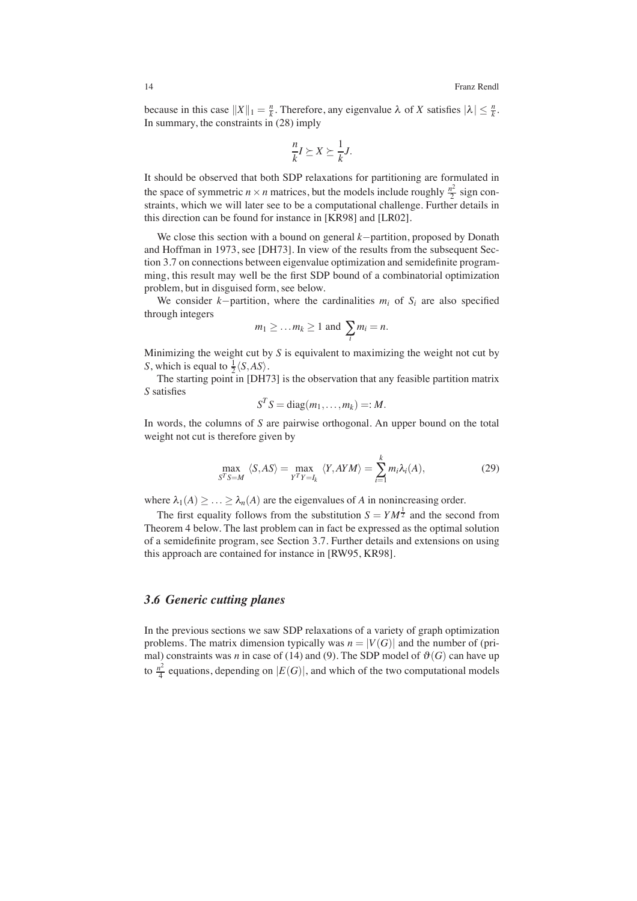because in this case $\|X\|_1 = \frac{n}{k}$. Therefore, any eigenvalue $\lambda$ of $X$ satisfies $|\lambda| \leq \frac{n}{k}$. In summary, the constraints in (28) imply

$$\frac{n}{k} I \succeq X \succeq \frac{1}{k} J.$$

It should be observed that both SDP relaxations for partitioning are formulated in the space of symmetric $n \times n$ matrices, but the models include roughly $\frac{n^2}{2}$ sign constraints, which we will later see to be a computational challenge. Further details in this direction can be found for instance in [KR98] and [LR02].

We close this section with a bound on general $k-$partition, proposed by Donath and Hoffman in 1973, see [DH73]. In view of the results from the subsequent Section 3.7 on connections between eigenvalue optimization and semidefinite programming, this result may well be the first SDP bound of a combinatorial optimization problem, but in disguised form, see below.

We consider $k-$partition, where the cardinalities $m_i$ of $S_i$ are also specified through integers

$$m_1 \geq \ldots m_k \geq 1 \text{ and } \sum_i m_i = n.$$

Minimizing the weight cut by $S$ is equivalent to maximizing the weight not cut by $S$, which is equal to $\frac{1}{2}\langle S, AS \rangle$.

The starting point in [DH73] is the observation that any feasible partition matrix $S$ satisfies

$$S^T S = \text{diag}(m_1, \ldots, m_k) =: M.$$

In words, the columns of $S$ are pairwise orthogonal. An upper bound on the total weight not cut is therefore given by

$$\max_{S^T S = M} \langle S, AS \rangle = \max_{Y^T Y = I_k} \langle Y, AYM \rangle = \sum_{i=1}^{k} m_i \lambda_i(A), \tag{29}$$

where $\lambda_1(A) \geq \ldots \geq \lambda_n(A)$ are the eigenvalues of $A$ in nonincreasing order.

The first equality follows from the substitution $S = YM^{\frac{1}{2}}$ and the second from Theorem 4 below. The last problem can in fact be expressed as the optimal solution of a semidefinite program, see Section 3.7. Further details and extensions on using this approach are contained for instance in [RW95, KR98].

### 3.6 Generic cutting planes

In the previous sections we saw SDP relaxations of a variety of graph optimization problems. The matrix dimension typically was $n = |V(G)|$ and the number of (primal) constraints was $n$ in case of (14) and (9). The SDP model of $\vartheta(G)$ can have up to $\frac{n^2}{4}$ equations, depending on $|E(G)|$, and which of the two computational models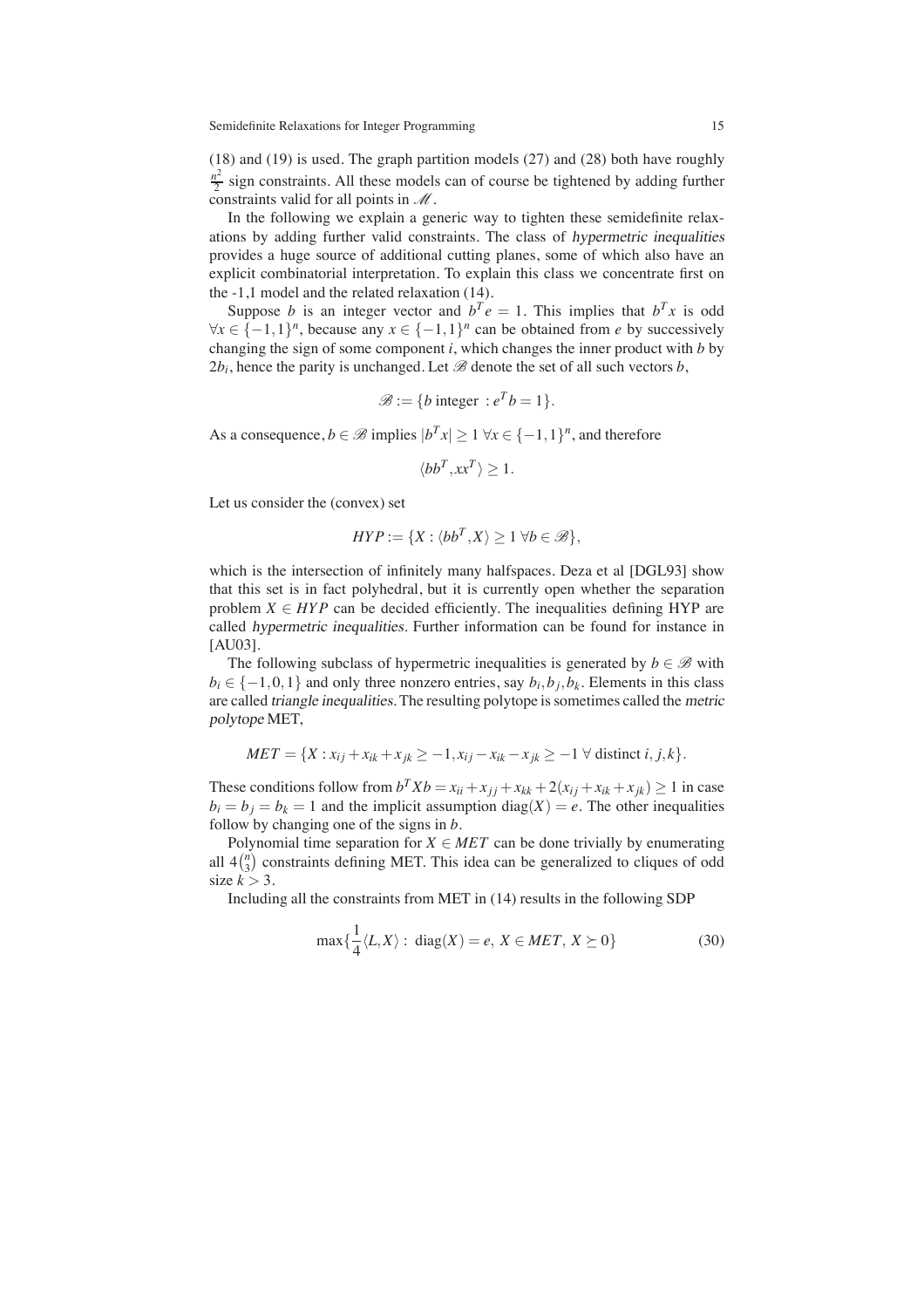(18) and (19) is used. The graph partition models (27) and (28) both have roughly $\frac{n^2}{2}$ sign constraints. All these models can of course be tightened by adding further constraints valid for all points in $\mathscr{M}$.

In the following we explain a generic way to tighten these semidefinite relaxations by adding further valid constraints. The class of *hypermetric inequalities* provides a huge source of additional cutting planes, some of which also have an explicit combinatorial interpretation. To explain this class we concentrate first on the -1,1 model and the related relaxation (14).

Suppose $b$ is an integer vector and $b^T e = 1$. This implies that $b^T x$ is odd $\forall x \in \{-1,1\}^n$, because any $x \in \{-1,1\}^n$ can be obtained from $e$ by successively changing the sign of some component $i$, which changes the inner product with $b$ by $2b_i$, hence the parity is unchanged. Let $\mathscr{B}$ denote the set of all such vectors $b$,

$$\mathscr{B} := \{b \text{ integer } : e^T b = 1\}.$$

As a consequence, $b \in \mathscr{B}$ implies $|b^T x| \geq 1 \ \forall x \in \{-1,1\}^n$, and therefore

$$\langle bb^T, xx^T \rangle \geq 1.$$

Let us consider the (convex) set

$$HYP := \{X : \langle bb^T, X \rangle \geq 1 \ \forall b \in \mathscr{B}\},$$

which is the intersection of infinitely many halfspaces. Deza et al [DGL93] show that this set is in fact polyhedral, but it is currently open whether the separation problem $X \in HYP$ can be decided efficiently. The inequalities defining HYP are called *hypermetric inequalities*. Further information can be found for instance in [AU03].

The following subclass of hypermetric inequalities is generated by $b \in \mathscr{B}$ with $b_i \in \{-1,0,1\}$ and only three nonzero entries, say $b_i, b_j, b_k$. Elements in this class are called *triangle inequalities*. The resulting polytope is sometimes called the *metric polytope* MET,

$$MET = \{X : x_{ij} + x_{ik} + x_{jk} \geq -1, x_{ij} - x_{ik} - x_{jk} \geq -1 \ \forall \text{ distinct } i,j,k\}.$$

These conditions follow from $b^T X b = x_{ii} + x_{jj} + x_{kk} + 2(x_{ij} + x_{ik} + x_{jk}) \geq 1$ in case $b_i = b_j = b_k = 1$ and the implicit assumption $\text{diag}(X) = e$. The other inequalities follow by changing one of the signs in $b$.

Polynomial time separation for $X \in MET$ can be done trivially by enumerating all $4\binom{n}{3}$ constraints defining MET. This idea can be generalized to cliques of odd size $k > 3$.

Including all the constraints from MET in (14) results in the following SDP

$$\max\{\frac{1}{4}\langle L, X \rangle : \ \text{diag}(X) = e, \ X \in MET, \ X \succeq 0\} \tag{30}$$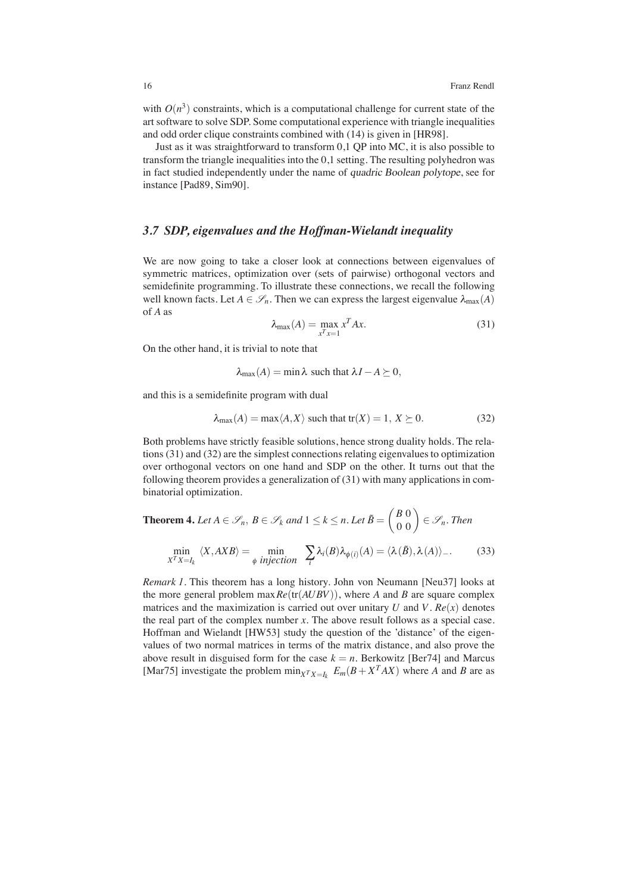with $O(n^3)$ constraints, which is a computational challenge for current state of the art software to solve SDP. Some computational experience with triangle inequalities and odd order clique constraints combined with (14) is given in [HR98].

Just as it was straightforward to transform 0,1 QP into MC, it is also possible to transform the triangle inequalities into the 0,1 setting. The resulting polyhedron was in fact studied independently under the name of *quadric Boolean polytope*, see for instance [Pad89, Sim90].

### *3.7 SDP, eigenvalues and the Hoffman-Wielandt inequality*

We are now going to take a closer look at connections between eigenvalues of symmetric matrices, optimization over (sets of pairwise) orthogonal vectors and semidefinite programming. To illustrate these connections, we recall the following well known facts. Let $A \in \mathscr{S}_n$. Then we can express the largest eigenvalue $\lambda_{\max}(A)$ of $A$ as

$$\lambda_{\max}(A) = \max_{x^T x = 1} x^T A x. \tag{31}$$

On the other hand, it is trivial to note that

$$\lambda_{\max}(A) = \min \lambda \text{ such that } \lambda I - A \succeq 0,$$

and this is a semidefinite program with dual

$$\lambda_{\max}(A) = \max \langle A, X \rangle \text{ such that } \mathrm{tr}(X) = 1,\ X \succeq 0. \tag{32}$$

Both problems have strictly feasible solutions, hence strong duality holds. The relations (31) and (32) are the simplest connections relating eigenvalues to optimization over orthogonal vectors on one hand and SDP on the other. It turns out that the following theorem provides a generalization of (31) with many applications in combinatorial optimization.

**Theorem 4.** *Let $A \in \mathscr{S}_n$, $B \in \mathscr{S}_k$ and $1 \le k \le n$. Let $\tilde{B} = \begin{pmatrix} B & 0 \\ 0 & 0 \end{pmatrix} \in \mathscr{S}_n$. Then*

$$\min_{X^T X = I_k} \langle X, AXB \rangle = \min_{\phi \text{ injection}} \sum_i \lambda_i(B) \lambda_{\phi(i)}(A) = \langle \lambda(\tilde{B}), \lambda(A) \rangle_{-}. \tag{33}$$

*Remark 1.* This theorem has a long history. John von Neumann [Neu37] looks at the more general problem $\max Re(\mathrm{tr}(AUBV))$, where $A$ and $B$ are square complex matrices and the maximization is carried out over unitary $U$ and $V$. $Re(x)$ denotes the real part of the complex number $x$. The above result follows as a special case. Hoffman and Wielandt [HW53] study the question of the 'distance' of the eigenvalues of two normal matrices in terms of the matrix distance, and also prove the above result in disguised form for the case $k = n$. Berkowitz [Ber74] and Marcus [Mar75] investigate the problem $\min_{X^T X = I_k} E_m(B + X^T A X)$ where $A$ and $B$ are as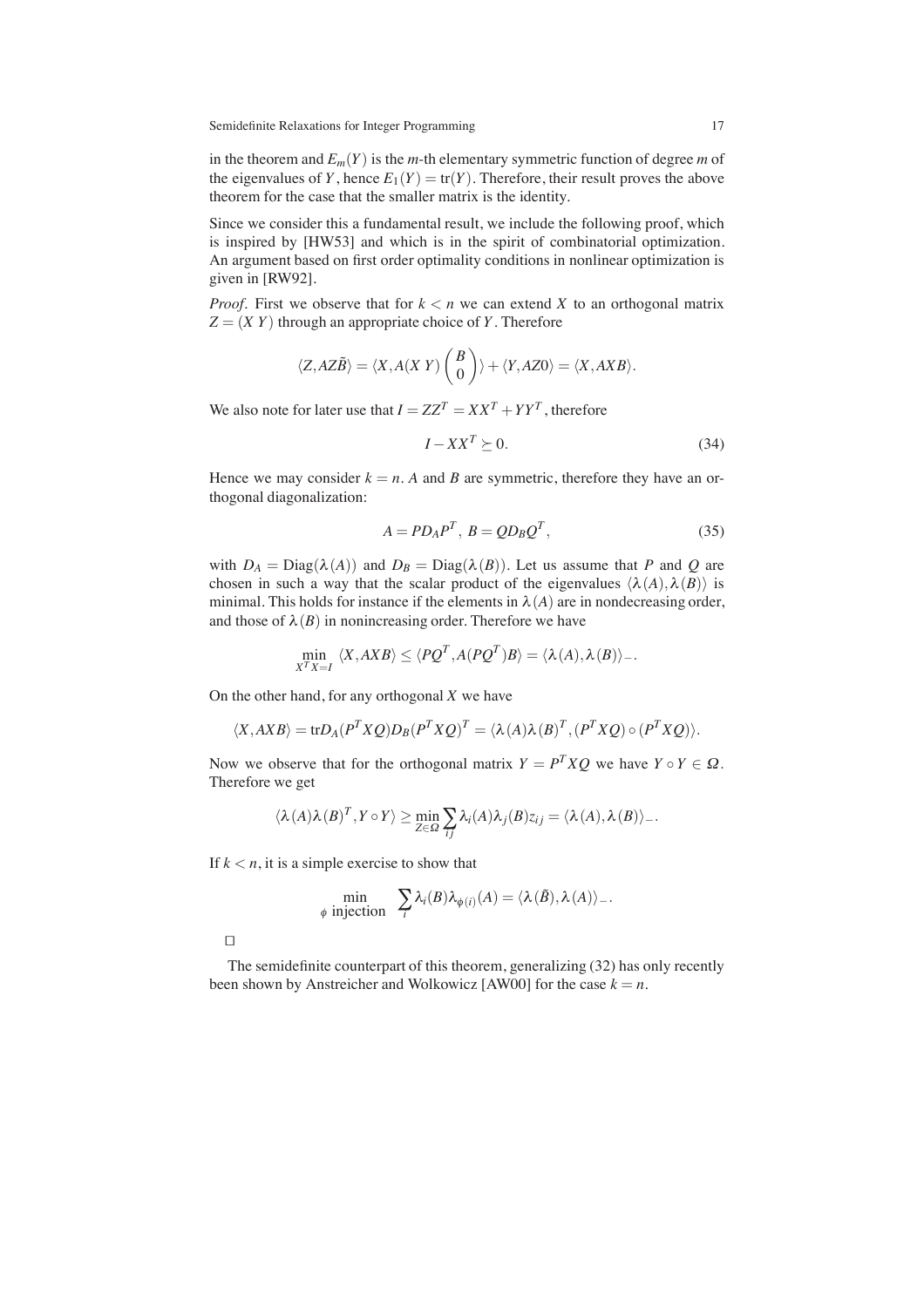in the theorem and $E_m(Y)$ is the $m$-th elementary symmetric function of degree $m$ of the eigenvalues of $Y$, hence $E_1(Y) = \mathrm{tr}(Y)$. Therefore, their result proves the above theorem for the case that the smaller matrix is the identity.

Since we consider this a fundamental result, we include the following proof, which is inspired by [HW53] and which is in the spirit of combinatorial optimization. An argument based on first order optimality conditions in nonlinear optimization is given in [RW92].

*Proof*. First we observe that for $k < n$ we can extend $X$ to an orthogonal matrix $Z = (X\ Y)$ through an appropriate choice of $Y$. Therefore

$$\langle Z, AZ\tilde{B}\rangle = \langle X, A(X\ Y)\begin{pmatrix} B \\ 0 \end{pmatrix}\rangle + \langle Y, AZ0\rangle = \langle X, AXB\rangle.$$

We also note for later use that $I = ZZ^T = XX^T + YY^T$, therefore

$$I - XX^T \succeq 0. \tag{34}$$

Hence we may consider $k = n$. $A$ and $B$ are symmetric, therefore they have an orthogonal diagonalization:

$$A = PD_AP^T,\ B = QD_BQ^T, \tag{35}$$

with $D_A = \mathrm{Diag}(\lambda(A))$ and $D_B = \mathrm{Diag}(\lambda(B))$. Let us assume that $P$ and $Q$ are chosen in such a way that the scalar product of the eigenvalues $\langle\lambda(A), \lambda(B)\rangle$ is minimal. This holds for instance if the elements in $\lambda(A)$ are in nondecreasing order, and those of $\lambda(B)$ in nonincreasing order. Therefore we have

$$\min_{X^TX=I} \langle X, AXB\rangle \le \langle PQ^T, A(PQ^T)B\rangle = \langle\lambda(A), \lambda(B)\rangle_-.$$

On the other hand, for any orthogonal $X$ we have

$$\langle X, AXB\rangle = \mathrm{tr}D_A(P^TXQ)D_B(P^TXQ)^T = \langle\lambda(A)\lambda(B)^T, (P^TXQ)\circ(P^TXQ)\rangle.$$

Now we observe that for the orthogonal matrix $Y = P^TXQ$ we have $Y \circ Y \in \Omega$. Therefore we get

$$\langle\lambda(A)\lambda(B)^T, Y\circ Y\rangle \ge \min_{Z\in\Omega}\sum_{ij}\lambda_i(A)\lambda_j(B)z_{ij} = \langle\lambda(A), \lambda(B)\rangle_-.$$

If $k < n$, it is a simple exercise to show that

$$\min_{\phi \text{ injection}} \sum_i \lambda_i(B)\lambda_{\phi(i)}(A) = \langle\lambda(\tilde{B}), \lambda(A)\rangle_-.$$

□

The semidefinite counterpart of this theorem, generalizing (32) has only recently been shown by Anstreicher and Wolkowicz [AW00] for the case $k = n$.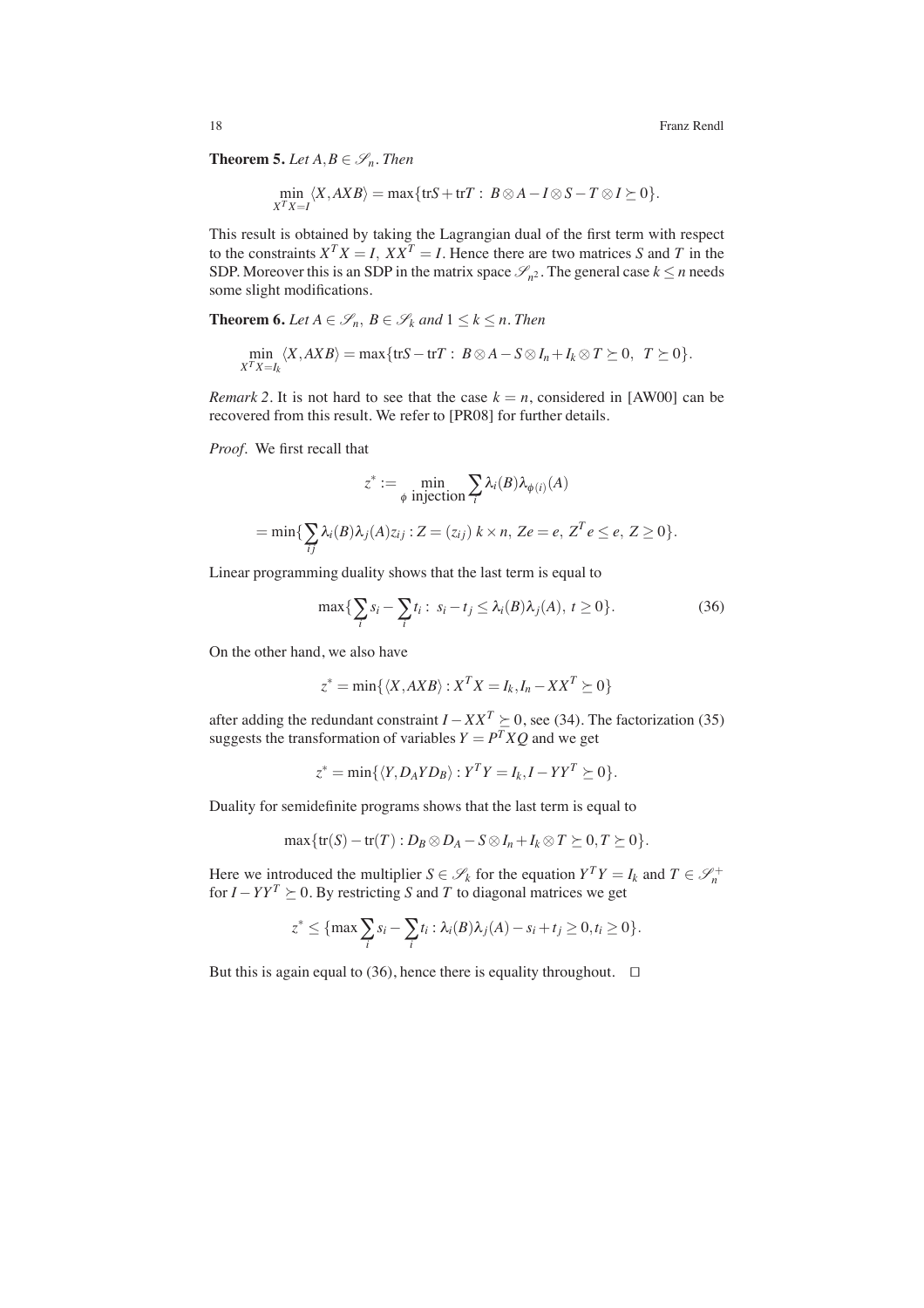**Theorem 5.** *Let $A, B \in \mathscr{S}_n$. Then*

$$\min_{X^T X = I} \langle X, AXB \rangle = \max\{\text{tr}S + \text{tr}T : \ B \otimes A - I \otimes S - T \otimes I \succeq 0\}.$$

This result is obtained by taking the Lagrangian dual of the first term with respect to the constraints $X^T X = I, \ XX^T = I$. Hence there are two matrices $S$ and $T$ in the SDP. Moreover this is an SDP in the matrix space $\mathscr{S}_{n^2}$. The general case $k \le n$ needs some slight modifications.

**Theorem 6.** *Let $A \in \mathscr{S}_n, \ B \in \mathscr{S}_k$ and $1 \le k \le n$. Then*

$$\min_{X^T X = I_k} \langle X, AXB \rangle = \max\{\text{tr}S - \text{tr}T : \ B \otimes A - S \otimes I_n + I_k \otimes T \succeq 0, \ \ T \succeq 0\}.$$

*Remark 2.* It is not hard to see that the case $k = n$, considered in [AW00] can be recovered from this result. We refer to [PR08] for further details.

*Proof.* We first recall that

$$z^* := \min_{\phi \text{ injection}} \sum_i \lambda_i(B) \lambda_{\phi(i)}(A)$$

$$= \min\{\sum_{ij} \lambda_i(B) \lambda_j(A) z_{ij} : Z = (z_{ij}) \ k \times n, \ Ze = e, \ Z^T e \le e, \ Z \ge 0\}.$$

Linear programming duality shows that the last term is equal to

$$\max\{\sum_i s_i - \sum_i t_i : \ s_i - t_j \le \lambda_i(B) \lambda_j(A), \ t \ge 0\}. \tag{36}$$

On the other hand, we also have

$$z^* = \min\{\langle X, AXB \rangle : X^T X = I_k, I_n - XX^T \succeq 0\}$$

after adding the redundant constraint $I - XX^T \succeq 0$, see (34). The factorization (35) suggests the transformation of variables $Y = P^T XQ$ and we get

$$z^* = \min\{\langle Y, D_A Y D_B \rangle : Y^T Y = I_k, I - YY^T \succeq 0\}.$$

Duality for semidefinite programs shows that the last term is equal to

$$\max\{\text{tr}(S) - \text{tr}(T) : D_B \otimes D_A - S \otimes I_n + I_k \otimes T \succeq 0, T \succeq 0\}.$$

Here we introduced the multiplier $S \in \mathscr{S}_k$ for the equation $Y^T Y = I_k$ and $T \in \mathscr{S}_n^+$ for $I - YY^T \succeq 0$. By restricting $S$ and $T$ to diagonal matrices we get

$$z^* \le \{\max \sum_i s_i - \sum_i t_i : \lambda_i(B) \lambda_j(A) - s_i + t_j \ge 0, t_i \ge 0\}.$$

But this is again equal to (36), hence there is equality throughout. $\square$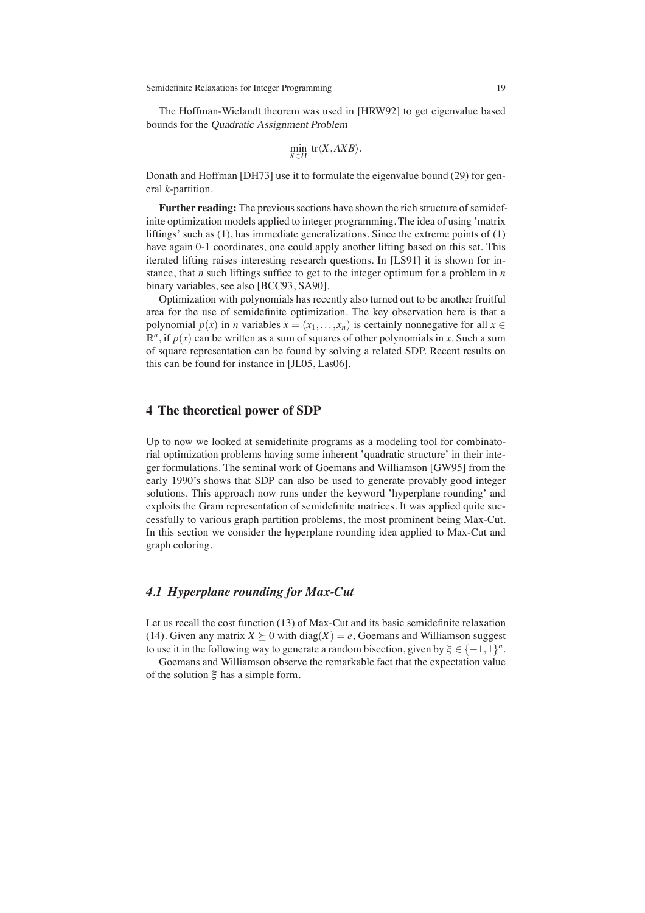The Hoffman-Wielandt theorem was used in [HRW92] to get eigenvalue based bounds for the *Quadratic Assignment Problem*

$$\min_{X \in \Pi} \operatorname{tr}\langle X, AXB \rangle.$$

Donath and Hoffman [DH73] use it to formulate the eigenvalue bound (29) for general $k$-partition.

**Further reading:** The previous sections have shown the rich structure of semidefinite optimization models applied to integer programming. The idea of using 'matrix liftings' such as (1), has immediate generalizations. Since the extreme points of (1) have again 0-1 coordinates, one could apply another lifting based on this set. This iterated lifting raises interesting research questions. In [LS91] it is shown for instance, that $n$ such liftings suffice to get to the integer optimum for a problem in $n$ binary variables, see also [BCC93, SA90].

Optimization with polynomials has recently also turned out to be another fruitful area for the use of semidefinite optimization. The key observation here is that a polynomial $p(x)$ in $n$ variables $x = (x_1, \ldots, x_n)$ is certainly nonnegative for all $x \in \mathbb{R}^n$, if $p(x)$ can be written as a sum of squares of other polynomials in $x$. Such a sum of square representation can be found by solving a related SDP. Recent results on this can be found for instance in [JL05, Las06].

## 4 The theoretical power of SDP

Up to now we looked at semidefinite programs as a modeling tool for combinatorial optimization problems having some inherent 'quadratic structure' in their integer formulations. The seminal work of Goemans and Williamson [GW95] from the early 1990's shows that SDP can also be used to generate provably good integer solutions. This approach now runs under the keyword 'hyperplane rounding' and exploits the Gram representation of semidefinite matrices. It was applied quite successfully to various graph partition problems, the most prominent being Max-Cut. In this section we consider the hyperplane rounding idea applied to Max-Cut and graph coloring.

### *4.1 Hyperplane rounding for Max-Cut*

Let us recall the cost function (13) of Max-Cut and its basic semidefinite relaxation (14). Given any matrix $X \succeq 0$ with $\operatorname{diag}(X) = e$, Goemans and Williamson suggest to use it in the following way to generate a random bisection, given by $\xi \in \{-1, 1\}^n$.

Goemans and Williamson observe the remarkable fact that the expectation value of the solution $\xi$ has a simple form.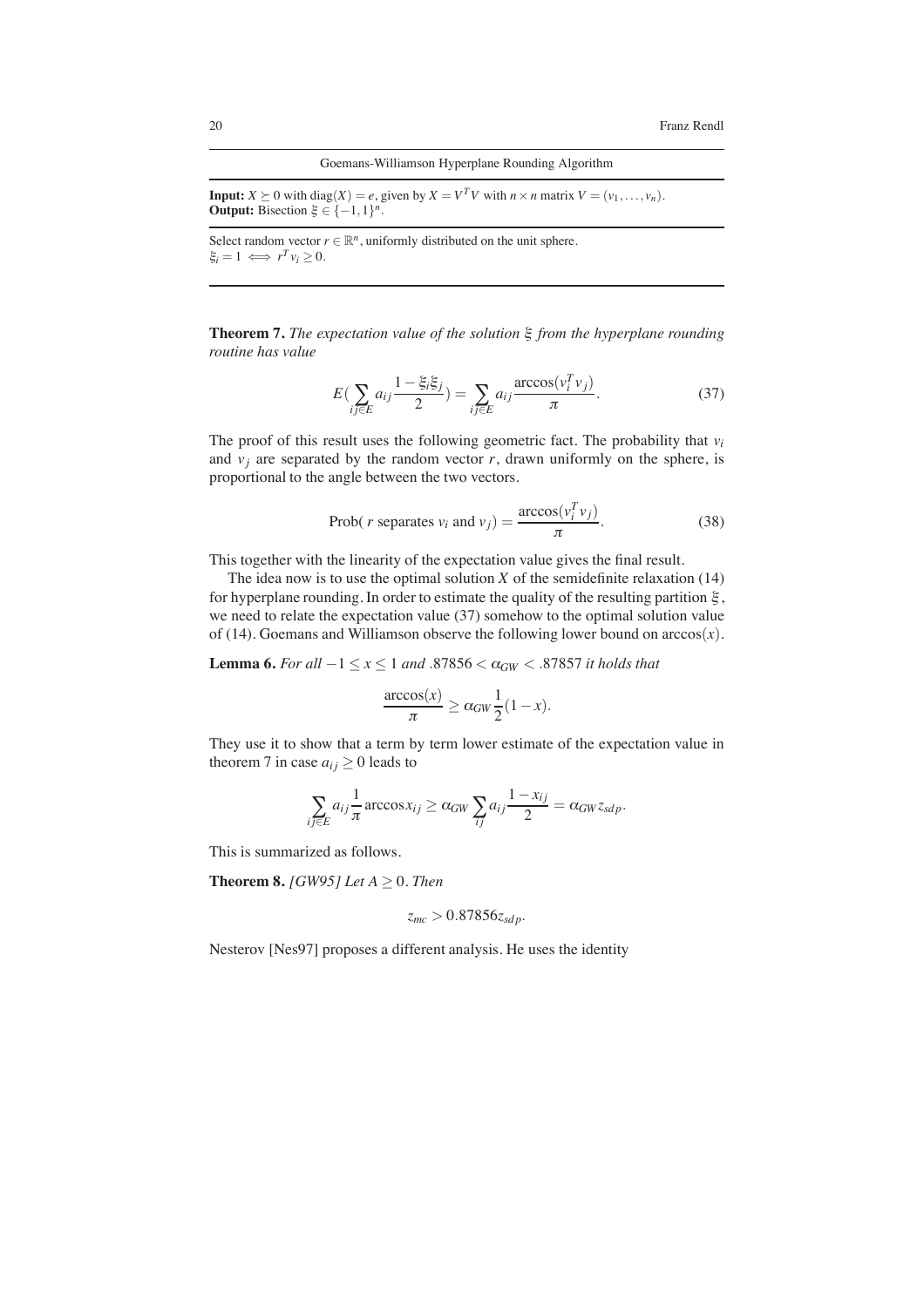Goemans-Williamson Hyperplane Rounding Algorithm

**Input:** $X \succeq 0$ with $\text{diag}(X) = e$, given by $X = V^T V$ with $n \times n$ matrix $V = (v_1, \dots, v_n)$.
**Output:** Bisection $\xi \in \{-1, 1\}^n$.

Select random vector $r \in \mathbb{R}^n$, uniformly distributed on the unit sphere.
$\xi_i = 1 \iff r^T v_i \geq 0$.

**Theorem 7.** *The expectation value of the solution $\xi$ from the hyperplane rounding routine has value*

$$E(\sum_{ij \in E} a_{ij} \frac{1 - \xi_i \xi_j}{2}) = \sum_{ij \in E} a_{ij} \frac{\arccos(v_i^T v_j)}{\pi}. \tag{37}$$

The proof of this result uses the following geometric fact. The probability that $v_i$ and $v_j$ are separated by the random vector $r$, drawn uniformly on the sphere, is proportional to the angle between the two vectors.

$$\text{Prob}(\ r \text{ separates } v_i \text{ and } v_j) = \frac{\arccos(v_i^T v_j)}{\pi}. \tag{38}$$

This together with the linearity of the expectation value gives the final result.

The idea now is to use the optimal solution $X$ of the semidefinite relaxation (14) for hyperplane rounding. In order to estimate the quality of the resulting partition $\xi$, we need to relate the expectation value (37) somehow to the optimal solution value of (14). Goemans and Williamson observe the following lower bound on $\arccos(x)$.

**Lemma 6.** *For all $-1 \leq x \leq 1$ and $.87856 < \alpha_{GW} < .87857$ it holds that*

$$\frac{\arccos(x)}{\pi} \geq \alpha_{GW} \frac{1}{2}(1 - x).$$

They use it to show that a term by term lower estimate of the expectation value in theorem 7 in case $a_{ij} \geq 0$ leads to

$$\sum_{ij \in E} a_{ij} \frac{1}{\pi} \arccos x_{ij} \geq \alpha_{GW} \sum_{ij} a_{ij} \frac{1 - x_{ij}}{2} = \alpha_{GW} z_{sdp}.$$

This is summarized as follows.

**Theorem 8.** *[GW95] Let $A \geq 0$. Then*

$$z_{mc} > 0.87856 z_{sdp}.$$

Nesterov [Nes97] proposes a different analysis. He uses the identity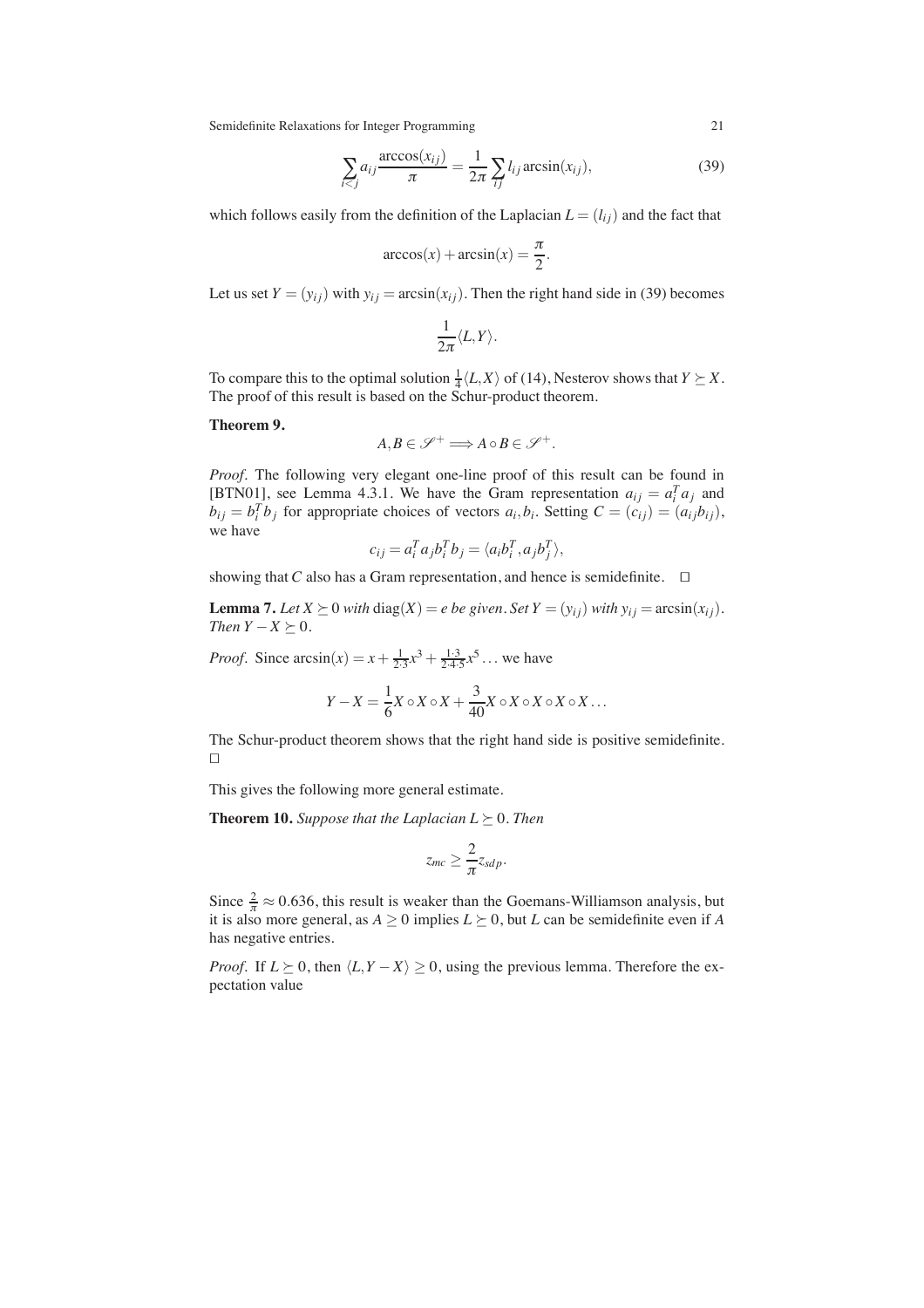$$\sum_{i<j} a_{ij} \frac{\arccos(x_{ij})}{\pi} = \frac{1}{2\pi} \sum_{ij} l_{ij} \arcsin(x_{ij}), \tag{39}$$

which follows easily from the definition of the Laplacian $L = (l_{ij})$ and the fact that

$$\arccos(x) + \arcsin(x) = \frac{\pi}{2}.$$

Let us set $Y = (y_{ij})$ with $y_{ij} = \arcsin(x_{ij})$. Then the right hand side in (39) becomes

$$\frac{1}{2\pi}\langle L, Y\rangle.$$

To compare this to the optimal solution $\frac{1}{4}\langle L, X\rangle$ of (14), Nesterov shows that $Y \succeq X$. The proof of this result is based on the Schur-product theorem.

**Theorem 9.**

$$A, B \in \mathscr{S}^{+} \Longrightarrow A \circ B \in \mathscr{S}^{+}.$$

*Proof.* The following very elegant one-line proof of this result can be found in [BTN01], see Lemma 4.3.1. We have the Gram representation $a_{ij} = a_i^T a_j$ and $b_{ij} = b_i^T b_j$ for appropriate choices of vectors $a_i, b_i$. Setting $C = (c_{ij}) = (a_{ij} b_{ij})$, we have

$$c_{ij} = a_i^T a_j b_i^T b_j = \langle a_i b_i^T, a_j b_j^T \rangle,$$

showing that $C$ also has a Gram representation, and hence is semidefinite. □

**Lemma 7.** *Let $X \succeq 0$ with $\operatorname{diag}(X) = e$ be given. Set $Y = (y_{ij})$ with $y_{ij} = \arcsin(x_{ij})$. Then $Y - X \succeq 0$.*

*Proof.* Since $\arcsin(x) = x + \frac{1}{2\cdot 3}x^3 + \frac{1\cdot 3}{2\cdot 4\cdot 5}x^5 \ldots$ we have

$$Y - X = \frac{1}{6} X \circ X \circ X + \frac{3}{40} X \circ X \circ X \circ X \circ X \ldots$$

The Schur-product theorem shows that the right hand side is positive semidefinite. □

This gives the following more general estimate.

**Theorem 10.** *Suppose that the Laplacian $L \succeq 0$. Then*

$$z_{mc} \geq \frac{2}{\pi} z_{sdp}.$$

Since $\frac{2}{\pi} \approx 0.636$, this result is weaker than the Goemans-Williamson analysis, but it is also more general, as $A \geq 0$ implies $L \succeq 0$, but $L$ can be semidefinite even if $A$ has negative entries.

*Proof.* If $L \succeq 0$, then $\langle L, Y - X\rangle \geq 0$, using the previous lemma. Therefore the expectation value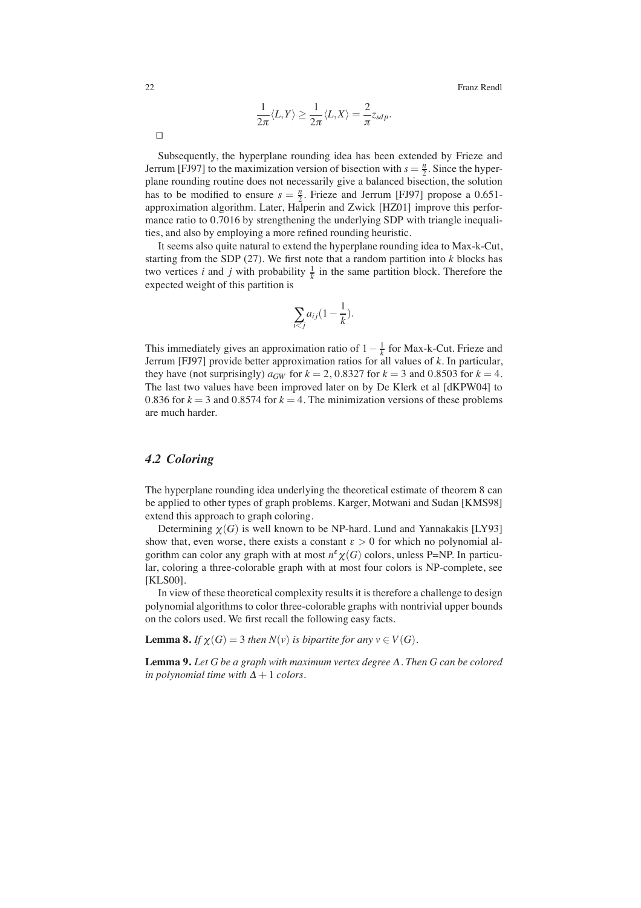$$\frac{1}{2\pi}\langle L, Y\rangle \geq \frac{1}{2\pi}\langle L, X\rangle = \frac{2}{\pi} z_{sdp}.$$

□

Subsequently, the hyperplane rounding idea has been extended by Frieze and Jerrum [FJ97] to the maximization version of bisection with $s = \frac{n}{2}$. Since the hyperplane rounding routine does not necessarily give a balanced bisection, the solution has to be modified to ensure $s = \frac{n}{2}$. Frieze and Jerrum [FJ97] propose a 0.651-approximation algorithm. Later, Halperin and Zwick [HZ01] improve this performance ratio to 0.7016 by strengthening the underlying SDP with triangle inequalities, and also by employing a more refined rounding heuristic.

It seems also quite natural to extend the hyperplane rounding idea to Max-k-Cut, starting from the SDP (27). We first note that a random partition into $k$ blocks has two vertices $i$ and $j$ with probability $\frac{1}{k}$ in the same partition block. Therefore the expected weight of this partition is

$$\sum_{i<j} a_{ij}(1 - \frac{1}{k}).$$

This immediately gives an approximation ratio of $1 - \frac{1}{k}$ for Max-k-Cut. Frieze and Jerrum [FJ97] provide better approximation ratios for all values of $k$. In particular, they have (not surprisingly) $a_{GW}$ for $k = 2$, 0.8327 for $k = 3$ and 0.8503 for $k = 4$. The last two values have been improved later on by De Klerk et al [dKPW04] to 0.836 for $k = 3$ and 0.8574 for $k = 4$. The minimization versions of these problems are much harder.

## *4.2 Coloring*

The hyperplane rounding idea underlying the theoretical estimate of theorem 8 can be applied to other types of graph problems. Karger, Motwani and Sudan [KMS98] extend this approach to graph coloring.

Determining $\chi(G)$ is well known to be NP-hard. Lund and Yannakakis [LY93] show that, even worse, there exists a constant $\varepsilon > 0$ for which no polynomial algorithm can color any graph with at most $n^{\varepsilon}\chi(G)$ colors, unless P=NP. In particular, coloring a three-colorable graph with at most four colors is NP-complete, see [KLS00].

In view of these theoretical complexity results it is therefore a challenge to design polynomial algorithms to color three-colorable graphs with nontrivial upper bounds on the colors used. We first recall the following easy facts.

**Lemma 8.** *If $\chi(G) = 3$ then $N(v)$ is bipartite for any $v \in V(G)$.*

**Lemma 9.** *Let $G$ be a graph with maximum vertex degree $\Delta$. Then $G$ can be colored in polynomial time with $\Delta + 1$ colors.*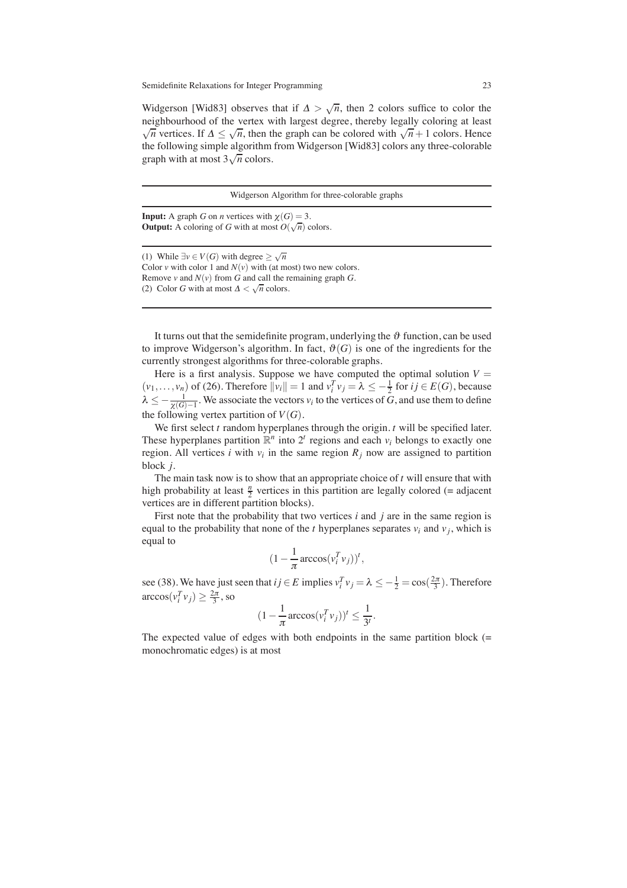Widgerson [Wid83] observes that if $\Delta > \sqrt{n}$, then 2 colors suffice to color the neighbourhood of the vertex with largest degree, thereby legally coloring at least $\sqrt{n}$ vertices. If $\Delta \leq \sqrt{n}$, then the graph can be colored with $\sqrt{n}+1$ colors. Hence the following simple algorithm from Widgerson [Wid83] colors any three-colorable graph with at most $3\sqrt{n}$ colors.

---

Widgerson Algorithm for three-colorable graphs

---

**Input:** A graph $G$ on $n$ vertices with $\chi(G) = 3$.
**Output:** A coloring of $G$ with at most $O(\sqrt{n})$ colors.

---

(1) While $\exists v \in V(G)$ with degree $\geq \sqrt{n}$
Color $v$ with color 1 and $N(v)$ with (at most) two new colors.
Remove $v$ and $N(v)$ from $G$ and call the remaining graph $G$.
(2) Color $G$ with at most $\Delta < \sqrt{n}$ colors.

---

It turns out that the semidefinite program, underlying the $\vartheta$ function, can be used to improve Widgerson's algorithm. In fact, $\vartheta(G)$ is one of the ingredients for the currently strongest algorithms for three-colorable graphs.

Here is a first analysis. Suppose we have computed the optimal solution $V = (v_1, \ldots, v_n)$ of (26). Therefore $\|v_i\| = 1$ and $v_i^T v_j = \lambda \leq -\frac{1}{2}$ for $ij \in E(G)$, because $\lambda \leq -\frac{1}{\chi(G)-1}$. We associate the vectors $v_i$ to the vertices of $G$, and use them to define the following vertex partition of $V(G)$.

We first select $t$ random hyperplanes through the origin. $t$ will be specified later. These hyperplanes partition $\mathbb{R}^n$ into $2^t$ regions and each $v_i$ belongs to exactly one region. All vertices $i$ with $v_i$ in the same region $R_j$ now are assigned to partition block $j$.

The main task now is to show that an appropriate choice of $t$ will ensure that with high probability at least $\frac{n}{2}$ vertices in this partition are legally colored (= adjacent vertices are in different partition blocks).

First note that the probability that two vertices $i$ and $j$ are in the same region is equal to the probability that none of the $t$ hyperplanes separates $v_i$ and $v_j$, which is equal to

$$(1 - \frac{1}{\pi}\arccos(v_i^T v_j))^t,$$

see (38). We have just seen that $ij \in E$ implies $v_i^T v_j = \lambda \leq -\frac{1}{2} = \cos(\frac{2\pi}{3})$. Therefore $\arccos(v_i^T v_j) \geq \frac{2\pi}{3}$, so

$$(1 - \frac{1}{\pi}\arccos(v_i^T v_j))^t \leq \frac{1}{3^t}.$$

The expected value of edges with both endpoints in the same partition block (= monochromatic edges) is at most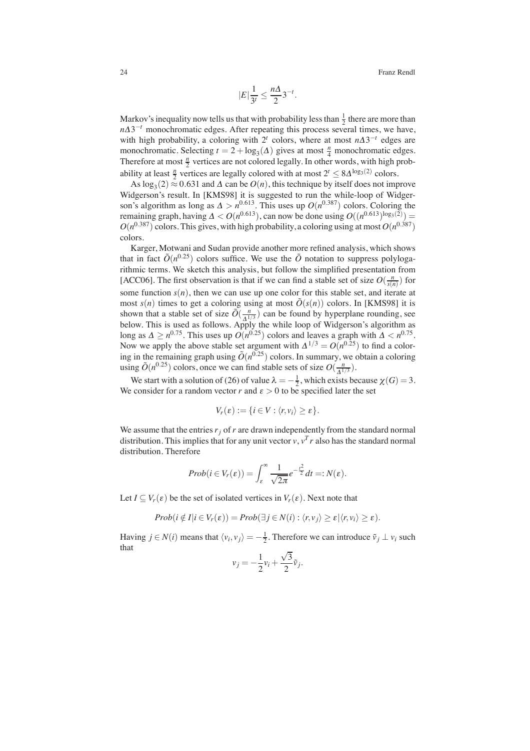$$|E|\frac{1}{3^t} \leq \frac{n\Delta}{2}3^{-t}.$$

Markov's inequality now tells us that with probability less than $\frac{1}{2}$ there are more than $n\Delta 3^{-t}$ monochromatic edges. After repeating this process several times, we have, with high probability, a coloring with $2^t$ colors, where at most $n\Delta 3^{-t}$ edges are monochromatic. Selecting $t = 2 + \log_3(\Delta)$ gives at most $\frac{n}{4}$ monochromatic edges. Therefore at most $\frac{n}{2}$ vertices are not colored legally. In other words, with high probability at least $\frac{n}{2}$ vertices are legally colored with at most $2^t \leq 8\Delta^{\log_3(2)}$ colors.

As $\log_3(2) \approx 0.631$ and $\Delta$ can be $O(n)$, this technique by itself does not improve Widgerson's result. In [KMS98] it is suggested to run the while-loop of Widgerson's algorithm as long as $\Delta > n^{0.613}$. This uses up $O(n^{0.387})$ colors. Coloring the remaining graph, having $\Delta < O(n^{0.613})$, can now be done using $O((n^{0.613})^{\log_3(2)}) = O(n^{0.387})$ colors. This gives, with high probability, a coloring using at most $O(n^{0.387})$ colors.

Karger, Motwani and Sudan provide another more refined analysis, which shows that in fact $\tilde{O}(n^{0.25})$ colors suffice. We use the $\tilde{O}$ notation to suppress polylogarithmic terms. We sketch this analysis, but follow the simplified presentation from [ACC06]. The first observation is that if we can find a stable set of size $O(\frac{n}{s(n)})$ for some function $s(n)$, then we can use up one color for this stable set, and iterate at most $s(n)$ times to get a coloring using at most $\tilde{O}(s(n))$ colors. In [KMS98] it is shown that a stable set of size $\tilde{O}(\frac{n}{\Delta^{1/3}})$ can be found by hyperplane rounding, see below. This is used as follows. Apply the while loop of Widgerson's algorithm as long as $\Delta \geq n^{0.75}$. This uses up $O(n^{0.25})$ colors and leaves a graph with $\Delta < n^{0.75}$. Now we apply the above stable set argument with $\Delta^{1/3} = O(n^{0.25})$ to find a coloring in the remaining graph using $\tilde{O}(n^{0.25})$ colors. In summary, we obtain a coloring using $\tilde{O}(n^{0.25})$ colors, once we can find stable sets of size $O(\frac{n}{\Delta^{1/3}})$.

We start with a solution of (26) of value $\lambda = -\frac{1}{2}$, which exists because $\chi(G) = 3$. We consider for a random vector $r$ and $\varepsilon > 0$ to be specified later the set

$$V_r(\varepsilon) := \{i \in V : \langle r, v_i \rangle \geq \varepsilon\}.$$

We assume that the entries $r_j$ of $r$ are drawn independently from the standard normal distribution. This implies that for any unit vector $v$, $v^T r$ also has the standard normal distribution. Therefore

$$Prob(i \in V_r(\varepsilon)) = \int_{\varepsilon}^{\infty} \frac{1}{\sqrt{2\pi}} e^{-\frac{t^2}{2}} dt =: N(\varepsilon).$$

Let $I \subseteq V_r(\varepsilon)$ be the set of isolated vertices in $V_r(\varepsilon)$. Next note that

$$Prob(i \notin I | i \in V_r(\varepsilon)) = Prob(\exists j \in N(i) : \langle r, v_j \rangle \geq \varepsilon | \langle r, v_i \rangle \geq \varepsilon).$$

Having $j \in N(i)$ means that $\langle v_i, v_j \rangle = -\frac{1}{2}$. Therefore we can introduce $\tilde{v}_j \perp v_i$ such that

$$v_j = -\frac{1}{2}v_i + \frac{\sqrt{3}}{2}\tilde{v}_j.$$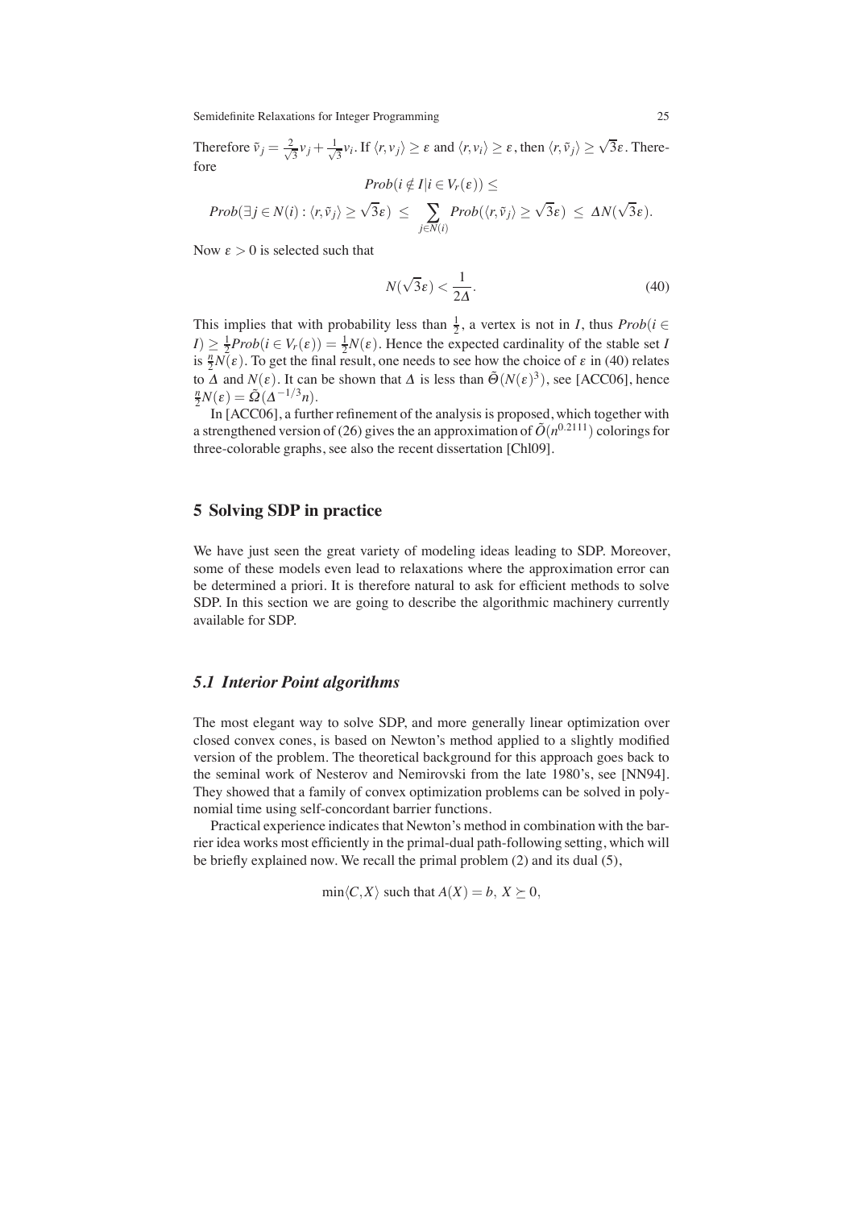Therefore $\tilde{v}_j = \frac{2}{\sqrt{3}} v_j + \frac{1}{\sqrt{3}} v_i$. If $\langle r, v_j \rangle \geq \varepsilon$ and $\langle r, v_i \rangle \geq \varepsilon$, then $\langle r, \tilde{v}_j \rangle \geq \sqrt{3}\varepsilon$. Therefore

$$
Prob(i \notin I | i \in V_r(\varepsilon)) \leq
$$

$$
Prob(\exists j \in N(i) : \langle r, \tilde{v}_j \rangle \geq \sqrt{3}\varepsilon) \;\leq\; \sum_{j \in N(i)} Prob(\langle r, \tilde{v}_j \rangle \geq \sqrt{3}\varepsilon) \;\leq\; \Delta N(\sqrt{3}\varepsilon).
$$

Now $\varepsilon > 0$ is selected such that

$$
N(\sqrt{3}\varepsilon) < \frac{1}{2\Delta}. \tag{40}
$$

This implies that with probability less than $\frac{1}{2}$, a vertex is not in $I$, thus $Prob(i \in I) \geq \frac{1}{2} Prob(i \in V_r(\varepsilon)) = \frac{1}{2} N(\varepsilon)$. Hence the expected cardinality of the stable set $I$ is $\frac{n}{2} N(\varepsilon)$. To get the final result, one needs to see how the choice of $\varepsilon$ in (40) relates to $\Delta$ and $N(\varepsilon)$. It can be shown that $\Delta$ is less than $\tilde{\Theta}(N(\varepsilon)^3)$, see [ACC06], hence $\frac{n}{2} N(\varepsilon) = \tilde{\Omega}(\Delta^{-1/3} n)$.

In [ACC06], a further refinement of the analysis is proposed, which together with a strengthened version of (26) gives the an approximation of $\tilde{O}(n^{0.2111})$ colorings for three-colorable graphs, see also the recent dissertation [Chl09].

## 5 Solving SDP in practice

We have just seen the great variety of modeling ideas leading to SDP. Moreover, some of these models even lead to relaxations where the approximation error can be determined a priori. It is therefore natural to ask for efficient methods to solve SDP. In this section we are going to describe the algorithmic machinery currently available for SDP.

### *5.1 Interior Point algorithms*

The most elegant way to solve SDP, and more generally linear optimization over closed convex cones, is based on Newton's method applied to a slightly modified version of the problem. The theoretical background for this approach goes back to the seminal work of Nesterov and Nemirovski from the late 1980's, see [NN94]. They showed that a family of convex optimization problems can be solved in polynomial time using self-concordant barrier functions.

Practical experience indicates that Newton's method in combination with the barrier idea works most efficiently in the primal-dual path-following setting, which will be briefly explained now. We recall the primal problem (2) and its dual (5),

$$
\min \langle C, X \rangle \text{ such that } A(X) = b,\; X \succeq 0,
$$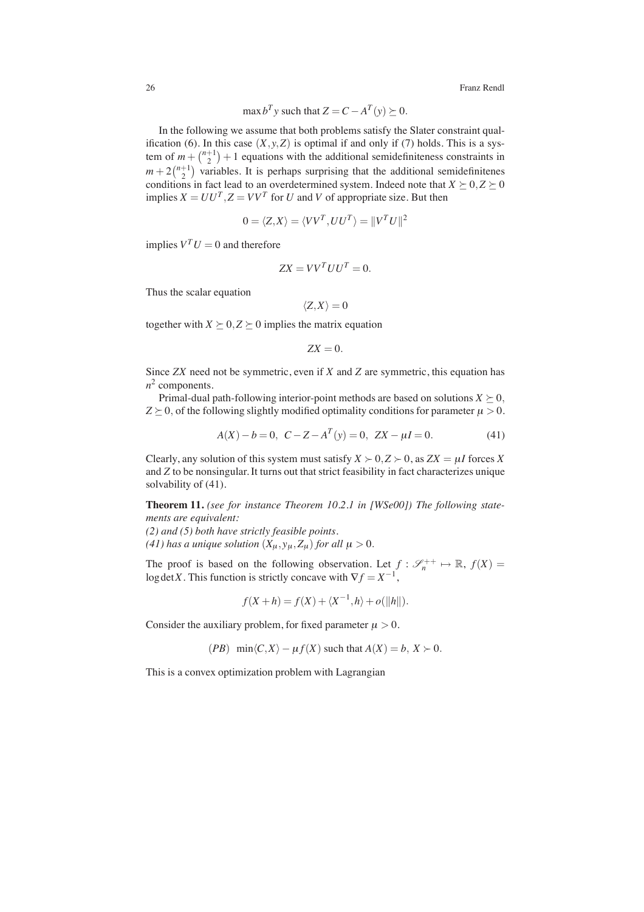$$\max b^T y \text{ such that } Z = C - A^T(y) \succeq 0.$$

In the following we assume that both problems satisfy the Slater constraint qualification (6). In this case $(X,y,Z)$ is optimal if and only if (7) holds. This is a system of $m + \binom{n+1}{2} + 1$ equations with the additional semidefiniteness constraints in $m + 2\binom{n+1}{2}$ variables. It is perhaps surprising that the additional semidefinitenes conditions in fact lead to an overdetermined system. Indeed note that $X \succeq 0, Z \succeq 0$ implies $X = UU^T, Z = VV^T$ for $U$ and $V$ of appropriate size. But then

$$0 = \langle Z, X \rangle = \langle VV^T, UU^T \rangle = \|V^T U\|^2$$

implies $V^T U = 0$ and therefore

$$ZX = VV^T UU^T = 0.$$

Thus the scalar equation

$$\langle Z, X \rangle = 0$$

together with $X \succeq 0, Z \succeq 0$ implies the matrix equation

$$ZX = 0.$$

Since $ZX$ need not be symmetric, even if $X$ and $Z$ are symmetric, this equation has $n^2$ components.

Primal-dual path-following interior-point methods are based on solutions $X \succeq 0$, $Z \succeq 0$, of the following slightly modified optimality conditions for parameter $\mu > 0$.

$$A(X) - b = 0, \;\; C - Z - A^T(y) = 0, \;\; ZX - \mu I = 0. \tag{41}$$

Clearly, any solution of this system must satisfy $X \succ 0, Z \succ 0$, as $ZX = \mu I$ forces $X$ and $Z$ to be nonsingular. It turns out that strict feasibility in fact characterizes unique solvability of (41).

**Theorem 11.** *(see for instance Theorem 10.2.1 in [WSe00]) The following statements are equivalent:*
*(2) and (5) both have strictly feasible points.*
*(41) has a unique solution $(X_\mu, y_\mu, Z_\mu)$ for all $\mu > 0$.*

The proof is based on the following observation. Let $f : \mathcal{S}_n^{++} \mapsto \mathbb{R}$, $f(X) = \log\det X$. This function is strictly concave with $\nabla f = X^{-1}$,

$$f(X + h) = f(X) + \langle X^{-1}, h \rangle + o(\|h\|).$$

Consider the auxiliary problem, for fixed parameter $\mu > 0$.

$$(PB) \;\; \min \langle C, X \rangle - \mu f(X) \text{ such that } A(X) = b, \; X \succ 0.$$

This is a convex optimization problem with Lagrangian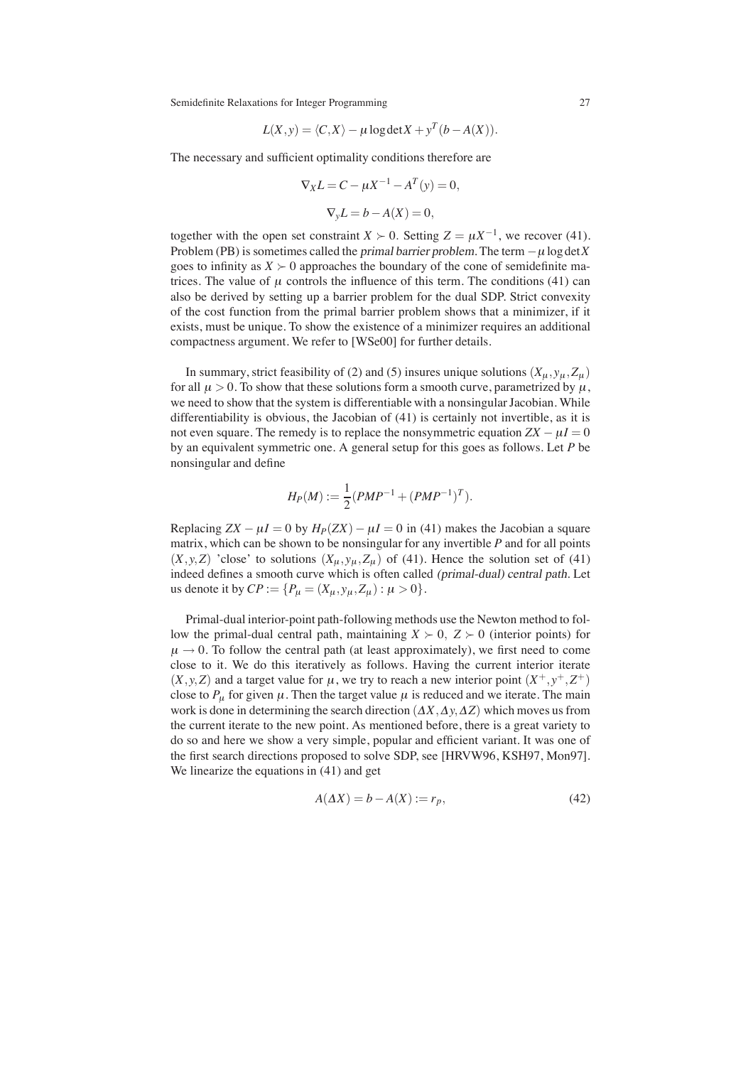$$L(X,y) = \langle C, X \rangle - \mu \log \det X + y^T(b - A(X)).$$

The necessary and sufficient optimality conditions therefore are

$$\nabla_X L = C - \mu X^{-1} - A^T(y) = 0,$$

$$\nabla_y L = b - A(X) = 0,$$

together with the open set constraint $X \succ 0$. Setting $Z = \mu X^{-1}$, we recover (41). Problem (PB) is sometimes called the *primal barrier problem*. The term $-\mu \log \det X$ goes to infinity as $X \succ 0$ approaches the boundary of the cone of semidefinite matrices. The value of $\mu$ controls the influence of this term. The conditions (41) can also be derived by setting up a barrier problem for the dual SDP. Strict convexity of the cost function from the primal barrier problem shows that a minimizer, if it exists, must be unique. To show the existence of a minimizer requires an additional compactness argument. We refer to [WSe00] for further details.

In summary, strict feasibility of (2) and (5) insures unique solutions $(X_\mu, y_\mu, Z_\mu)$ for all $\mu > 0$. To show that these solutions form a smooth curve, parametrized by $\mu$, we need to show that the system is differentiable with a nonsingular Jacobian. While differentiability is obvious, the Jacobian of (41) is certainly not invertible, as it is not even square. The remedy is to replace the nonsymmetric equation $ZX - \mu I = 0$ by an equivalent symmetric one. A general setup for this goes as follows. Let $P$ be nonsingular and define

$$H_P(M) := \frac{1}{2}(PMP^{-1} + (PMP^{-1})^T).$$

Replacing $ZX - \mu I = 0$ by $H_P(ZX) - \mu I = 0$ in (41) makes the Jacobian a square matrix, which can be shown to be nonsingular for any invertible $P$ and for all points $(X,y,Z)$ 'close' to solutions $(X_\mu, y_\mu, Z_\mu)$ of (41). Hence the solution set of (41) indeed defines a smooth curve which is often called *(primal-dual) central path*. Let us denote it by $CP := \{P_\mu = (X_\mu, y_\mu, Z_\mu) : \mu > 0\}$.

Primal-dual interior-point path-following methods use the Newton method to follow the primal-dual central path, maintaining $X \succ 0,\ Z \succ 0$ (interior points) for $\mu \to 0$. To follow the central path (at least approximately), we first need to come close to it. We do this iteratively as follows. Having the current interior iterate $(X,y,Z)$ and a target value for $\mu$, we try to reach a new interior point $(X^+, y^+, Z^+)$ close to $P_\mu$ for given $\mu$. Then the target value $\mu$ is reduced and we iterate. The main work is done in determining the search direction $(\Delta X, \Delta y, \Delta Z)$ which moves us from the current iterate to the new point. As mentioned before, there is a great variety to do so and here we show a very simple, popular and efficient variant. It was one of the first search directions proposed to solve SDP, see [HRVW96, KSH97, Mon97]. We linearize the equations in (41) and get

$$A(\Delta X) = b - A(X) := r_p, \tag{42}$$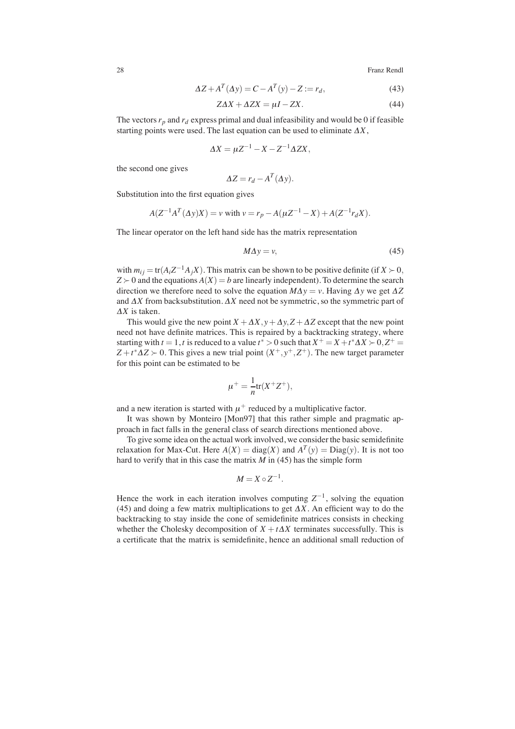$$\Delta Z + A^T(\Delta y) = C - A^T(y) - Z := r_d, \tag{43}$$

$$Z\Delta X + \Delta Z X = \mu I - ZX. \tag{44}$$

The vectors $r_p$ and $r_d$ express primal and dual infeasibility and would be 0 if feasible starting points were used. The last equation can be used to eliminate $\Delta X$,

$$\Delta X = \mu Z^{-1} - X - Z^{-1}\Delta Z X,$$

the second one gives

$$\Delta Z = r_d - A^T(\Delta y).$$

Substitution into the first equation gives

$$A(Z^{-1}A^T(\Delta y)X) = v \text{ with } v = r_p - A(\mu Z^{-1} - X) + A(Z^{-1}r_d X).$$

The linear operator on the left hand side has the matrix representation

$$M\Delta y = v, \tag{45}$$

with $m_{ij} = \text{tr}(A_i Z^{-1} A_j X)$. This matrix can be shown to be positive definite (if $X \succ 0$, $Z \succ 0$ and the equations $A(X) = b$ are linearly independent). To determine the search direction we therefore need to solve the equation $M\Delta y = v$. Having $\Delta y$ we get $\Delta Z$ and $\Delta X$ from backsubstitution. $\Delta X$ need not be symmetric, so the symmetric part of $\Delta X$ is taken.

This would give the new point $X + \Delta X, y + \Delta y, Z + \Delta Z$ except that the new point need not have definite matrices. This is repaired by a backtracking strategy, where starting with $t = 1$, $t$ is reduced to a value $t^* > 0$ such that $X^+ = X + t^*\Delta X \succ 0, Z^+ = Z + t^*\Delta Z \succ 0$. This gives a new trial point $(X^+, y^+, Z^+)$. The new target parameter for this point can be estimated to be

$$\mu^+ = \frac{1}{n}\text{tr}(X^+ Z^+),$$

and a new iteration is started with $\mu^+$ reduced by a multiplicative factor.

It was shown by Monteiro [Mon97] that this rather simple and pragmatic approach in fact falls in the general class of search directions mentioned above.

To give some idea on the actual work involved, we consider the basic semidefinite relaxation for Max-Cut. Here $A(X) = \text{diag}(X)$ and $A^T(y) = \text{Diag}(y)$. It is not too hard to verify that in this case the matrix $M$ in (45) has the simple form

$$M = X \circ Z^{-1}.$$

Hence the work in each iteration involves computing $Z^{-1}$, solving the equation (45) and doing a few matrix multiplications to get $\Delta X$. An efficient way to do the backtracking to stay inside the cone of semidefinite matrices consists in checking whether the Cholesky decomposition of $X + t\Delta X$ terminates successfully. This is a certificate that the matrix is semidefinite, hence an additional small reduction of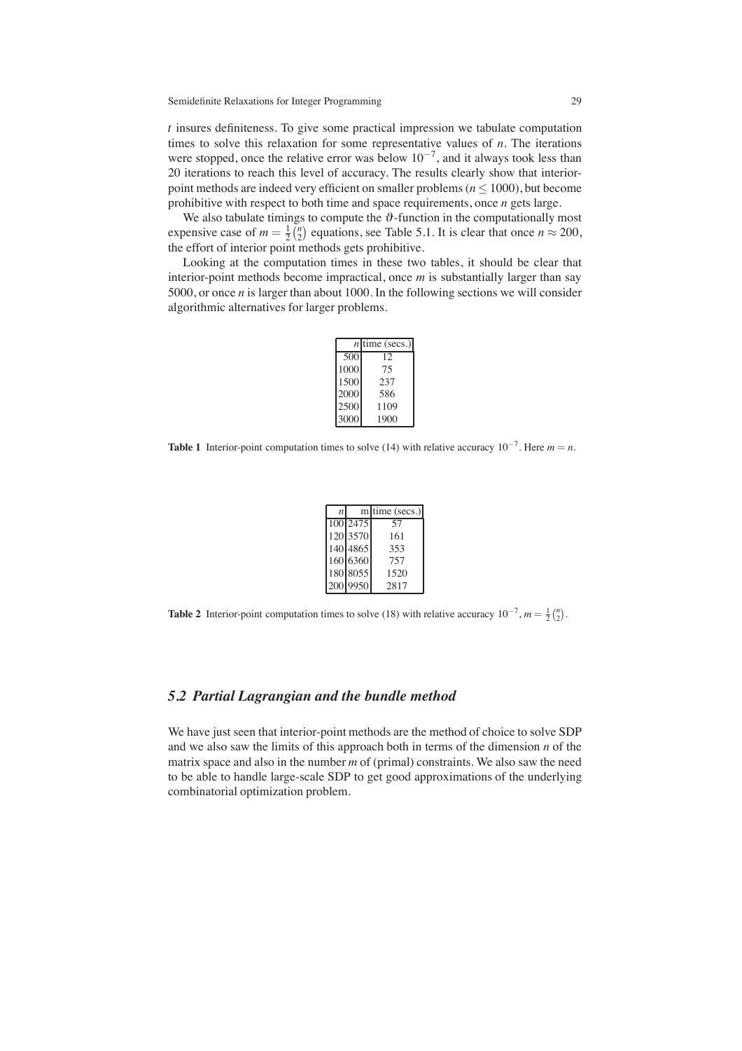$t$ insures definiteness. To give some practical impression we tabulate computation times to solve this relaxation for some representative values of $n$. The iterations were stopped, once the relative error was below $10^{-7}$, and it always took less than 20 iterations to reach this level of accuracy. The results clearly show that interior-point methods are indeed very efficient on smaller problems ($n \leq 1000$), but become prohibitive with respect to both time and space requirements, once $n$ gets large.

We also tabulate timings to compute the $\vartheta$-function in the computationally most expensive case of $m = \frac{1}{2}\binom{n}{2}$ equations, see Table 5.1. It is clear that once $n \approx 200$, the effort of interior point methods gets prohibitive.

Looking at the computation times in these two tables, it should be clear that interior-point methods become impractical, once $m$ is substantially larger than say 5000, or once $n$ is larger than about 1000. In the following sections we will consider algorithmic alternatives for larger problems.

| $n$ | time (secs.) |
| --- | --- |
| 500 | 12 |
| 1000 | 75 |
| 1500 | 237 |
| 2000 | 586 |
| 2500 | 1109 |
| 3000 | 1900 |

**Table 1** Interior-point computation times to solve (14) with relative accuracy $10^{-7}$. Here $m = n$.

| $n$ | m | time (secs.) |
| --- | --- | --- |
| 100 | 2475 | 57 |
| 120 | 3570 | 161 |
| 140 | 4865 | 353 |
| 160 | 6360 | 757 |
| 180 | 8055 | 1520 |
| 200 | 9950 | 2817 |

**Table 2** Interior-point computation times to solve (18) with relative accuracy $10^{-7}$, $m = \frac{1}{2}\binom{n}{2}$.

## *5.2 Partial Lagrangian and the bundle method*

We have just seen that interior-point methods are the method of choice to solve SDP and we also saw the limits of this approach both in terms of the dimension $n$ of the matrix space and also in the number $m$ of (primal) constraints. We also saw the need to be able to handle large-scale SDP to get good approximations of the underlying combinatorial optimization problem.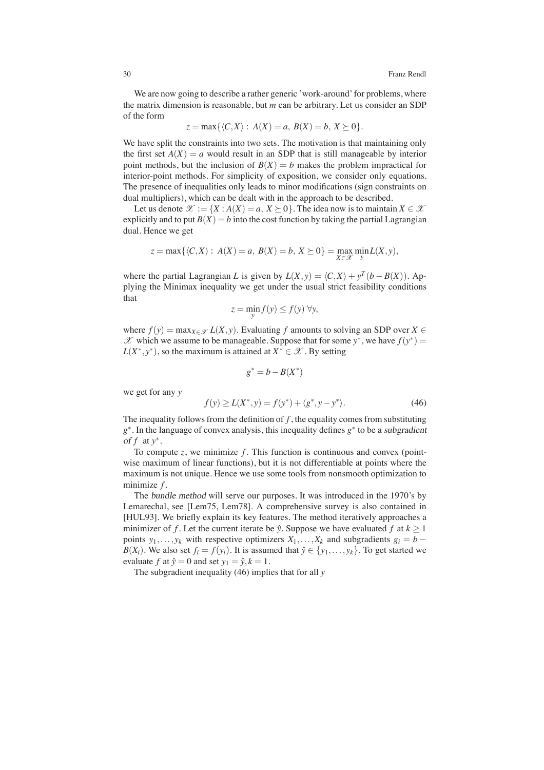We are now going to describe a rather generic 'work-around' for problems, where the matrix dimension is reasonable, but $m$ can be arbitrary. Let us consider an SDP of the form

$$z = \max\{\langle C, X\rangle : A(X) = a,\ B(X) = b,\ X \succeq 0\}.$$

We have split the constraints into two sets. The motivation is that maintaining only the first set $A(X) = a$ would result in an SDP that is still manageable by interior point methods, but the inclusion of $B(X) = b$ makes the problem impractical for interior-point methods. For simplicity of exposition, we consider only equations. The presence of inequalities only leads to minor modifications (sign constraints on dual multipliers), which can be dealt with in the approach to be described.

Let us denote $\mathscr{X} := \{X : A(X) = a,\ X \succeq 0\}$. The idea now is to maintain $X \in \mathscr{X}$ explicitly and to put $B(X) = b$ into the cost function by taking the partial Lagrangian dual. Hence we get

$$z = \max\{\langle C, X\rangle : A(X) = a,\ B(X) = b,\ X \succeq 0\} = \max_{X \in \mathscr{X}} \min_{y} L(X, y),$$

where the partial Lagrangian $L$ is given by $L(X, y) = \langle C, X\rangle + y^T(b - B(X))$. Applying the Minimax inequality we get under the usual strict feasibility conditions that

$$z = \min_{y} f(y) \leq f(y)\ \forall y,$$

where $f(y) = \max_{X \in \mathscr{X}} L(X, y)$. Evaluating $f$ amounts to solving an SDP over $X \in \mathscr{X}$ which we assume to be manageable. Suppose that for some $y^*$, we have $f(y^*) = L(X^*, y^*)$, so the maximum is attained at $X^* \in \mathscr{X}$. By setting

$$g^* = b - B(X^*)$$

we get for any $y$

$$f(y) \geq L(X^*, y) = f(y^*) + \langle g^*, y - y^*\rangle. \tag{46}$$

The inequality follows from the definition of $f$, the equality comes from substituting $g^*$. In the language of convex analysis, this inequality defines $g^*$ to be a *subgradient of $f$* at $y^*$.

To compute $z$, we minimize $f$. This function is continuous and convex (pointwise maximum of linear functions), but it is not differentiable at points where the maximum is not unique. Hence we use some tools from nonsmooth optimization to minimize $f$.

The *bundle method* will serve our purposes. It was introduced in the 1970's by Lemarechal, see [Lem75, Lem78]. A comprehensive survey is also contained in [HUL93]. We briefly explain its key features. The method iteratively approaches a minimizer of $f$. Let the current iterate be $\hat{y}$. Suppose we have evaluated $f$ at $k \geq 1$ points $y_1, \ldots, y_k$ with respective optimizers $X_1, \ldots, X_k$ and subgradients $g_i = b - B(X_i)$. We also set $f_i = f(y_i)$. It is assumed that $\hat{y} \in \{y_1, \ldots, y_k\}$. To get started we evaluate $f$ at $\hat{y} = 0$ and set $y_1 = \hat{y}, k = 1$.

The subgradient inequality (46) implies that for all $y$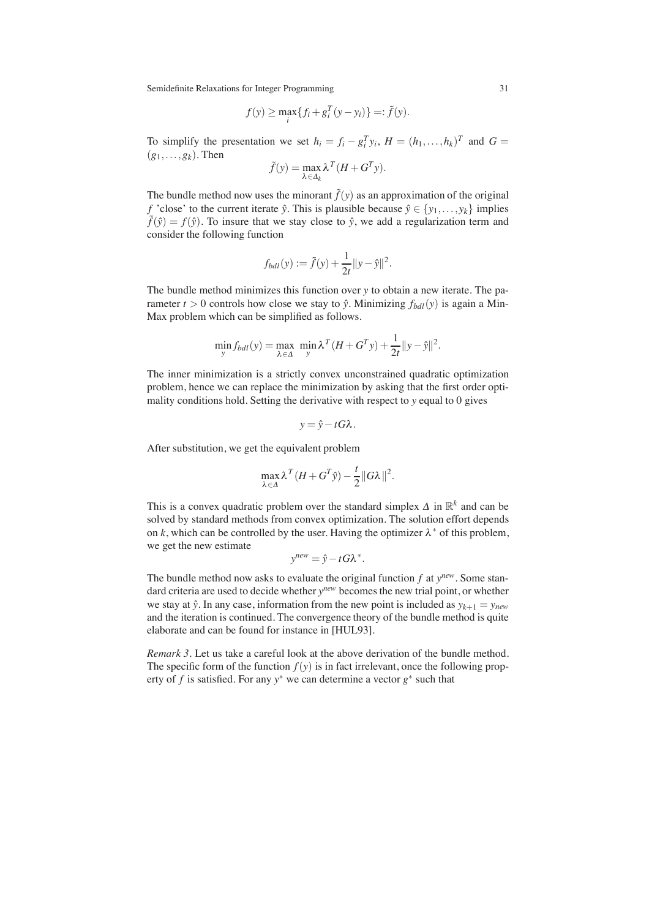$$f(y) \geq \max_i \{f_i + g_i^T(y - y_i)\} =: \tilde{f}(y).$$

To simplify the presentation we set $h_i = f_i - g_i^T y_i$, $H = (h_1, \dots, h_k)^T$ and $G = (g_1, \dots, g_k)$. Then

$$\tilde{f}(y) = \max_{\lambda \in \Delta_k} \lambda^T (H + G^T y).$$

The bundle method now uses the minorant $\tilde{f}(y)$ as an approximation of the original $f$ 'close' to the current iterate $\hat{y}$. This is plausible because $\hat{y} \in \{y_1, \dots, y_k\}$ implies $\tilde{f}(\hat{y}) = f(\hat{y})$. To insure that we stay close to $\hat{y}$, we add a regularization term and consider the following function

$$f_{bdl}(y) := \tilde{f}(y) + \frac{1}{2t}\|y - \hat{y}\|^2.$$

The bundle method minimizes this function over $y$ to obtain a new iterate. The parameter $t > 0$ controls how close we stay to $\hat{y}$. Minimizing $f_{bdl}(y)$ is again a Min-Max problem which can be simplified as follows.

$$\min_y f_{bdl}(y) = \max_{\lambda \in \Delta} \min_y \lambda^T (H + G^T y) + \frac{1}{2t}\|y - \hat{y}\|^2.$$

The inner minimization is a strictly convex unconstrained quadratic optimization problem, hence we can replace the minimization by asking that the first order optimality conditions hold. Setting the derivative with respect to $y$ equal to 0 gives

$$y = \hat{y} - tG\lambda.$$

After substitution, we get the equivalent problem

$$\max_{\lambda \in \Delta} \lambda^T (H + G^T \hat{y}) - \frac{t}{2}\|G\lambda\|^2.$$

This is a convex quadratic problem over the standard simplex $\Delta$ in $\mathbb{R}^k$ and can be solved by standard methods from convex optimization. The solution effort depends on $k$, which can be controlled by the user. Having the optimizer $\lambda^*$ of this problem, we get the new estimate

$$y^{new} = \hat{y} - tG\lambda^*.$$

The bundle method now asks to evaluate the original function $f$ at $y^{new}$. Some standard criteria are used to decide whether $y^{new}$ becomes the new trial point, or whether we stay at $\hat{y}$. In any case, information from the new point is included as $y_{k+1} = y_{new}$ and the iteration is continued. The convergence theory of the bundle method is quite elaborate and can be found for instance in [HUL93].

*Remark 3*. Let us take a careful look at the above derivation of the bundle method. The specific form of the function $f(y)$ is in fact irrelevant, once the following property of $f$ is satisfied. For any $y^*$ we can determine a vector $g^*$ such that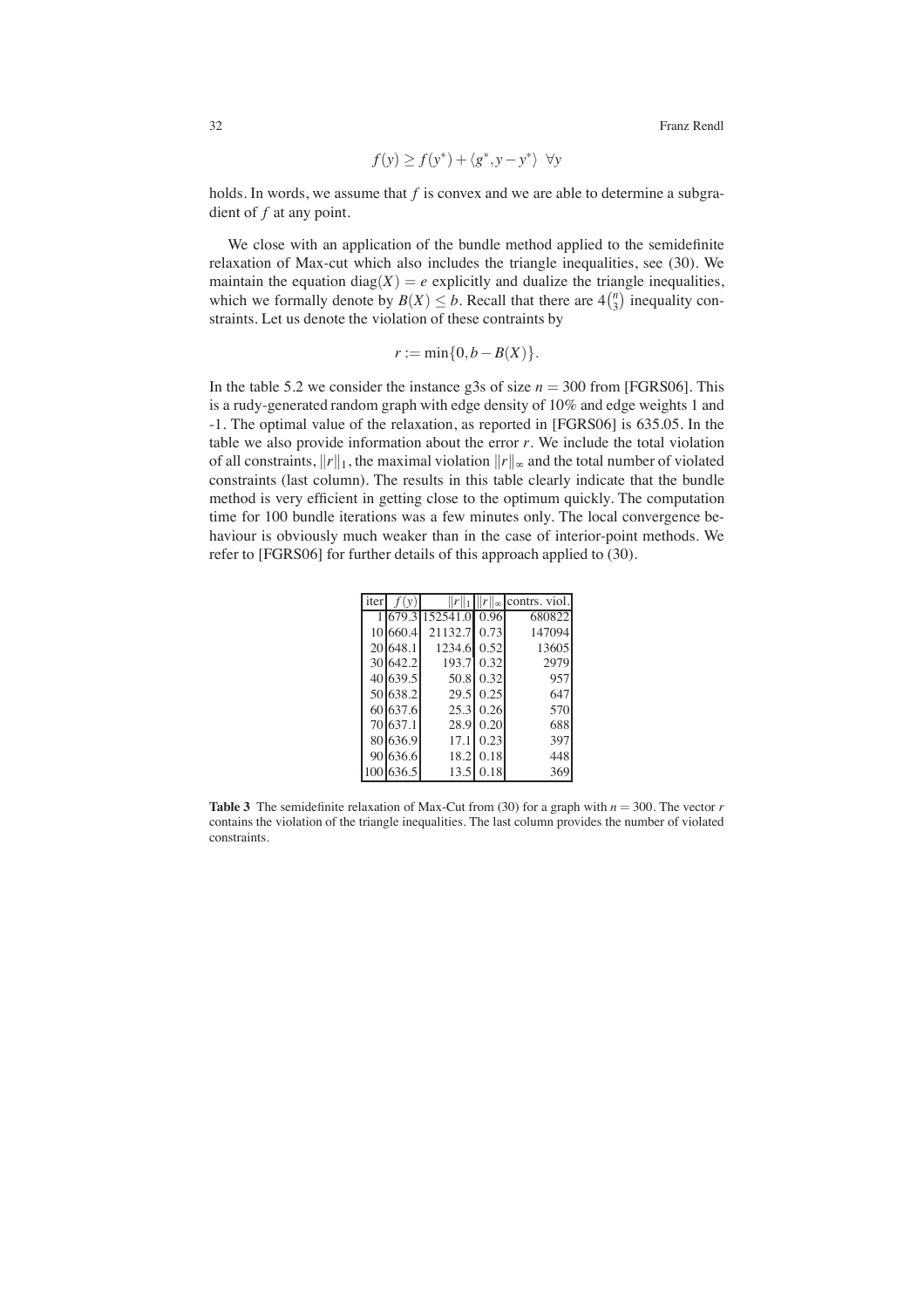$$f(y) \geq f(y^*) + \langle g^*, y - y^* \rangle \;\; \forall y$$

holds. In words, we assume that $f$ is convex and we are able to determine a subgradient of $f$ at any point.

We close with an application of the bundle method applied to the semidefinite relaxation of Max-cut which also includes the triangle inequalities, see (30). We maintain the equation $\mathrm{diag}(X) = e$ explicitly and dualize the triangle inequalities, which we formally denote by $B(X) \leq b$. Recall that there are $4\binom{n}{3}$ inequality contraints. Let us denote the violation of these contraints by

$$r := \min\{0, b - B(X)\}.$$

In the table 5.2 we consider the instance g3s of size $n = 300$ from [FGRS06]. This is a rudy-generated random graph with edge density of 10% and edge weights 1 and -1. The optimal value of the relaxation, as reported in [FGRS06] is 635.05. In the table we also provide information about the error $r$. We include the total violation of all constraints, $\|r\|_1$, the maximal violation $\|r\|_\infty$ and the total number of violated constraints (last column). The results in this table clearly indicate that the bundle method is very efficient in getting close to the optimum quickly. The computation time for 100 bundle iterations was a few minutes only. The local convergence behaviour is obviously much weaker than in the case of interior-point methods. We refer to [FGRS06] for further details of this approach applied to (30).

| iter | $f(y)$ | $\|r\|_1$ | $\|r\|_\infty$ | contrs. viol. |
|---|---|---|---|---|
| 1 | 679.3 | 152541.0 | 0.96 | 680822 |
| 10 | 660.4 | 21132.7 | 0.73 | 147094 |
| 20 | 648.1 | 1234.6 | 0.52 | 13605 |
| 30 | 642.2 | 193.7 | 0.32 | 2979 |
| 40 | 639.5 | 50.8 | 0.32 | 957 |
| 50 | 638.2 | 29.5 | 0.25 | 647 |
| 60 | 637.6 | 25.3 | 0.26 | 570 |
| 70 | 637.1 | 28.9 | 0.20 | 688 |
| 80 | 636.9 | 17.1 | 0.23 | 397 |
| 90 | 636.6 | 18.2 | 0.18 | 448 |
| 100 | 636.5 | 13.5 | 0.18 | 369 |

**Table 3** The semidefinite relaxation of Max-Cut from (30) for a graph with $n = 300$. The vector $r$ contains the violation of the triangle inequalities. The last column provides the number of violated constraints.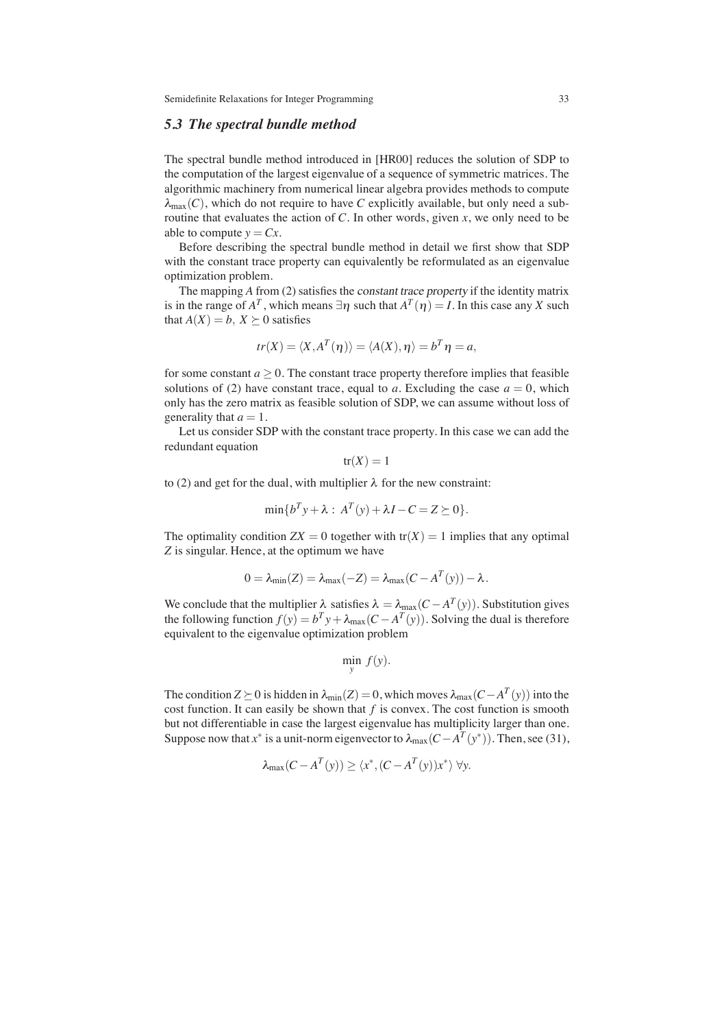### *5.3 The spectral bundle method*

The spectral bundle method introduced in [HR00] reduces the solution of SDP to the computation of the largest eigenvalue of a sequence of symmetric matrices. The algorithmic machinery from numerical linear algebra provides methods to compute $\lambda_{\max}(C)$, which do not require to have $C$ explicitly available, but only need a subroutine that evaluates the action of $C$. In other words, given $x$, we only need to be able to compute $y = Cx$.

Before describing the spectral bundle method in detail we first show that SDP with the constant trace property can equivalently be reformulated as an eigenvalue optimization problem.

The mapping $A$ from (2) satisfies the *constant trace property* if the identity matrix is in the range of $A^T$, which means $\exists \eta$ such that $A^T(\eta) = I$. In this case any $X$ such that $A(X) = b,\ X \succeq 0$ satisfies

$$tr(X) = \langle X, A^T(\eta) \rangle = \langle A(X), \eta \rangle = b^T \eta = a,$$

for some constant $a \geq 0$. The constant trace property therefore implies that feasible solutions of (2) have constant trace, equal to $a$. Excluding the case $a = 0$, which only has the zero matrix as feasible solution of SDP, we can assume without loss of generality that $a = 1$.

Let us consider SDP with the constant trace property. In this case we can add the redundant equation

$$\mathrm{tr}(X) = 1$$

to (2) and get for the dual, with multiplier $\lambda$ for the new constraint:

$$\min\{b^T y + \lambda : \ A^T(y) + \lambda I - C = Z \succeq 0\}.$$

The optimality condition $ZX = 0$ together with $\mathrm{tr}(X) = 1$ implies that any optimal $Z$ is singular. Hence, at the optimum we have

$$0 = \lambda_{\min}(Z) = \lambda_{\max}(-Z) = \lambda_{\max}(C - A^T(y)) - \lambda.$$

We conclude that the multiplier $\lambda$ satisfies $\lambda = \lambda_{\max}(C - A^T(y))$. Substitution gives the following function $f(y) = b^T y + \lambda_{\max}(C - A^T(y))$. Solving the dual is therefore equivalent to the eigenvalue optimization problem

$$\min_y \ f(y).$$

The condition $Z \succeq 0$ is hidden in $\lambda_{\min}(Z) = 0$, which moves $\lambda_{\max}(C - A^T(y))$ into the cost function. It can easily be shown that $f$ is convex. The cost function is smooth but not differentiable in case the largest eigenvalue has multiplicity larger than one. Suppose now that $x^*$ is a unit-norm eigenvector to $\lambda_{\max}(C - A^T(y^*))$. Then, see (31),

$$\lambda_{\max}(C - A^T(y)) \geq \langle x^*, (C - A^T(y))x^* \rangle \ \forall y.$$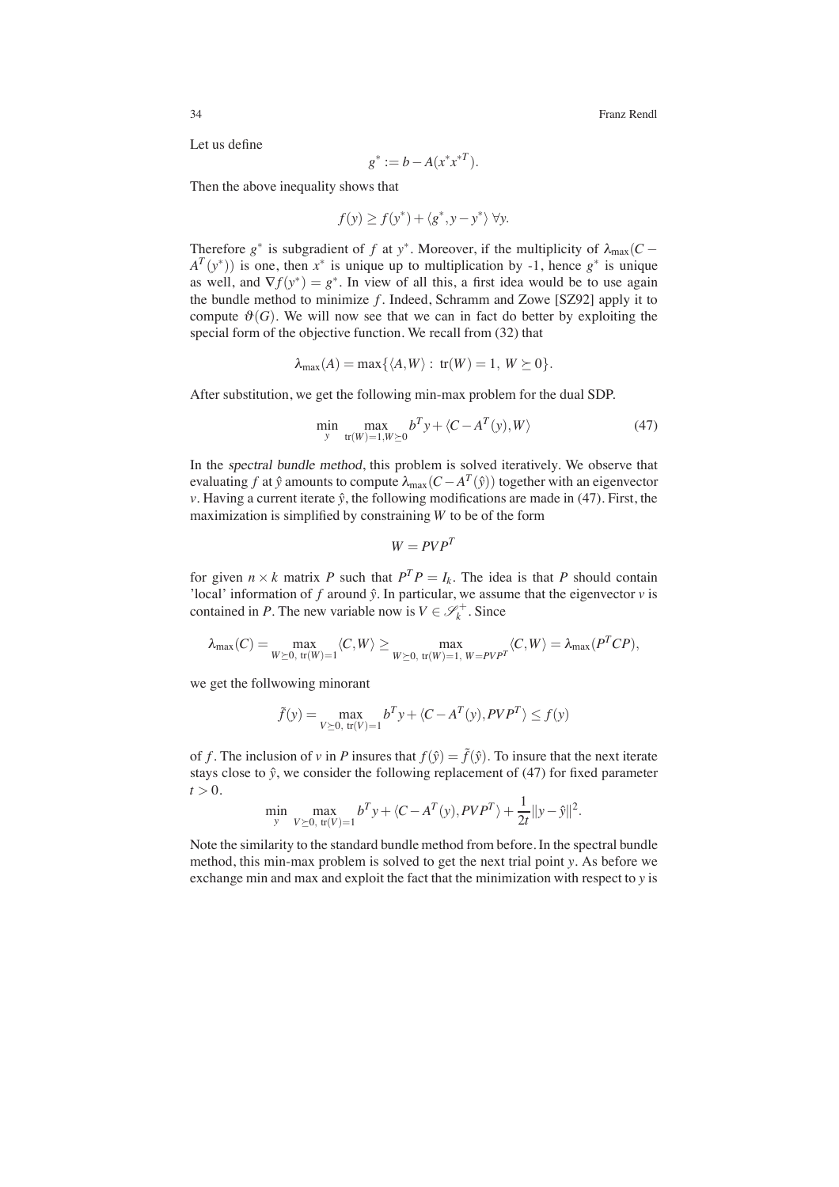Let us define

$$g^* := b - A(x^* x^{*T}).$$

Then the above inequality shows that

$$f(y) \geq f(y^*) + \langle g^*, y - y^* \rangle \ \forall y.$$

Therefore $g^*$ is subgradient of $f$ at $y^*$. Moreover, if the multiplicity of $\lambda_{\max}(C - A^T(y^*))$ is one, then $x^*$ is unique up to multiplication by -1, hence $g^*$ is unique as well, and $\nabla f(y^*) = g^*$. In view of all this, a first idea would be to use again the bundle method to minimize $f$. Indeed, Schramm and Zowe [SZ92] apply it to compute $\vartheta(G)$. We will now see that we can in fact do better by exploiting the special form of the objective function. We recall from (32) that

$$\lambda_{\max}(A) = \max\{\langle A, W \rangle : \operatorname{tr}(W) = 1, \ W \succeq 0\}.$$

After substitution, we get the following min-max problem for the dual SDP.

$$\min_{y} \max_{\operatorname{tr}(W)=1, W \succeq 0} b^T y + \langle C - A^T(y), W \rangle \tag{47}$$

In the *spectral bundle method*, this problem is solved iteratively. We observe that evaluating $f$ at $\hat{y}$ amounts to compute $\lambda_{\max}(C - A^T(\hat{y}))$ together with an eigenvector $v$. Having a current iterate $\hat{y}$, the following modifications are made in (47). First, the maximization is simplified by constraining $W$ to be of the form

$$W = PVP^T$$

for given $n \times k$ matrix $P$ such that $P^T P = I_k$. The idea is that $P$ should contain 'local' information of $f$ around $\hat{y}$. In particular, we assume that the eigenvector $v$ is contained in $P$. The new variable now is $V \in \mathscr{S}_k^+$. Since

$$\lambda_{\max}(C) = \max_{W \succeq 0, \ \operatorname{tr}(W)=1} \langle C, W \rangle \geq \max_{W \succeq 0, \ \operatorname{tr}(W)=1, \ W = PVP^T} \langle C, W \rangle = \lambda_{\max}(P^T C P),$$

we get the follwowing minorant

$$\tilde{f}(y) = \max_{V \succeq 0, \ \operatorname{tr}(V)=1} b^T y + \langle C - A^T(y), PVP^T \rangle \leq f(y)$$

of $f$. The inclusion of $v$ in $P$ insures that $f(\hat{y}) = \tilde{f}(\hat{y})$. To insure that the next iterate stays close to $\hat{y}$, we consider the following replacement of (47) for fixed parameter $t > 0$.

$$\min_{y} \max_{V \succeq 0, \ \operatorname{tr}(V)=1} b^T y + \langle C - A^T(y), PVP^T \rangle + \frac{1}{2t} \|y - \hat{y}\|^2.$$

Note the similarity to the standard bundle method from before. In the spectral bundle method, this min-max problem is solved to get the next trial point $y$. As before we exchange min and max and exploit the fact that the minimization with respect to $y$ is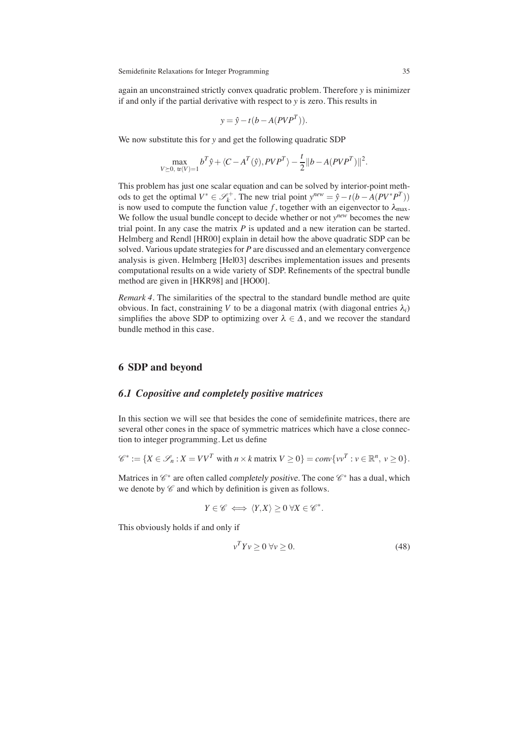again an unconstrained strictly convex quadratic problem. Therefore $y$ is minimizer if and only if the partial derivative with respect to $y$ is zero. This results in

$$y = \hat{y} - t(b - A(PVP^T)).$$

We now substitute this for $y$ and get the following quadratic SDP

$$\max_{V \succeq 0,\ \text{tr}(V)=1} b^T \hat{y} + \langle C - A^T(\hat{y}), PVP^T \rangle - \frac{t}{2} \|b - A(PVP^T)\|^2.$$

This problem has just one scalar equation and can be solved by interior-point methods to get the optimal $V^* \in \mathscr{S}_k^+$. The new trial point $y^{new} = \hat{y} - t(b - A(PV^*P^T))$ is now used to compute the function value $f$, together with an eigenvector to $\lambda_{\max}$. We follow the usual bundle concept to decide whether or not $y^{new}$ becomes the new trial point. In any case the matrix $P$ is updated and a new iteration can be started. Helmberg and Rendl [HR00] explain in detail how the above quadratic SDP can be solved. Various update strategies for $P$ are discussed and an elementary convergence analysis is given. Helmberg [Hel03] describes implementation issues and presents computational results on a wide variety of SDP. Refinements of the spectral bundle method are given in [HKR98] and [HO00].

*Remark 4*. The similarities of the spectral to the standard bundle method are quite obvious. In fact, constraining $V$ to be a diagonal matrix (with diagonal entries $\lambda_i$) simplifies the above SDP to optimizing over $\lambda \in \Delta$, and we recover the standard bundle method in this case.

## 6 SDP and beyond

### *6.1 Copositive and completely positive matrices*

In this section we will see that besides the cone of semidefinite matrices, there are several other cones in the space of symmetric matrices which have a close connection to integer programming. Let us define

$$\mathscr{C}^* := \{X \in \mathscr{S}_n : X = VV^T \text{ with } n \times k \text{ matrix } V \geq 0\} = conv\{vv^T : v \in \mathbb{R}^n,\ v \geq 0\}.$$

Matrices in $\mathscr{C}^*$ are often called *completely positive*. The cone $\mathscr{C}^*$ has a dual, which we denote by $\mathscr{C}$ and which by definition is given as follows.

$$Y \in \mathscr{C} \iff \langle Y, X \rangle \geq 0\ \forall X \in \mathscr{C}^*.$$

This obviously holds if and only if

$$v^T Y v \geq 0\ \forall v \geq 0. \tag{48}$$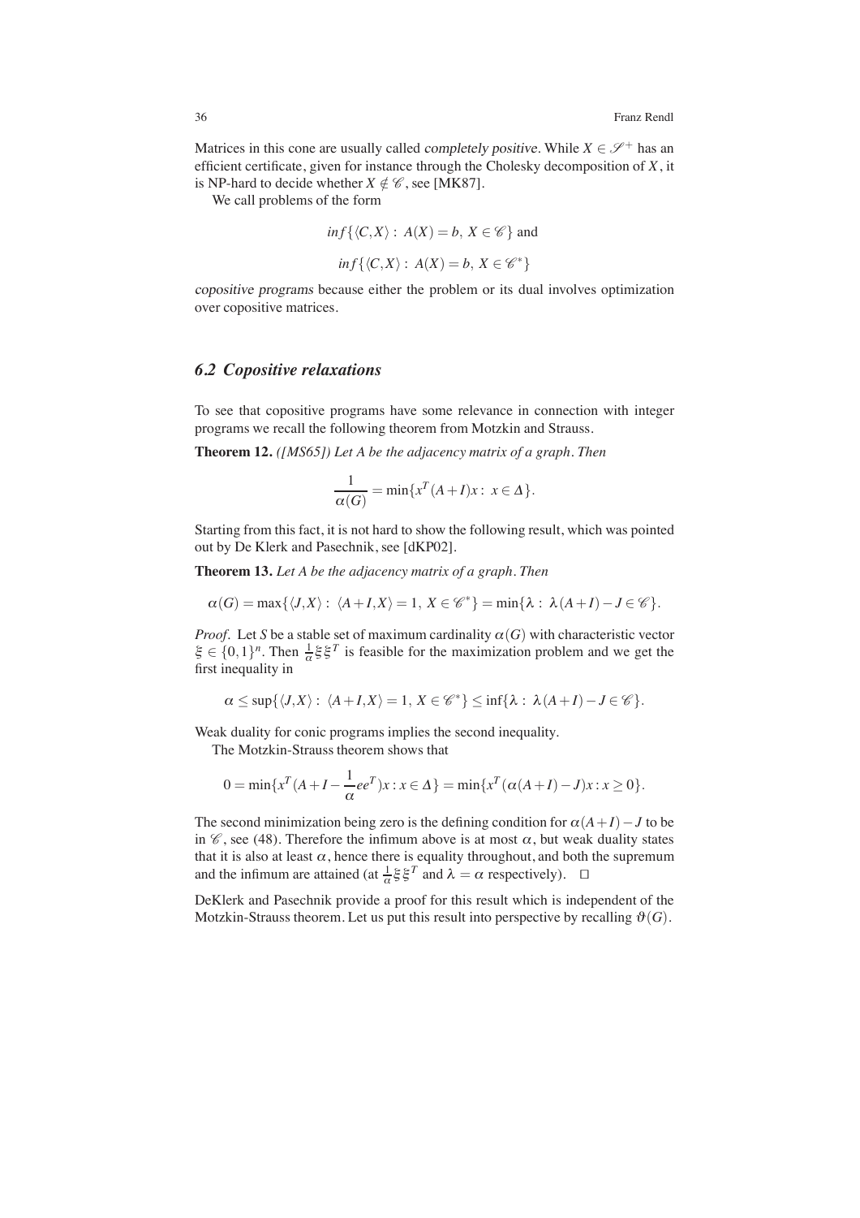Matrices in this cone are usually called *completely positive*. While $X \in \mathscr{S}^+$ has an efficient certificate, given for instance through the Cholesky decomposition of $X$, it is NP-hard to decide whether $X \notin \mathscr{C}$, see [MK87].

We call problems of the form

$$inf\{\langle C,X\rangle : A(X) = b,\ X \in \mathscr{C}\} \text{ and}$$

$$inf\{\langle C,X\rangle : A(X) = b,\ X \in \mathscr{C}^*\}$$

*copositive programs* because either the problem or its dual involves optimization over copositive matrices.

## 6.2 Copositive relaxations

To see that copositive programs have some relevance in connection with integer programs we recall the following theorem from Motzkin and Strauss.

**Theorem 12.** *([MS65]) Let A be the adjacency matrix of a graph. Then*

$$\frac{1}{\alpha(G)} = \min\{x^T(A+I)x :\ x \in \Delta\}.$$

Starting from this fact, it is not hard to show the following result, which was pointed out by De Klerk and Pasechnik, see [dKP02].

**Theorem 13.** *Let A be the adjacency matrix of a graph. Then*

$$\alpha(G) = \max\{\langle J,X\rangle :\ \langle A+I,X\rangle = 1,\ X \in \mathscr{C}^*\} = \min\{\lambda :\ \lambda(A+I) - J \in \mathscr{C}\}.$$

*Proof.* Let $S$ be a stable set of maximum cardinality $\alpha(G)$ with characteristic vector $\xi \in \{0,1\}^n$. Then $\frac{1}{\alpha}\xi\xi^T$ is feasible for the maximization problem and we get the first inequality in

$$\alpha \le \sup\{\langle J,X\rangle :\ \langle A+I,X\rangle = 1,\ X \in \mathscr{C}^*\} \le \inf\{\lambda :\ \lambda(A+I) - J \in \mathscr{C}\}.$$

Weak duality for conic programs implies the second inequality.

The Motzkin-Strauss theorem shows that

$$0 = \min\{x^T(A+I-\frac{1}{\alpha}ee^T)x : x \in \Delta\} = \min\{x^T(\alpha(A+I)-J)x : x \ge 0\}.$$

The second minimization being zero is the defining condition for $\alpha(A+I)-J$ to be in $\mathscr{C}$, see (48). Therefore the infimum above is at most $\alpha$, but weak duality states that it is also at least $\alpha$, hence there is equality throughout, and both the supremum and the infimum are attained (at $\frac{1}{\alpha}\xi\xi^T$ and $\lambda = \alpha$ respectively). $\square$

DeKlerk and Pasechnik provide a proof for this result which is independent of the Motzkin-Strauss theorem. Let us put this result into perspective by recalling $\vartheta(G)$.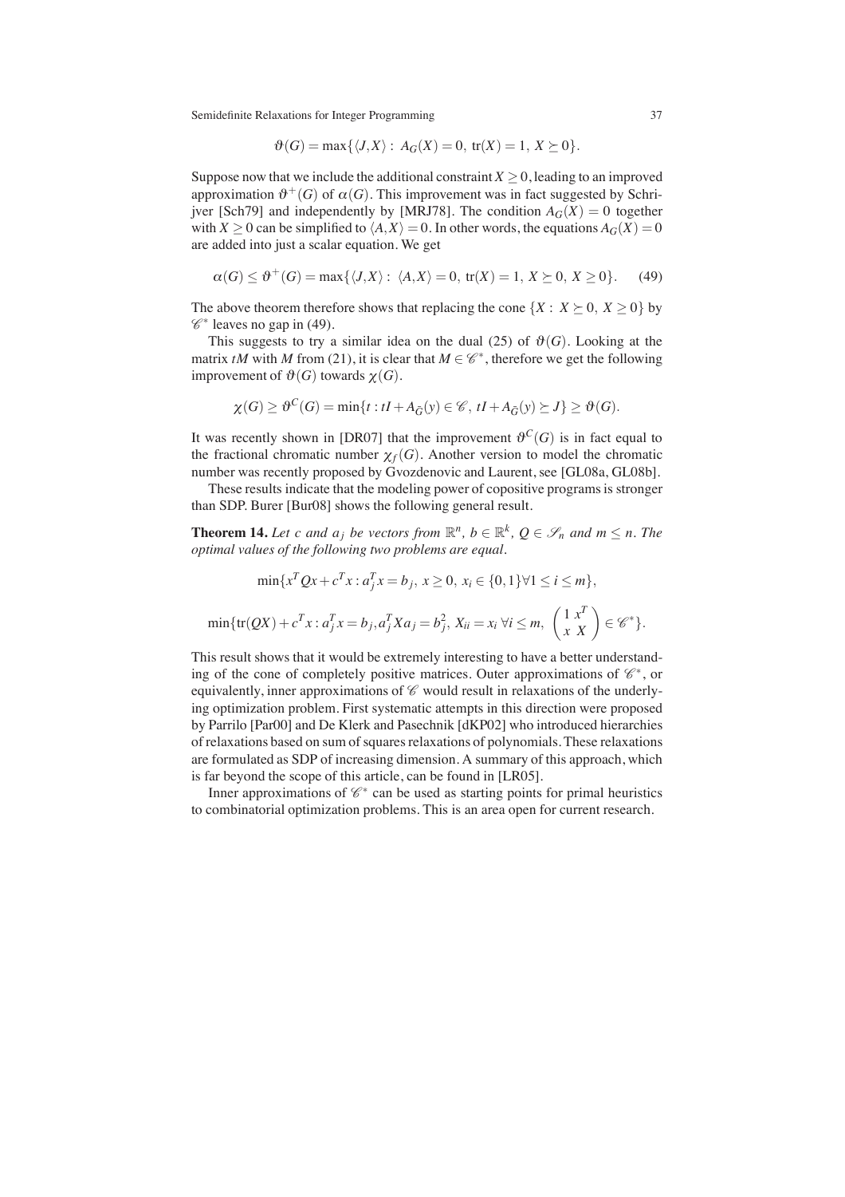$$\vartheta(G) = \max\{\langle J, X\rangle : A_G(X) = 0, \ \mathrm{tr}(X) = 1, \ X \succeq 0\}.$$

Suppose now that we include the additional constraint $X \geq 0$, leading to an improved approximation $\vartheta^+(G)$ of $\alpha(G)$. This improvement was in fact suggested by Schrijver [Sch79] and independently by [MRJ78]. The condition $A_G(X) = 0$ together with $X \geq 0$ can be simplified to $\langle A, X\rangle = 0$. In other words, the equations $A_G(X) = 0$ are added into just a scalar equation. We get

$$\alpha(G) \leq \vartheta^+(G) = \max\{\langle J, X\rangle : \langle A, X\rangle = 0, \ \mathrm{tr}(X) = 1, \ X \succeq 0, \ X \geq 0\}. \tag{49}$$

The above theorem therefore shows that replacing the cone $\{X : X \succeq 0, \ X \geq 0\}$ by $\mathscr{C}^*$ leaves no gap in (49).

This suggests to try a similar idea on the dual (25) of $\vartheta(G)$. Looking at the matrix $tM$ with $M$ from (21), it is clear that $M \in \mathscr{C}^*$, therefore we get the following improvement of $\vartheta(G)$ towards $\chi(G)$.

$$\chi(G) \geq \vartheta^C(G) = \min\{t : tI + A_{\bar{G}}(y) \in \mathscr{C}, \ tI + A_{\bar{G}}(y) \succeq J\} \geq \vartheta(G).$$

It was recently shown in [DR07] that the improvement $\vartheta^C(G)$ is in fact equal to the fractional chromatic number $\chi_f(G)$. Another version to model the chromatic number was recently proposed by Gvozdenovic and Laurent, see [GL08a, GL08b].

These results indicate that the modeling power of copositive programs is stronger than SDP. Burer [Bur08] shows the following general result.

**Theorem 14.** *Let $c$ and $a_j$ be vectors from $\mathbb{R}^n$, $b \in \mathbb{R}^k$, $Q \in \mathscr{S}_n$ and $m \leq n$. The optimal values of the following two problems are equal.*

$$\min\{x^T Qx + c^T x : a_j^T x = b_j, \ x \geq 0, \ x_i \in \{0,1\} \forall 1 \leq i \leq m\},$$

$$\min\{\mathrm{tr}(QX) + c^T x : a_j^T x = b_j, a_j^T X a_j = b_j^2, \ X_{ii} = x_i \ \forall i \leq m, \ \begin{pmatrix} 1 & x^T \\ x & X \end{pmatrix} \in \mathscr{C}^*\}.$$

This result shows that it would be extremely interesting to have a better understanding of the cone of completely positive matrices. Outer approximations of $\mathscr{C}^*$, or equivalently, inner approximations of $\mathscr{C}$ would result in relaxations of the underlying optimization problem. First systematic attempts in this direction were proposed by Parrilo [Par00] and De Klerk and Pasechnik [dKP02] who introduced hierarchies of relaxations based on sum of squares relaxations of polynomials. These relaxations are formulated as SDP of increasing dimension. A summary of this approach, which is far beyond the scope of this article, can be found in [LR05].

Inner approximations of $\mathscr{C}^*$ can be used as starting points for primal heuristics to combinatorial optimization problems. This is an area open for current research.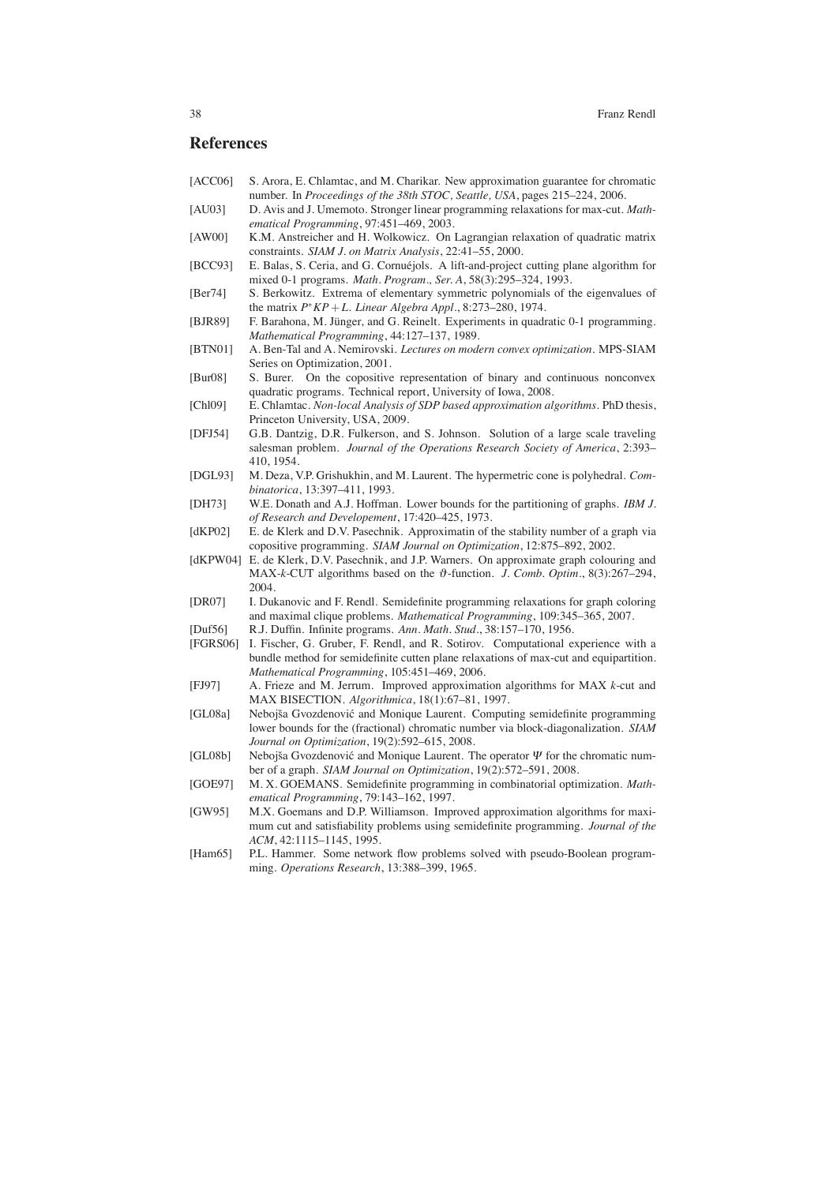## References

[ACC06] S. Arora, E. Chlamtac, and M. Charikar. New approximation guarantee for chromatic number. In *Proceedings of the 38th STOC, Seattle, USA*, pages 215–224, 2006.

[AU03] D. Avis and J. Umemoto. Stronger linear programming relaxations for max-cut. *Mathematical Programming*, 97:451–469, 2003.

[AW00] K.M. Anstreicher and H. Wolkowicz. On Lagrangian relaxation of quadratic matrix constraints. *SIAM J. on Matrix Analysis*, 22:41–55, 2000.

[BCC93] E. Balas, S. Ceria, and G. Cornuéjols. A lift-and-project cutting plane algorithm for mixed 0-1 programs. *Math. Program., Ser. A*, 58(3):295–324, 1993.

[Ber74] S. Berkowitz. Extrema of elementary symmetric polynomials of the eigenvalues of the matrix $P^*KP + L$. *Linear Algebra Appl.*, 8:273–280, 1974.

[BJR89] F. Barahona, M. Jünger, and G. Reinelt. Experiments in quadratic 0-1 programming. *Mathematical Programming*, 44:127–137, 1989.

[BTN01] A. Ben-Tal and A. Nemirovski. *Lectures on modern convex optimization*. MPS-SIAM Series on Optimization, 2001.

[Bur08] S. Burer. On the copositive representation of binary and continuous nonconvex quadratic programs. Technical report, University of Iowa, 2008.

[Chl09] E. Chlamtac. *Non-local Analysis of SDP based approximation algorithms*. PhD thesis, Princeton University, USA, 2009.

[DFJ54] G.B. Dantzig, D.R. Fulkerson, and S. Johnson. Solution of a large scale traveling salesman problem. *Journal of the Operations Research Society of America*, 2:393–410, 1954.

[DGL93] M. Deza, V.P. Grishukhin, and M. Laurent. The hypermetric cone is polyhedral. *Combinatorica*, 13:397–411, 1993.

[DH73] W.E. Donath and A.J. Hoffman. Lower bounds for the partitioning of graphs. *IBM J. of Research and Developement*, 17:420–425, 1973.

[dKP02] E. de Klerk and D.V. Pasechnik. Approximatin of the stability number of a graph via copositive programming. *SIAM Journal on Optimization*, 12:875–892, 2002.

[dKPW04] E. de Klerk, D.V. Pasechnik, and J.P. Warners. On approximate graph colouring and MAX-$k$-CUT algorithms based on the $\vartheta$-function. *J. Comb. Optim.*, 8(3):267–294, 2004.

[DR07] I. Dukanovic and F. Rendl. Semidefinite programming relaxations for graph coloring and maximal clique problems. *Mathematical Programming*, 109:345–365, 2007.

[Duf56] R.J. Duffin. Infinite programs. *Ann. Math. Stud.*, 38:157–170, 1956.

[FGRS06] I. Fischer, G. Gruber, F. Rendl, and R. Sotirov. Computational experience with a bundle method for semidefinite cutten plane relaxations of max-cut and equipartition. *Mathematical Programming*, 105:451–469, 2006.

[FJ97] A. Frieze and M. Jerrum. Improved approximation algorithms for MAX $k$-cut and MAX BISECTION. *Algorithmica*, 18(1):67–81, 1997.

[GL08a] Nebojša Gvozdenović and Monique Laurent. Computing semidefinite programming lower bounds for the (fractional) chromatic number via block-diagonalization. *SIAM Journal on Optimization*, 19(2):592–615, 2008.

[GL08b] Nebojša Gvozdenović and Monique Laurent. The operator $\Psi$ for the chromatic number of a graph. *SIAM Journal on Optimization*, 19(2):572–591, 2008.

[GOE97] M. X. GOEMANS. Semidefinite programming in combinatorial optimization. *Mathematical Programming*, 79:143–162, 1997.

[GW95] M.X. Goemans and D.P. Williamson. Improved approximation algorithms for maximum cut and satisfiability problems using semidefinite programming. *Journal of the ACM*, 42:1115–1145, 1995.

[Ham65] P.L. Hammer. Some network flow problems solved with pseudo-Boolean programming. *Operations Research*, 13:388–399, 1965.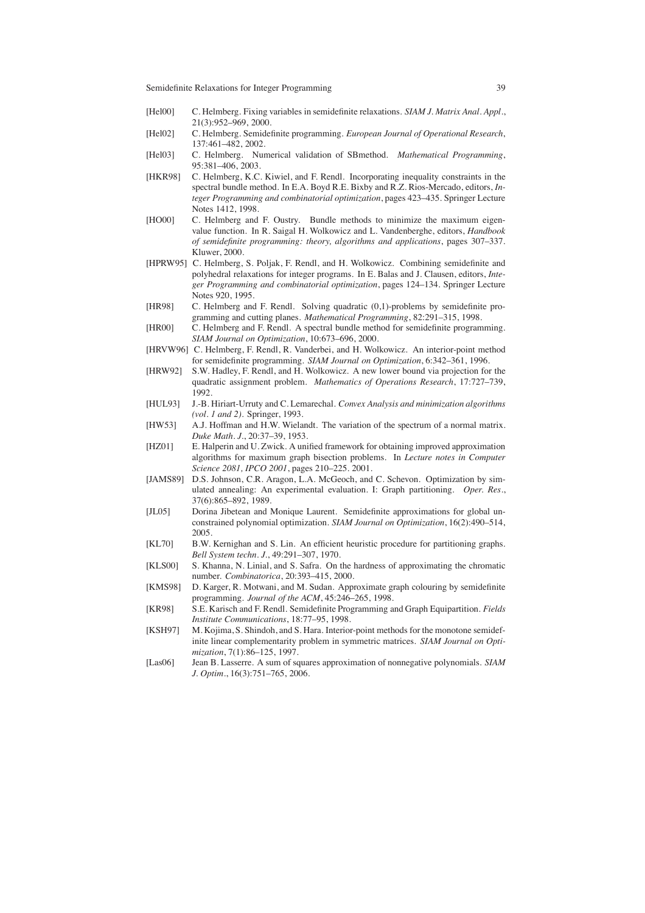[Hel00] C. Helmberg. Fixing variables in semidefinite relaxations. *SIAM J. Matrix Anal. Appl.*, 21(3):952–969, 2000.

[Hel02] C. Helmberg. Semidefinite programming. *European Journal of Operational Research*, 137:461–482, 2002.

[Hel03] C. Helmberg. Numerical validation of SBmethod. *Mathematical Programming*, 95:381–406, 2003.

[HKR98] C. Helmberg, K.C. Kiwiel, and F. Rendl. Incorporating inequality constraints in the spectral bundle method. In E.A. Boyd R.E. Bixby and R.Z. Rios-Mercado, editors, *Integer Programming and combinatorial optimization*, pages 423–435. Springer Lecture Notes 1412, 1998.

[HO00] C. Helmberg and F. Oustry. Bundle methods to minimize the maximum eigenvalue function. In R. Saigal H. Wolkowicz and L. Vandenberghe, editors, *Handbook of semidefinite programming: theory, algorithms and applications*, pages 307–337. Kluwer, 2000.

[HPRW95] C. Helmberg, S. Poljak, F. Rendl, and H. Wolkowicz. Combining semidefinite and polyhedral relaxations for integer programs. In E. Balas and J. Clausen, editors, *Integer Programming and combinatorial optimization*, pages 124–134. Springer Lecture Notes 920, 1995.

[HR98] C. Helmberg and F. Rendl. Solving quadratic (0,1)-problems by semidefinite programming and cutting planes. *Mathematical Programming*, 82:291–315, 1998.

[HR00] C. Helmberg and F. Rendl. A spectral bundle method for semidefinite programming. *SIAM Journal on Optimization*, 10:673–696, 2000.

[HRVW96] C. Helmberg, F. Rendl, R. Vanderbei, and H. Wolkowicz. An interior-point method for semidefinite programming. *SIAM Journal on Optimization*, 6:342–361, 1996.

[HRW92] S.W. Hadley, F. Rendl, and H. Wolkowicz. A new lower bound via projection for the quadratic assignment problem. *Mathematics of Operations Research*, 17:727–739, 1992.

[HUL93] J.-B. Hiriart-Urruty and C. Lemarechal. *Convex Analysis and minimization algorithms (vol. 1 and 2)*. Springer, 1993.

[HW53] A.J. Hoffman and H.W. Wielandt. The variation of the spectrum of a normal matrix. *Duke Math. J.*, 20:37–39, 1953.

[HZ01] E. Halperin and U. Zwick. A unified framework for obtaining improved approximation algorithms for maximum graph bisection problems. In *Lecture notes in Computer Science 2081, IPCO 2001*, pages 210–225. 2001.

[JAMS89] D.S. Johnson, C.R. Aragon, L.A. McGeoch, and C. Schevon. Optimization by simulated annealing: An experimental evaluation. I: Graph partitioning. *Oper. Res.*, 37(6):865–892, 1989.

[JL05] Dorina Jibetean and Monique Laurent. Semidefinite approximations for global unconstrained polynomial optimization. *SIAM Journal on Optimization*, 16(2):490–514, 2005.

[KL70] B.W. Kernighan and S. Lin. An efficient heuristic procedure for partitioning graphs. *Bell System techn. J.*, 49:291–307, 1970.

[KLS00] S. Khanna, N. Linial, and S. Safra. On the hardness of approximating the chromatic number. *Combinatorica*, 20:393–415, 2000.

[KMS98] D. Karger, R. Motwani, and M. Sudan. Approximate graph colouring by semidefinite programming. *Journal of the ACM*, 45:246–265, 1998.

[KR98] S.E. Karisch and F. Rendl. Semidefinite Programming and Graph Equipartition. *Fields Institute Communications*, 18:77–95, 1998.

[KSH97] M. Kojima, S. Shindoh, and S. Hara. Interior-point methods for the monotone semidefinite linear complementarity problem in symmetric matrices. *SIAM Journal on Optimization*, 7(1):86–125, 1997.

[Las06] Jean B. Lasserre. A sum of squares approximation of nonnegative polynomials. *SIAM J. Optim.*, 16(3):751–765, 2006.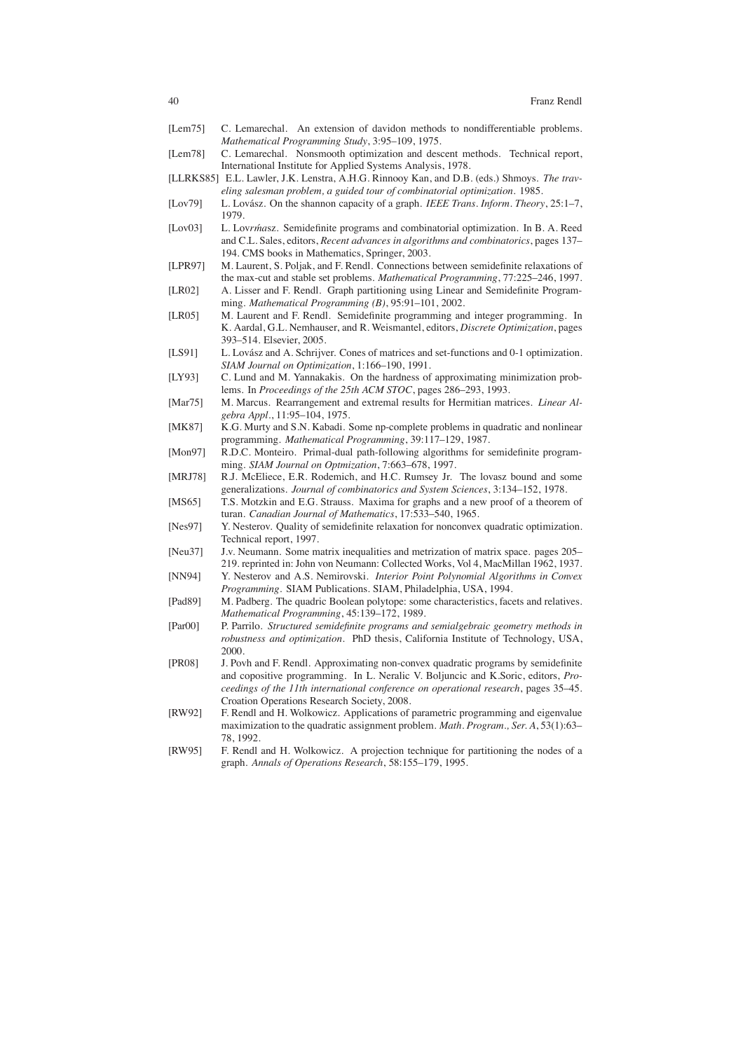[Lem75] C. Lemarechal. An extension of davidon methods to nondifferentiable problems. *Mathematical Programming Study*, 3:95–109, 1975.

[Lem78] C. Lemarechal. Nonsmooth optimization and descent methods. Technical report, International Institute for Applied Systems Analysis, 1978.

[LLRKS85] E.L. Lawler, J.K. Lenstra, A.H.G. Rinnooy Kan, and D.B. (eds.) Shmoys. *The traveling salesman problem, a guided tour of combinatorial optimization*. 1985.

[Lov79] L. Lovász. On the shannon capacity of a graph. *IEEE Trans. Inform. Theory*, 25:1–7, 1979.

[Lov03] L. Lovrḿasz. Semidefinite programs and combinatorial optimization. In B. A. Reed and C.L. Sales, editors, *Recent advances in algorithms and combinatorics*, pages 137–194. CMS books in Mathematics, Springer, 2003.

[LPR97] M. Laurent, S. Poljak, and F. Rendl. Connections between semidefinite relaxations of the max-cut and stable set problems. *Mathematical Programming*, 77:225–246, 1997.

[LR02] A. Lisser and F. Rendl. Graph partitioning using Linear and Semidefinite Programming. *Mathematical Programming (B)*, 95:91–101, 2002.

[LR05] M. Laurent and F. Rendl. Semidefinite programming and integer programming. In K. Aardal, G.L. Nemhauser, and R. Weismantel, editors, *Discrete Optimization*, pages 393–514. Elsevier, 2005.

[LS91] L. Lovász and A. Schrijver. Cones of matrices and set-functions and 0-1 optimization. *SIAM Journal on Optimization*, 1:166–190, 1991.

[LY93] C. Lund and M. Yannakakis. On the hardness of approximating minimization problems. In *Proceedings of the 25th ACM STOC*, pages 286–293, 1993.

[Mar75] M. Marcus. Rearrangement and extremal results for Hermitian matrices. *Linear Algebra Appl.*, 11:95–104, 1975.

[MK87] K.G. Murty and S.N. Kabadi. Some np-complete problems in quadratic and nonlinear programming. *Mathematical Programming*, 39:117–129, 1987.

[Mon97] R.D.C. Monteiro. Primal-dual path-following algorithms for semidefinite programming. *SIAM Journal on Optmization*, 7:663–678, 1997.

[MRJ78] R.J. McEliece, E.R. Rodemich, and H.C. Rumsey Jr. The lovasz bound and some generalizations. *Journal of combinatorics and System Sciences*, 3:134–152, 1978.

[MS65] T.S. Motzkin and E.G. Strauss. Maxima for graphs and a new proof of a theorem of turan. *Canadian Journal of Mathematics*, 17:533–540, 1965.

[Nes97] Y. Nesterov. Quality of semidefinite relaxation for nonconvex quadratic optimization. Technical report, 1997.

[Neu37] J.v. Neumann. Some matrix inequalities and metrization of matrix space. pages 205–219. reprinted in: John von Neumann: Collected Works, Vol 4, MacMillan 1962, 1937.

[NN94] Y. Nesterov and A.S. Nemirovski. *Interior Point Polynomial Algorithms in Convex Programming*. SIAM Publications. SIAM, Philadelphia, USA, 1994.

[Pad89] M. Padberg. The quadric Boolean polytope: some characteristics, facets and relatives. *Mathematical Programming*, 45:139–172, 1989.

[Par00] P. Parrilo. *Structured semidefinite programs and semialgebraic geometry methods in robustness and optimization*. PhD thesis, California Institute of Technology, USA, 2000.

[PR08] J. Povh and F. Rendl. Approximating non-convex quadratic programs by semidefinite and copositive programming. In L. Neralic V. Boljuncic and K.Soric, editors, *Proceedings of the 11th international conference on operational research*, pages 35–45. Croation Operations Research Society, 2008.

[RW92] F. Rendl and H. Wolkowicz. Applications of parametric programming and eigenvalue maximization to the quadratic assignment problem. *Math. Program., Ser. A*, 53(1):63–78, 1992.

[RW95] F. Rendl and H. Wolkowicz. A projection technique for partitioning the nodes of a graph. *Annals of Operations Research*, 58:155–179, 1995.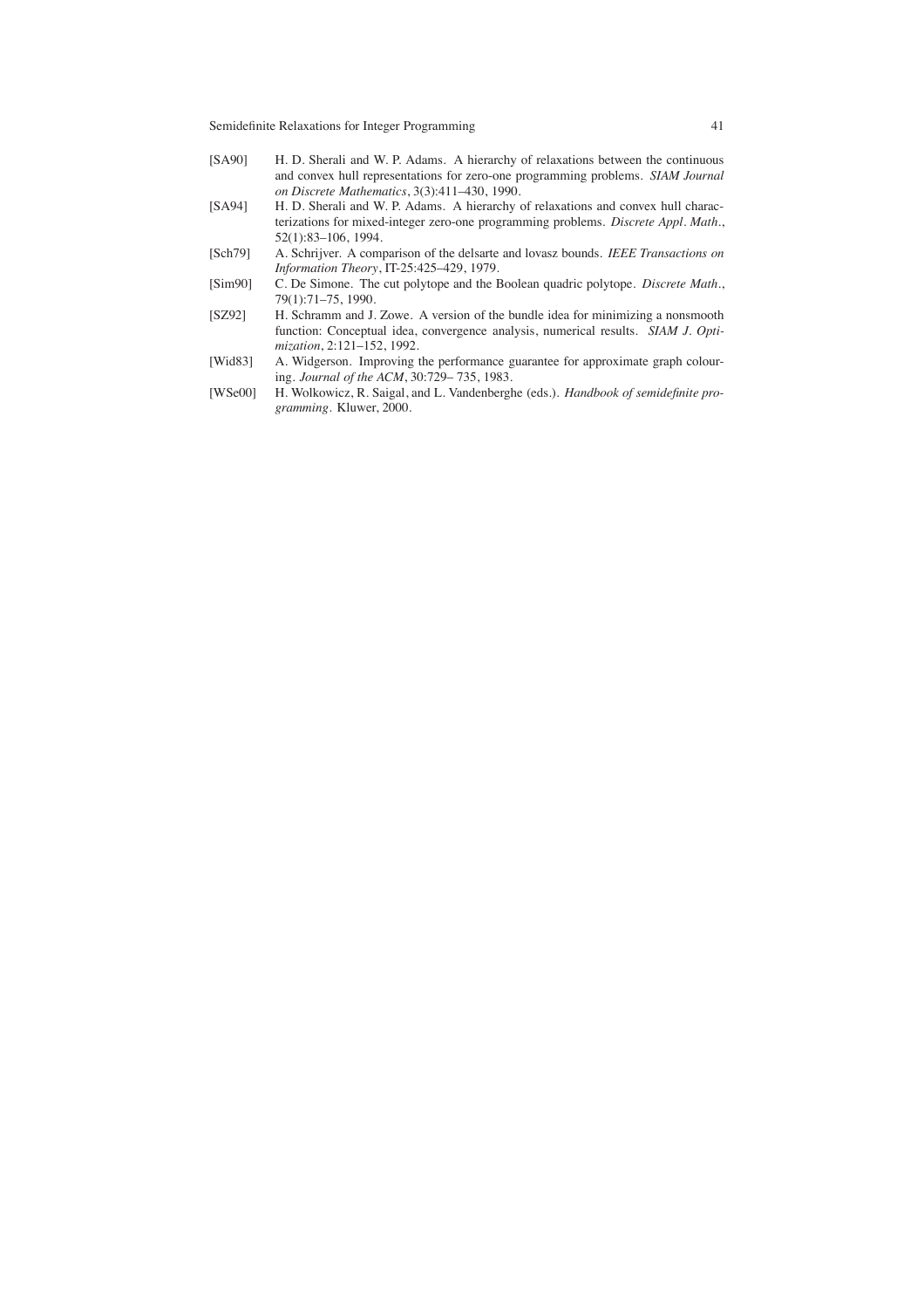[SA90] H. D. Sherali and W. P. Adams. A hierarchy of relaxations between the continuous and convex hull representations for zero-one programming problems. *SIAM Journal on Discrete Mathematics*, 3(3):411–430, 1990.

[SA94] H. D. Sherali and W. P. Adams. A hierarchy of relaxations and convex hull characterizations for mixed-integer zero-one programming problems. *Discrete Appl. Math.*, 52(1):83–106, 1994.

[Sch79] A. Schrijver. A comparison of the delsarte and lovasz bounds. *IEEE Transactions on Information Theory*, IT-25:425–429, 1979.

[Sim90] C. De Simone. The cut polytope and the Boolean quadric polytope. *Discrete Math.*, 79(1):71–75, 1990.

[SZ92] H. Schramm and J. Zowe. A version of the bundle idea for minimizing a nonsmooth function: Conceptual idea, convergence analysis, numerical results. *SIAM J. Optimization*, 2:121–152, 1992.

[Wid83] A. Widgerson. Improving the performance guarantee for approximate graph colouring. *Journal of the ACM*, 30:729– 735, 1983.

[WSe00] H. Wolkowicz, R. Saigal, and L. Vandenberghe (eds.). *Handbook of semidefinite programming*. Kluwer, 2000.